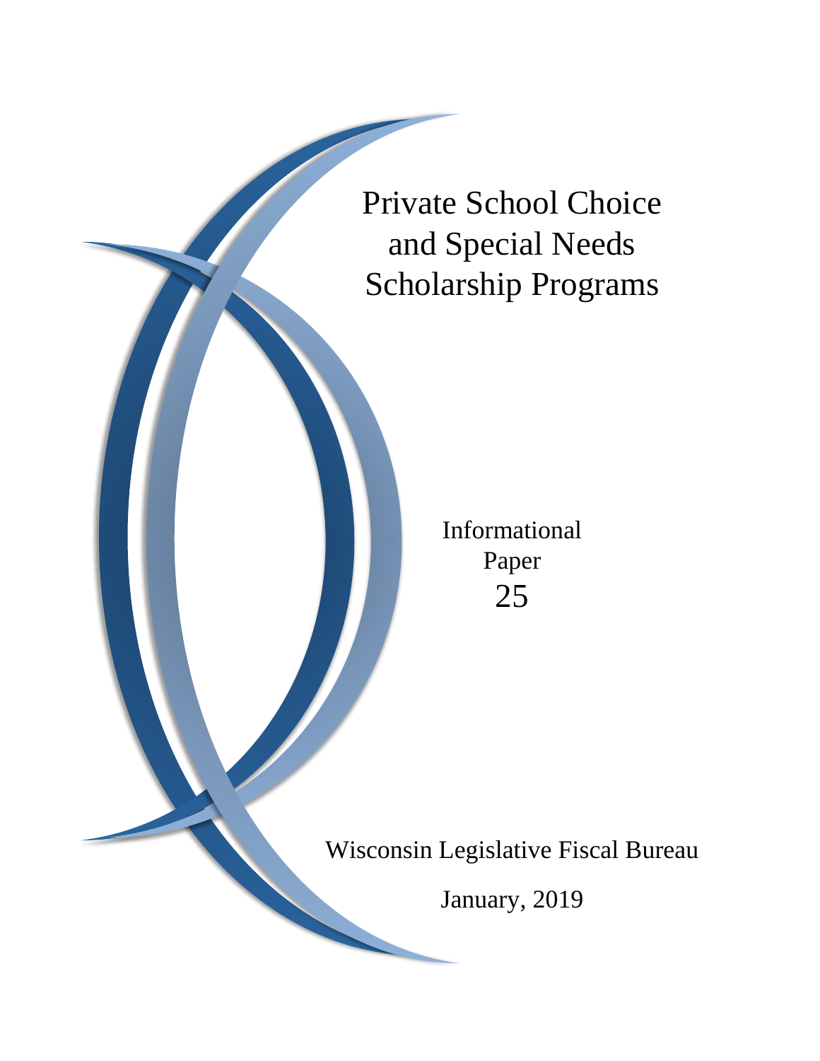# Private School Choice and Special Needs Scholarship Programs

Informational Paper 25

Wisconsin Legislative Fiscal Bureau

January, 2019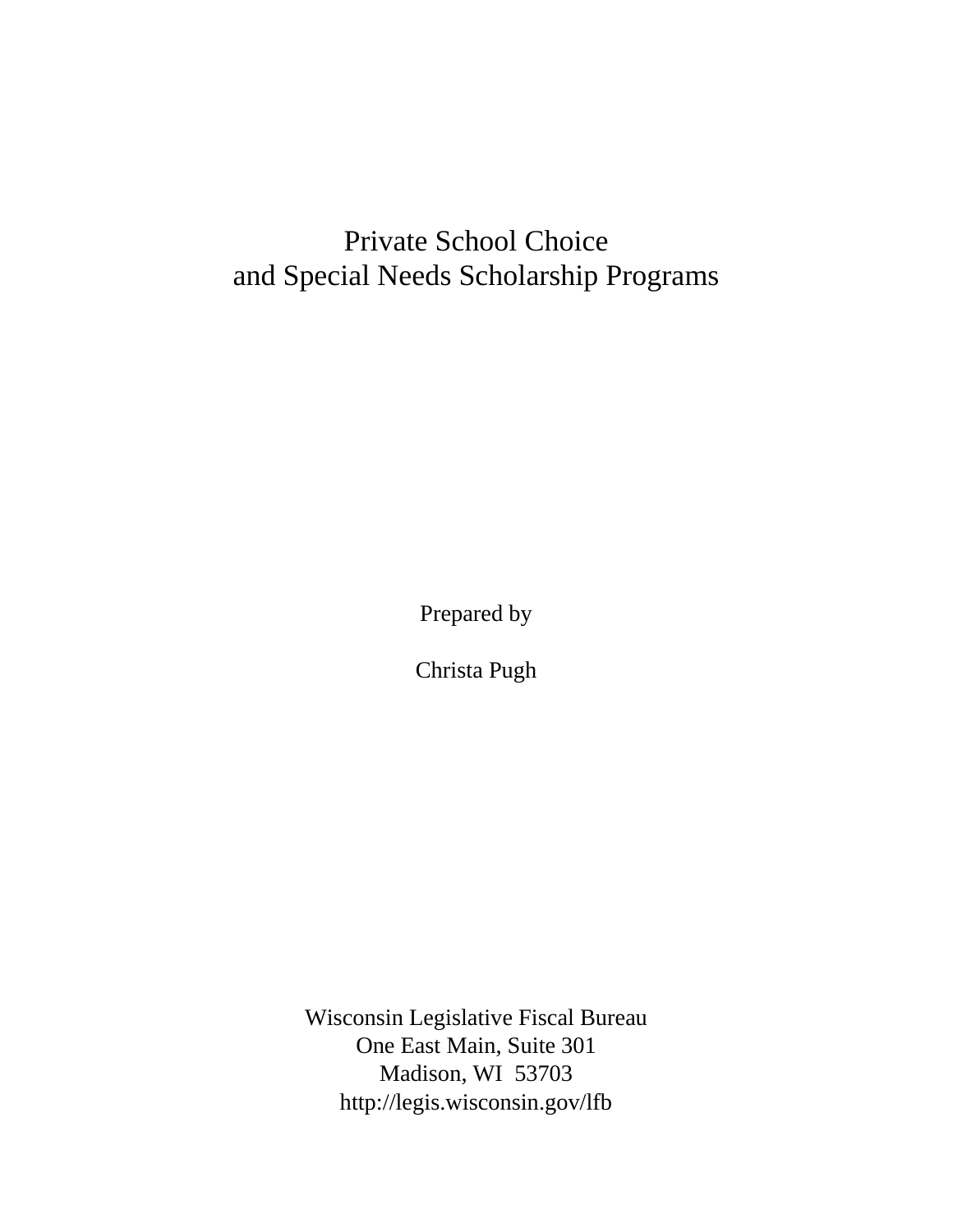# Private School Choice and Special Needs Scholarship Programs

Prepared by

Christa Pugh

Wisconsin Legislative Fiscal Bureau
One East Main, Suite 301
Madison, WI 53703
http://legis.wisconsin.gov/lfb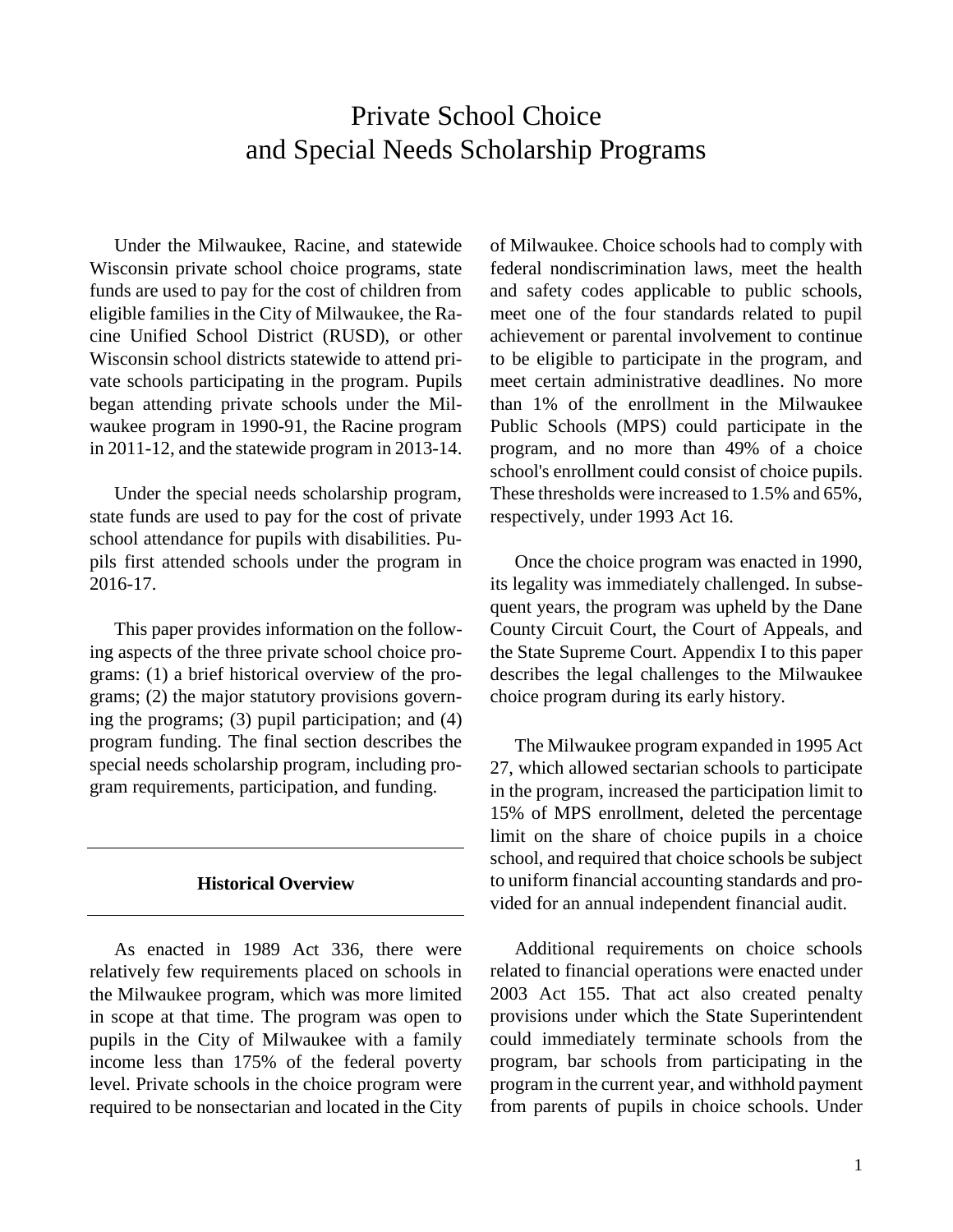# Private School Choice and Special Needs Scholarship Programs

Under the Milwaukee, Racine, and statewide Wisconsin private school choice programs, state funds are used to pay for the cost of children from eligible families in the City of Milwaukee, the Racine Unified School District (RUSD), or other Wisconsin school districts statewide to attend private schools participating in the program. Pupils began attending private schools under the Milwaukee program in 1990-91, the Racine program in 2011-12, and the statewide program in 2013-14.

Under the special needs scholarship program, state funds are used to pay for the cost of private school attendance for pupils with disabilities. Pupils first attended schools under the program in 2016-17.

This paper provides information on the following aspects of the three private school choice programs: (1) a brief historical overview of the programs; (2) the major statutory provisions governing the programs; (3) pupil participation; and (4) program funding. The final section describes the special needs scholarship program, including program requirements, participation, and funding.

## Historical Overview

As enacted in 1989 Act 336, there were relatively few requirements placed on schools in the Milwaukee program, which was more limited in scope at that time. The program was open to pupils in the City of Milwaukee with a family income less than 175% of the federal poverty level. Private schools in the choice program were required to be nonsectarian and located in the City of Milwaukee. Choice schools had to comply with federal nondiscrimination laws, meet the health and safety codes applicable to public schools, meet one of the four standards related to pupil achievement or parental involvement to continue to be eligible to participate in the program, and meet certain administrative deadlines. No more than 1% of the enrollment in the Milwaukee Public Schools (MPS) could participate in the program, and no more than 49% of a choice school's enrollment could consist of choice pupils. These thresholds were increased to 1.5% and 65%, respectively, under 1993 Act 16.

Once the choice program was enacted in 1990, its legality was immediately challenged. In subsequent years, the program was upheld by the Dane County Circuit Court, the Court of Appeals, and the State Supreme Court. Appendix I to this paper describes the legal challenges to the Milwaukee choice program during its early history.

The Milwaukee program expanded in 1995 Act 27, which allowed sectarian schools to participate in the program, increased the participation limit to 15% of MPS enrollment, deleted the percentage limit on the share of choice pupils in a choice school, and required that choice schools be subject to uniform financial accounting standards and provided for an annual independent financial audit.

Additional requirements on choice schools related to financial operations were enacted under 2003 Act 155. That act also created penalty provisions under which the State Superintendent could immediately terminate schools from the program, bar schools from participating in the program in the current year, and withhold payment from parents of pupils in choice schools. Under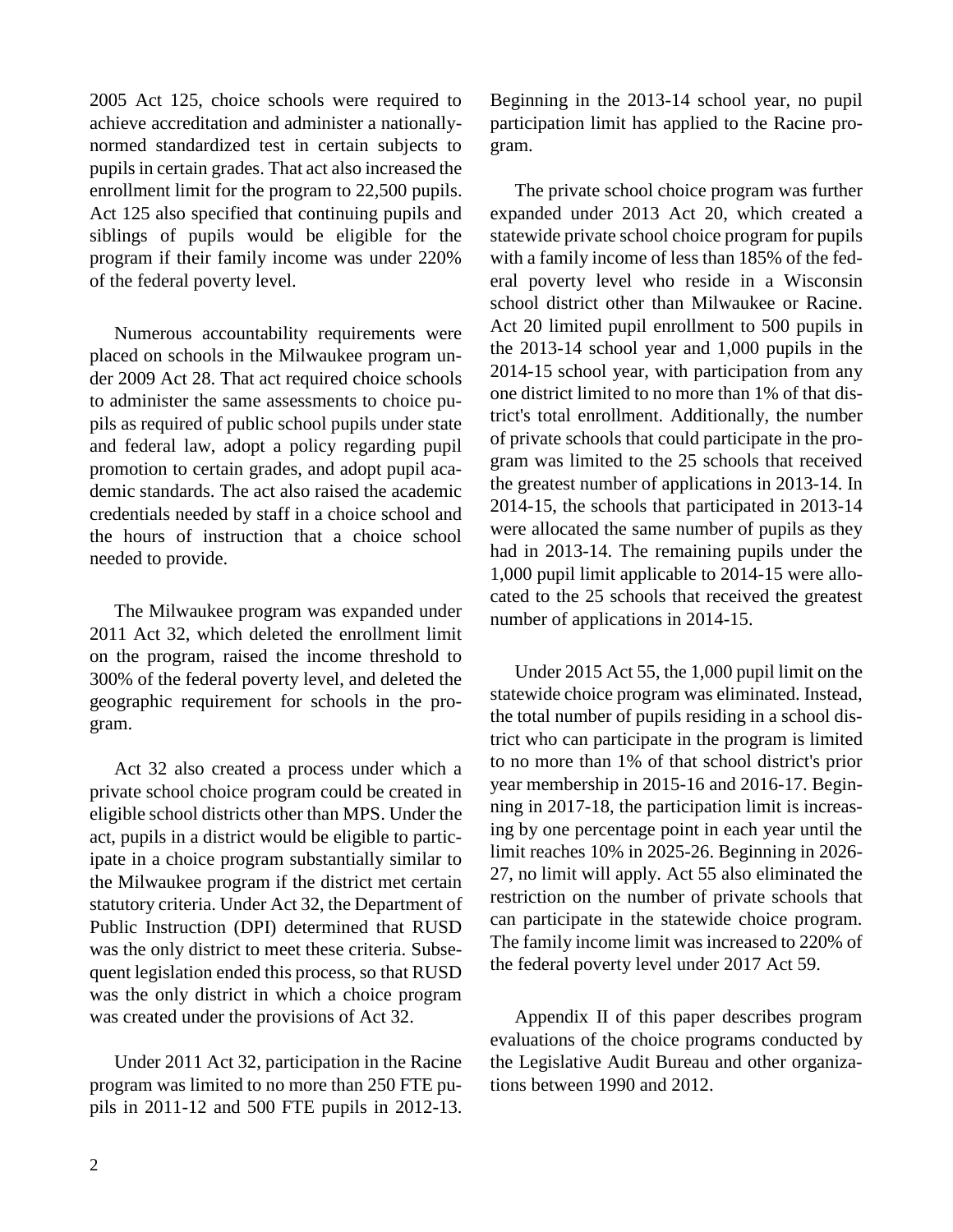2005 Act 125, choice schools were required to achieve accreditation and administer a nationally-normed standardized test in certain subjects to pupils in certain grades. That act also increased the enrollment limit for the program to 22,500 pupils. Act 125 also specified that continuing pupils and siblings of pupils would be eligible for the program if their family income was under 220% of the federal poverty level.

Numerous accountability requirements were placed on schools in the Milwaukee program under 2009 Act 28. That act required choice schools to administer the same assessments to choice pupils as required of public school pupils under state and federal law, adopt a policy regarding pupil promotion to certain grades, and adopt pupil academic standards. The act also raised the academic credentials needed by staff in a choice school and the hours of instruction that a choice school needed to provide.

The Milwaukee program was expanded under 2011 Act 32, which deleted the enrollment limit on the program, raised the income threshold to 300% of the federal poverty level, and deleted the geographic requirement for schools in the program.

Act 32 also created a process under which a private school choice program could be created in eligible school districts other than MPS. Under the act, pupils in a district would be eligible to participate in a choice program substantially similar to the Milwaukee program if the district met certain statutory criteria. Under Act 32, the Department of Public Instruction (DPI) determined that RUSD was the only district to meet these criteria. Subsequent legislation ended this process, so that RUSD was the only district in which a choice program was created under the provisions of Act 32.

Under 2011 Act 32, participation in the Racine program was limited to no more than 250 FTE pupils in 2011-12 and 500 FTE pupils in 2012-13. Beginning in the 2013-14 school year, no pupil participation limit has applied to the Racine program.

The private school choice program was further expanded under 2013 Act 20, which created a statewide private school choice program for pupils with a family income of less than 185% of the federal poverty level who reside in a Wisconsin school district other than Milwaukee or Racine. Act 20 limited pupil enrollment to 500 pupils in the 2013-14 school year and 1,000 pupils in the 2014-15 school year, with participation from any one district limited to no more than 1% of that district's total enrollment. Additionally, the number of private schools that could participate in the program was limited to the 25 schools that received the greatest number of applications in 2013-14. In 2014-15, the schools that participated in 2013-14 were allocated the same number of pupils as they had in 2013-14. The remaining pupils under the 1,000 pupil limit applicable to 2014-15 were allocated to the 25 schools that received the greatest number of applications in 2014-15.

Under 2015 Act 55, the 1,000 pupil limit on the statewide choice program was eliminated. Instead, the total number of pupils residing in a school district who can participate in the program is limited to no more than 1% of that school district's prior year membership in 2015-16 and 2016-17. Beginning in 2017-18, the participation limit is increasing by one percentage point in each year until the limit reaches 10% in 2025-26. Beginning in 2026-27, no limit will apply. Act 55 also eliminated the restriction on the number of private schools that can participate in the statewide choice program. The family income limit was increased to 220% of the federal poverty level under 2017 Act 59.

Appendix II of this paper describes program evaluations of the choice programs conducted by the Legislative Audit Bureau and other organizations between 1990 and 2012.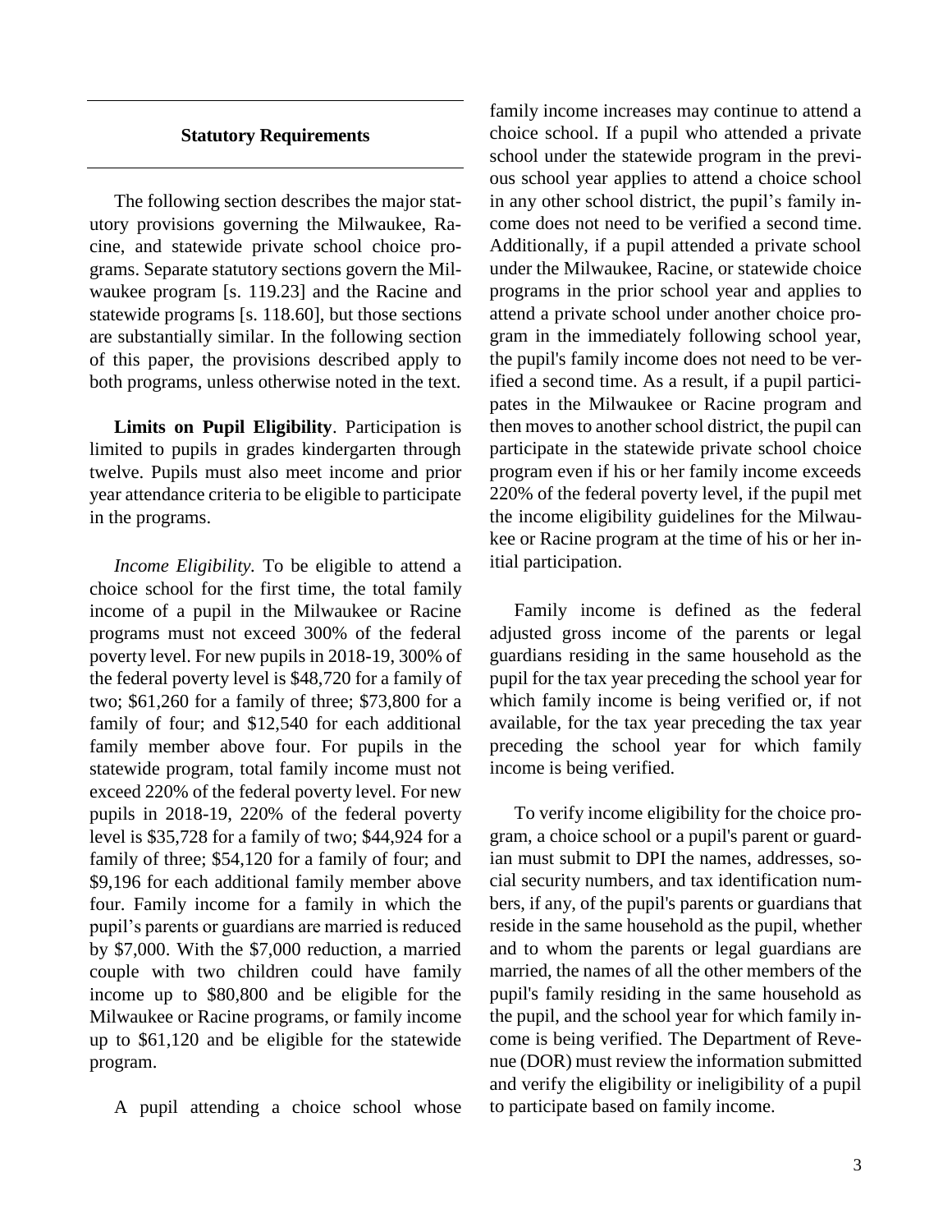## Statutory Requirements

The following section describes the major statutory provisions governing the Milwaukee, Racine, and statewide private school choice programs. Separate statutory sections govern the Milwaukee program [s. 119.23] and the Racine and statewide programs [s. 118.60], but those sections are substantially similar. In the following section of this paper, the provisions described apply to both programs, unless otherwise noted in the text.

**Limits on Pupil Eligibility**. Participation is limited to pupils in grades kindergarten through twelve. Pupils must also meet income and prior year attendance criteria to be eligible to participate in the programs.

*Income Eligibility.* To be eligible to attend a choice school for the first time, the total family income of a pupil in the Milwaukee or Racine programs must not exceed 300% of the federal poverty level. For new pupils in 2018-19, 300% of the federal poverty level is $48,720 for a family of two; $61,260 for a family of three; $73,800 for a family of four; and $12,540 for each additional family member above four. For pupils in the statewide program, total family income must not exceed 220% of the federal poverty level. For new pupils in 2018-19, 220% of the federal poverty level is $35,728 for a family of two; $44,924 for a family of three; $54,120 for a family of four; and $9,196 for each additional family member above four. Family income for a family in which the pupil's parents or guardians are married is reduced by $7,000. With the $7,000 reduction, a married couple with two children could have family income up to $80,800 and be eligible for the Milwaukee or Racine programs, or family income up to $61,120 and be eligible for the statewide program.

A pupil attending a choice school whose family income increases may continue to attend a choice school. If a pupil who attended a private school under the statewide program in the previous school year applies to attend a choice school in any other school district, the pupil's family income does not need to be verified a second time. Additionally, if a pupil attended a private school under the Milwaukee, Racine, or statewide choice programs in the prior school year and applies to attend a private school under another choice program in the immediately following school year, the pupil's family income does not need to be verified a second time. As a result, if a pupil participates in the Milwaukee or Racine program and then moves to another school district, the pupil can participate in the statewide private school choice program even if his or her family income exceeds 220% of the federal poverty level, if the pupil met the income eligibility guidelines for the Milwaukee or Racine program at the time of his or her initial participation.

Family income is defined as the federal adjusted gross income of the parents or legal guardians residing in the same household as the pupil for the tax year preceding the school year for which family income is being verified or, if not available, for the tax year preceding the tax year preceding the school year for which family income is being verified.

To verify income eligibility for the choice program, a choice school or a pupil's parent or guardian must submit to DPI the names, addresses, social security numbers, and tax identification numbers, if any, of the pupil's parents or guardians that reside in the same household as the pupil, whether and to whom the parents or legal guardians are married, the names of all the other members of the pupil's family residing in the same household as the pupil, and the school year for which family income is being verified. The Department of Revenue (DOR) must review the information submitted and verify the eligibility or ineligibility of a pupil to participate based on family income.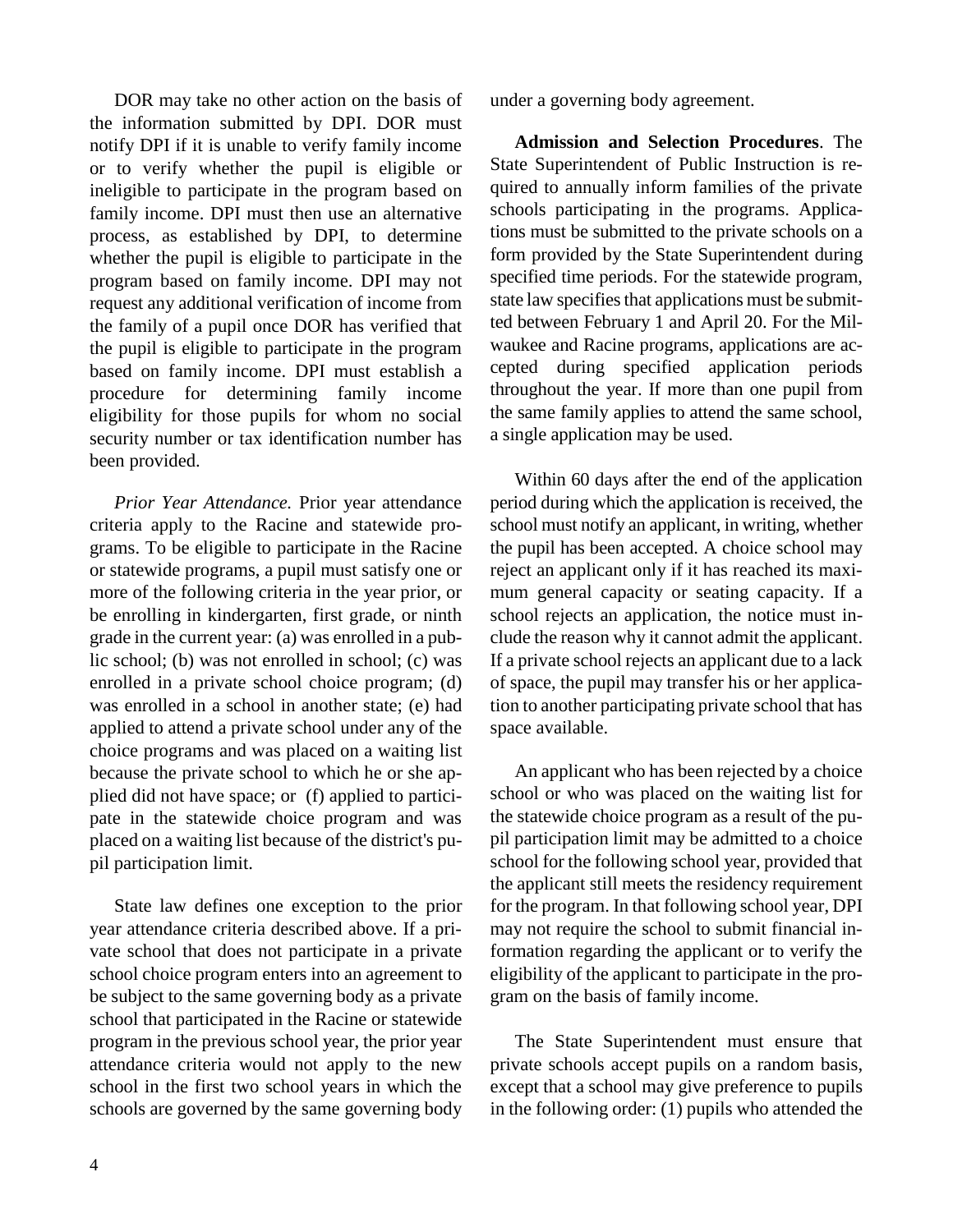DOR may take no other action on the basis of the information submitted by DPI. DOR must notify DPI if it is unable to verify family income or to verify whether the pupil is eligible or ineligible to participate in the program based on family income. DPI must then use an alternative process, as established by DPI, to determine whether the pupil is eligible to participate in the program based on family income. DPI may not request any additional verification of income from the family of a pupil once DOR has verified that the pupil is eligible to participate in the program based on family income. DPI must establish a procedure for determining family income eligibility for those pupils for whom no social security number or tax identification number has been provided.

*Prior Year Attendance.* Prior year attendance criteria apply to the Racine and statewide programs. To be eligible to participate in the Racine or statewide programs, a pupil must satisfy one or more of the following criteria in the year prior, or be enrolling in kindergarten, first grade, or ninth grade in the current year: (a) was enrolled in a public school; (b) was not enrolled in school; (c) was enrolled in a private school choice program; (d) was enrolled in a school in another state; (e) had applied to attend a private school under any of the choice programs and was placed on a waiting list because the private school to which he or she applied did not have space; or (f) applied to participate in the statewide choice program and was placed on a waiting list because of the district's pupil participation limit.

State law defines one exception to the prior year attendance criteria described above. If a private school that does not participate in a private school choice program enters into an agreement to be subject to the same governing body as a private school that participated in the Racine or statewide program in the previous school year, the prior year attendance criteria would not apply to the new school in the first two school years in which the schools are governed by the same governing body under a governing body agreement.

**Admission and Selection Procedures**. The State Superintendent of Public Instruction is required to annually inform families of the private schools participating in the programs. Applications must be submitted to the private schools on a form provided by the State Superintendent during specified time periods. For the statewide program, state law specifies that applications must be submitted between February 1 and April 20. For the Milwaukee and Racine programs, applications are accepted during specified application periods throughout the year. If more than one pupil from the same family applies to attend the same school, a single application may be used.

Within 60 days after the end of the application period during which the application is received, the school must notify an applicant, in writing, whether the pupil has been accepted. A choice school may reject an applicant only if it has reached its maximum general capacity or seating capacity. If a school rejects an application, the notice must include the reason why it cannot admit the applicant. If a private school rejects an applicant due to a lack of space, the pupil may transfer his or her application to another participating private school that has space available.

An applicant who has been rejected by a choice school or who was placed on the waiting list for the statewide choice program as a result of the pupil participation limit may be admitted to a choice school for the following school year, provided that the applicant still meets the residency requirement for the program. In that following school year, DPI may not require the school to submit financial information regarding the applicant or to verify the eligibility of the applicant to participate in the program on the basis of family income.

The State Superintendent must ensure that private schools accept pupils on a random basis, except that a school may give preference to pupils in the following order: (1) pupils who attended the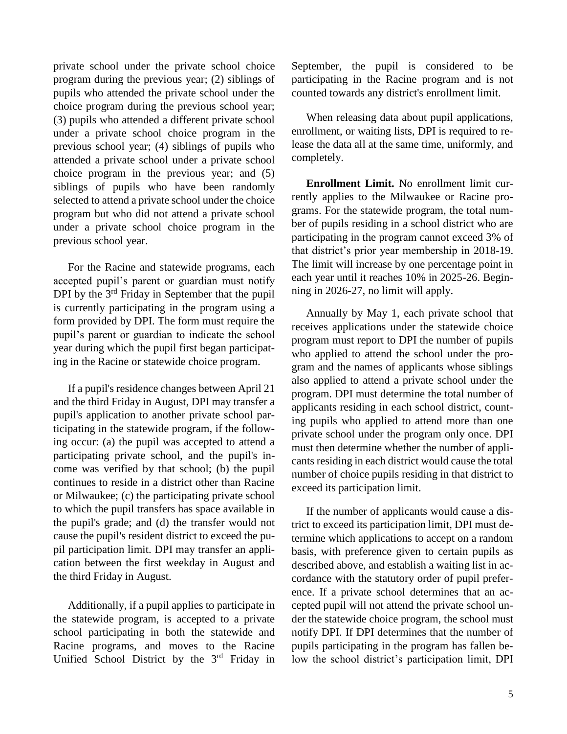private school under the private school choice program during the previous year; (2) siblings of pupils who attended the private school under the choice program during the previous school year; (3) pupils who attended a different private school under a private school choice program in the previous school year; (4) siblings of pupils who attended a private school under a private school choice program in the previous year; and (5) siblings of pupils who have been randomly selected to attend a private school under the choice program but who did not attend a private school under a private school choice program in the previous school year.

For the Racine and statewide programs, each accepted pupil's parent or guardian must notify DPI by the 3rd Friday in September that the pupil is currently participating in the program using a form provided by DPI. The form must require the pupil's parent or guardian to indicate the school year during which the pupil first began participating in the Racine or statewide choice program.

If a pupil's residence changes between April 21 and the third Friday in August, DPI may transfer a pupil's application to another private school participating in the statewide program, if the following occur: (a) the pupil was accepted to attend a participating private school, and the pupil's income was verified by that school; (b) the pupil continues to reside in a district other than Racine or Milwaukee; (c) the participating private school to which the pupil transfers has space available in the pupil's grade; and (d) the transfer would not cause the pupil's resident district to exceed the pupil participation limit. DPI may transfer an application between the first weekday in August and the third Friday in August.

Additionally, if a pupil applies to participate in the statewide program, is accepted to a private school participating in both the statewide and Racine programs, and moves to the Racine Unified School District by the 3rd Friday in September, the pupil is considered to be participating in the Racine program and is not counted towards any district's enrollment limit.

When releasing data about pupil applications, enrollment, or waiting lists, DPI is required to release the data all at the same time, uniformly, and completely.

**Enrollment Limit.** No enrollment limit currently applies to the Milwaukee or Racine programs. For the statewide program, the total number of pupils residing in a school district who are participating in the program cannot exceed 3% of that district's prior year membership in 2018-19. The limit will increase by one percentage point in each year until it reaches 10% in 2025-26. Beginning in 2026-27, no limit will apply.

Annually by May 1, each private school that receives applications under the statewide choice program must report to DPI the number of pupils who applied to attend the school under the program and the names of applicants whose siblings also applied to attend a private school under the program. DPI must determine the total number of applicants residing in each school district, counting pupils who applied to attend more than one private school under the program only once. DPI must then determine whether the number of applicants residing in each district would cause the total number of choice pupils residing in that district to exceed its participation limit.

If the number of applicants would cause a district to exceed its participation limit, DPI must determine which applications to accept on a random basis, with preference given to certain pupils as described above, and establish a waiting list in accordance with the statutory order of pupil preference. If a private school determines that an accepted pupil will not attend the private school under the statewide choice program, the school must notify DPI. If DPI determines that the number of pupils participating in the program has fallen below the school district's participation limit, DPI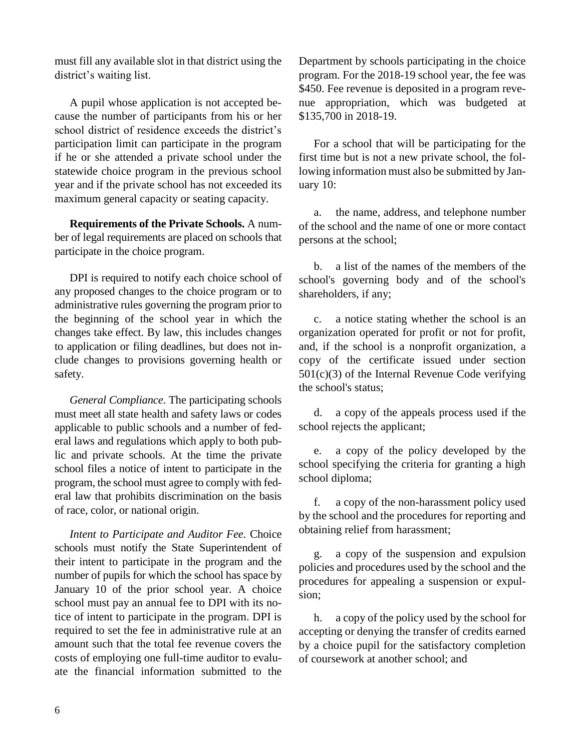must fill any available slot in that district using the district's waiting list.

A pupil whose application is not accepted because the number of participants from his or her school district of residence exceeds the district's participation limit can participate in the program if he or she attended a private school under the statewide choice program in the previous school year and if the private school has not exceeded its maximum general capacity or seating capacity.

**Requirements of the Private Schools.** A number of legal requirements are placed on schools that participate in the choice program.

DPI is required to notify each choice school of any proposed changes to the choice program or to administrative rules governing the program prior to the beginning of the school year in which the changes take effect. By law, this includes changes to application or filing deadlines, but does not include changes to provisions governing health or safety.

*General Compliance*. The participating schools must meet all state health and safety laws or codes applicable to public schools and a number of federal laws and regulations which apply to both public and private schools. At the time the private school files a notice of intent to participate in the program, the school must agree to comply with federal law that prohibits discrimination on the basis of race, color, or national origin.

*Intent to Participate and Auditor Fee.* Choice schools must notify the State Superintendent of their intent to participate in the program and the number of pupils for which the school has space by January 10 of the prior school year. A choice school must pay an annual fee to DPI with its notice of intent to participate in the program. DPI is required to set the fee in administrative rule at an amount such that the total fee revenue covers the costs of employing one full-time auditor to evaluate the financial information submitted to the Department by schools participating in the choice program. For the 2018-19 school year, the fee was $450. Fee revenue is deposited in a program revenue appropriation, which was budgeted at $135,700 in 2018-19.

For a school that will be participating for the first time but is not a new private school, the following information must also be submitted by January 10:

a. the name, address, and telephone number of the school and the name of one or more contact persons at the school;

b. a list of the names of the members of the school's governing body and of the school's shareholders, if any;

c. a notice stating whether the school is an organization operated for profit or not for profit, and, if the school is a nonprofit organization, a copy of the certificate issued under section 501(c)(3) of the Internal Revenue Code verifying the school's status;

d. a copy of the appeals process used if the school rejects the applicant;

e. a copy of the policy developed by the school specifying the criteria for granting a high school diploma;

f. a copy of the non-harassment policy used by the school and the procedures for reporting and obtaining relief from harassment;

g. a copy of the suspension and expulsion policies and procedures used by the school and the procedures for appealing a suspension or expulsion;

h. a copy of the policy used by the school for accepting or denying the transfer of credits earned by a choice pupil for the satisfactory completion of coursework at another school; and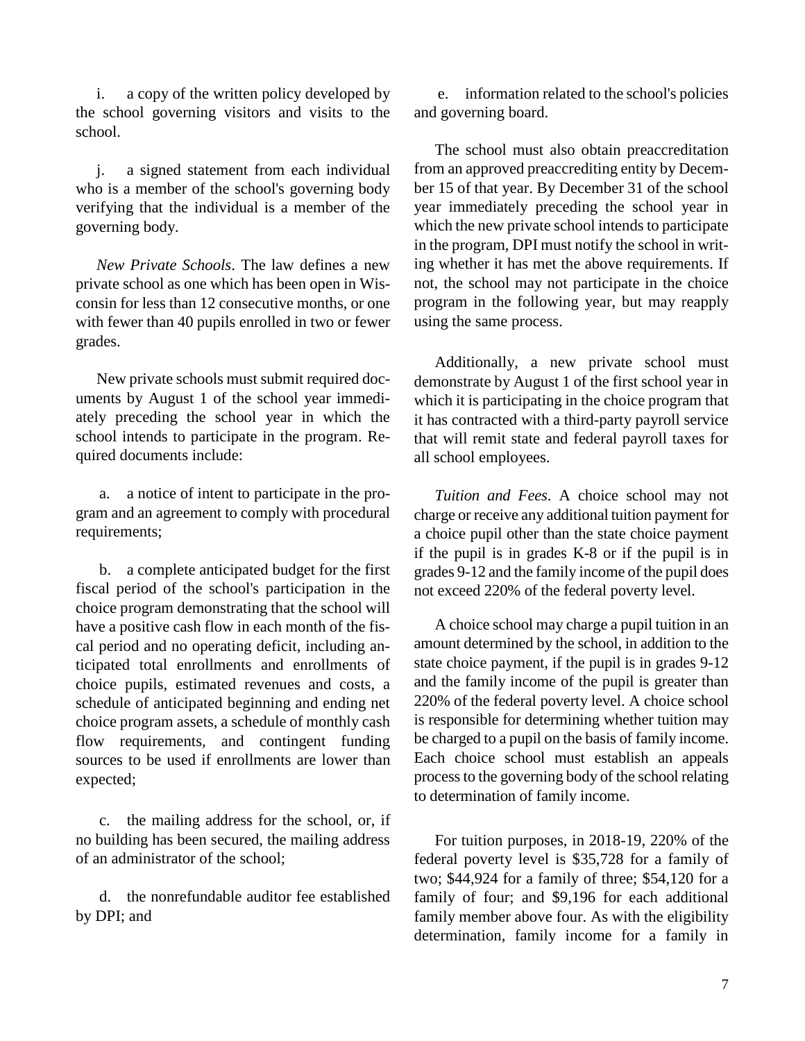i. a copy of the written policy developed by the school governing visitors and visits to the school.

j. a signed statement from each individual who is a member of the school's governing body verifying that the individual is a member of the governing body.

*New Private Schools*. The law defines a new private school as one which has been open in Wisconsin for less than 12 consecutive months, or one with fewer than 40 pupils enrolled in two or fewer grades.

New private schools must submit required documents by August 1 of the school year immediately preceding the school year in which the school intends to participate in the program. Required documents include:

a. a notice of intent to participate in the program and an agreement to comply with procedural requirements;

b. a complete anticipated budget for the first fiscal period of the school's participation in the choice program demonstrating that the school will have a positive cash flow in each month of the fiscal period and no operating deficit, including anticipated total enrollments and enrollments of choice pupils, estimated revenues and costs, a schedule of anticipated beginning and ending net choice program assets, a schedule of monthly cash flow requirements, and contingent funding sources to be used if enrollments are lower than expected;

c. the mailing address for the school, or, if no building has been secured, the mailing address of an administrator of the school;

d. the nonrefundable auditor fee established by DPI; and

e. information related to the school's policies and governing board.

The school must also obtain preaccreditation from an approved preaccrediting entity by December 15 of that year. By December 31 of the school year immediately preceding the school year in which the new private school intends to participate in the program, DPI must notify the school in writing whether it has met the above requirements. If not, the school may not participate in the choice program in the following year, but may reapply using the same process.

Additionally, a new private school must demonstrate by August 1 of the first school year in which it is participating in the choice program that it has contracted with a third-party payroll service that will remit state and federal payroll taxes for all school employees.

*Tuition and Fees*. A choice school may not charge or receive any additional tuition payment for a choice pupil other than the state choice payment if the pupil is in grades K-8 or if the pupil is in grades 9-12 and the family income of the pupil does not exceed 220% of the federal poverty level.

A choice school may charge a pupil tuition in an amount determined by the school, in addition to the state choice payment, if the pupil is in grades 9-12 and the family income of the pupil is greater than 220% of the federal poverty level. A choice school is responsible for determining whether tuition may be charged to a pupil on the basis of family income. Each choice school must establish an appeals process to the governing body of the school relating to determination of family income.

For tuition purposes, in 2018-19, 220% of the federal poverty level is $35,728 for a family of two; $44,924 for a family of three; $54,120 for a family of four; and $9,196 for each additional family member above four. As with the eligibility determination, family income for a family in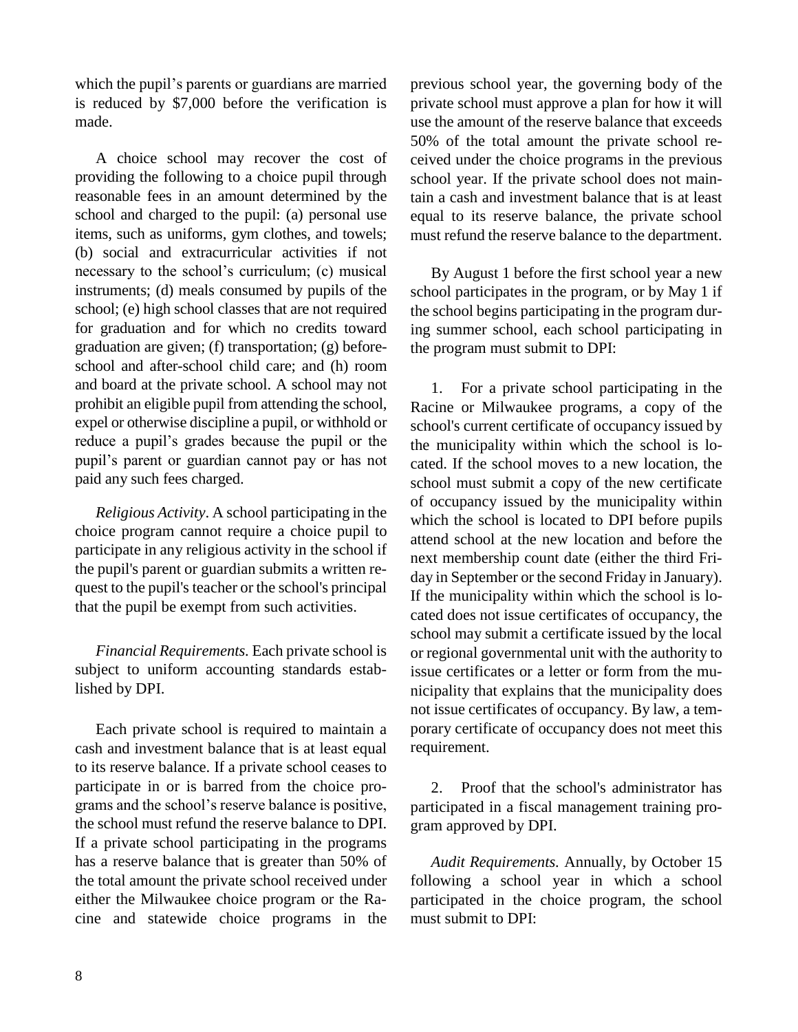which the pupil's parents or guardians are married is reduced by $7,000 before the verification is made.

A choice school may recover the cost of providing the following to a choice pupil through reasonable fees in an amount determined by the school and charged to the pupil: (a) personal use items, such as uniforms, gym clothes, and towels; (b) social and extracurricular activities if not necessary to the school's curriculum; (c) musical instruments; (d) meals consumed by pupils of the school; (e) high school classes that are not required for graduation and for which no credits toward graduation are given; (f) transportation; (g) before-school and after-school child care; and (h) room and board at the private school. A school may not prohibit an eligible pupil from attending the school, expel or otherwise discipline a pupil, or withhold or reduce a pupil's grades because the pupil or the pupil's parent or guardian cannot pay or has not paid any such fees charged.

*Religious Activity*. A school participating in the choice program cannot require a choice pupil to participate in any religious activity in the school if the pupil's parent or guardian submits a written request to the pupil's teacher or the school's principal that the pupil be exempt from such activities.

*Financial Requirements.* Each private school is subject to uniform accounting standards established by DPI.

Each private school is required to maintain a cash and investment balance that is at least equal to its reserve balance. If a private school ceases to participate in or is barred from the choice programs and the school's reserve balance is positive, the school must refund the reserve balance to DPI. If a private school participating in the programs has a reserve balance that is greater than 50% of the total amount the private school received under either the Milwaukee choice program or the Racine and statewide choice programs in the previous school year, the governing body of the private school must approve a plan for how it will use the amount of the reserve balance that exceeds 50% of the total amount the private school received under the choice programs in the previous school year. If the private school does not maintain a cash and investment balance that is at least equal to its reserve balance, the private school must refund the reserve balance to the department.

By August 1 before the first school year a new school participates in the program, or by May 1 if the school begins participating in the program during summer school, each school participating in the program must submit to DPI:

1. For a private school participating in the Racine or Milwaukee programs, a copy of the school's current certificate of occupancy issued by the municipality within which the school is located. If the school moves to a new location, the school must submit a copy of the new certificate of occupancy issued by the municipality within which the school is located to DPI before pupils attend school at the new location and before the next membership count date (either the third Friday in September or the second Friday in January). If the municipality within which the school is located does not issue certificates of occupancy, the school may submit a certificate issued by the local or regional governmental unit with the authority to issue certificates or a letter or form from the municipality that explains that the municipality does not issue certificates of occupancy. By law, a temporary certificate of occupancy does not meet this requirement.

2. Proof that the school's administrator has participated in a fiscal management training program approved by DPI.

*Audit Requirements.* Annually, by October 15 following a school year in which a school participated in the choice program, the school must submit to DPI: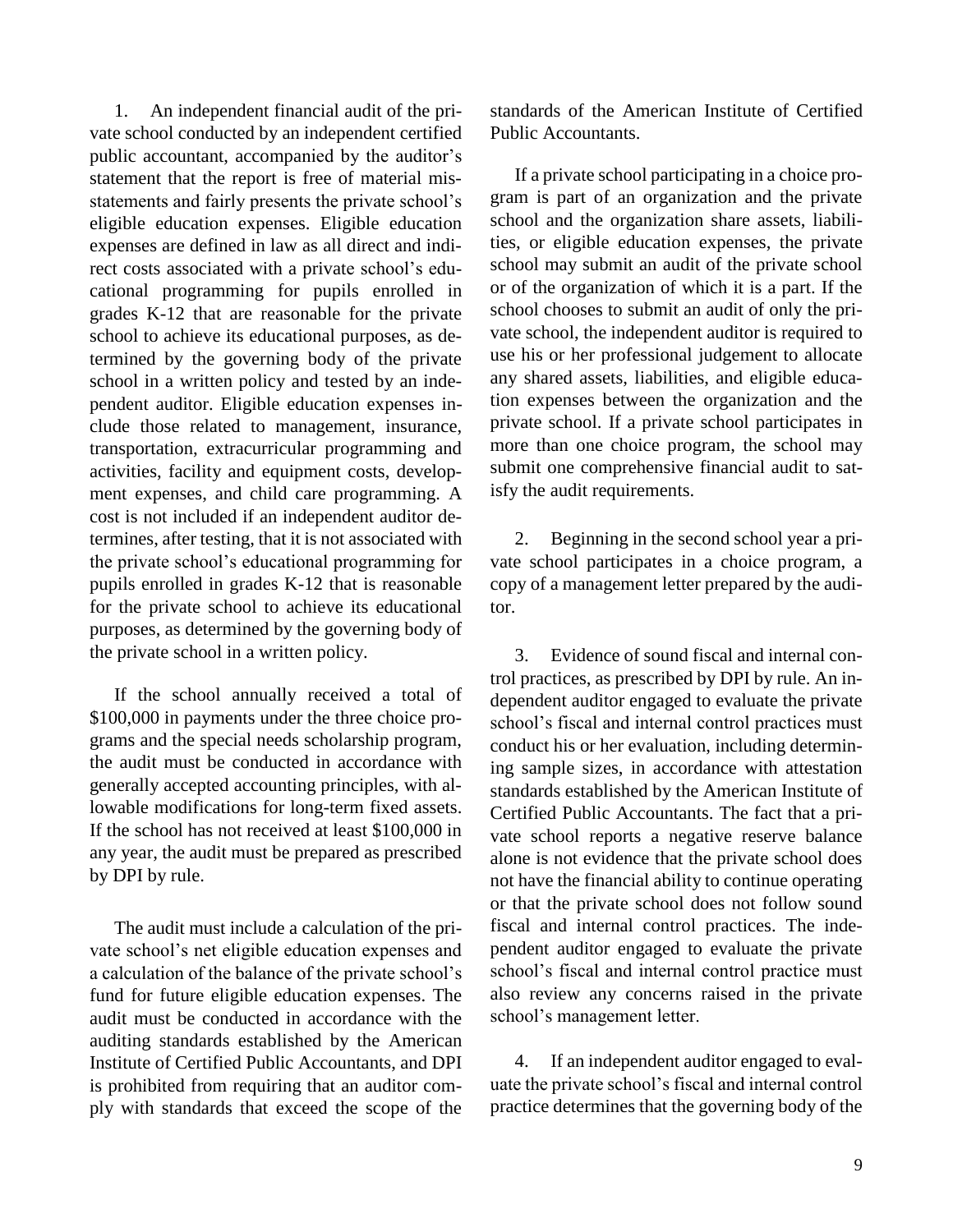1. An independent financial audit of the private school conducted by an independent certified public accountant, accompanied by the auditor's statement that the report is free of material misstatements and fairly presents the private school's eligible education expenses. Eligible education expenses are defined in law as all direct and indirect costs associated with a private school's educational programming for pupils enrolled in grades K-12 that are reasonable for the private school to achieve its educational purposes, as determined by the governing body of the private school in a written policy and tested by an independent auditor. Eligible education expenses include those related to management, insurance, transportation, extracurricular programming and activities, facility and equipment costs, development expenses, and child care programming. A cost is not included if an independent auditor determines, after testing, that it is not associated with the private school's educational programming for pupils enrolled in grades K-12 that is reasonable for the private school to achieve its educational purposes, as determined by the governing body of the private school in a written policy.

If the school annually received a total of \$100,000 in payments under the three choice programs and the special needs scholarship program, the audit must be conducted in accordance with generally accepted accounting principles, with allowable modifications for long-term fixed assets. If the school has not received at least \$100,000 in any year, the audit must be prepared as prescribed by DPI by rule.

The audit must include a calculation of the private school's net eligible education expenses and a calculation of the balance of the private school's fund for future eligible education expenses. The audit must be conducted in accordance with the auditing standards established by the American Institute of Certified Public Accountants, and DPI is prohibited from requiring that an auditor comply with standards that exceed the scope of the standards of the American Institute of Certified Public Accountants.

If a private school participating in a choice program is part of an organization and the private school and the organization share assets, liabilities, or eligible education expenses, the private school may submit an audit of the private school or of the organization of which it is a part. If the school chooses to submit an audit of only the private school, the independent auditor is required to use his or her professional judgement to allocate any shared assets, liabilities, and eligible education expenses between the organization and the private school. If a private school participates in more than one choice program, the school may submit one comprehensive financial audit to satisfy the audit requirements.

2. Beginning in the second school year a private school participates in a choice program, a copy of a management letter prepared by the auditor.

3. Evidence of sound fiscal and internal control practices, as prescribed by DPI by rule. An independent auditor engaged to evaluate the private school's fiscal and internal control practices must conduct his or her evaluation, including determining sample sizes, in accordance with attestation standards established by the American Institute of Certified Public Accountants. The fact that a private school reports a negative reserve balance alone is not evidence that the private school does not have the financial ability to continue operating or that the private school does not follow sound fiscal and internal control practices. The independent auditor engaged to evaluate the private school's fiscal and internal control practice must also review any concerns raised in the private school's management letter.

4. If an independent auditor engaged to evaluate the private school's fiscal and internal control practice determines that the governing body of the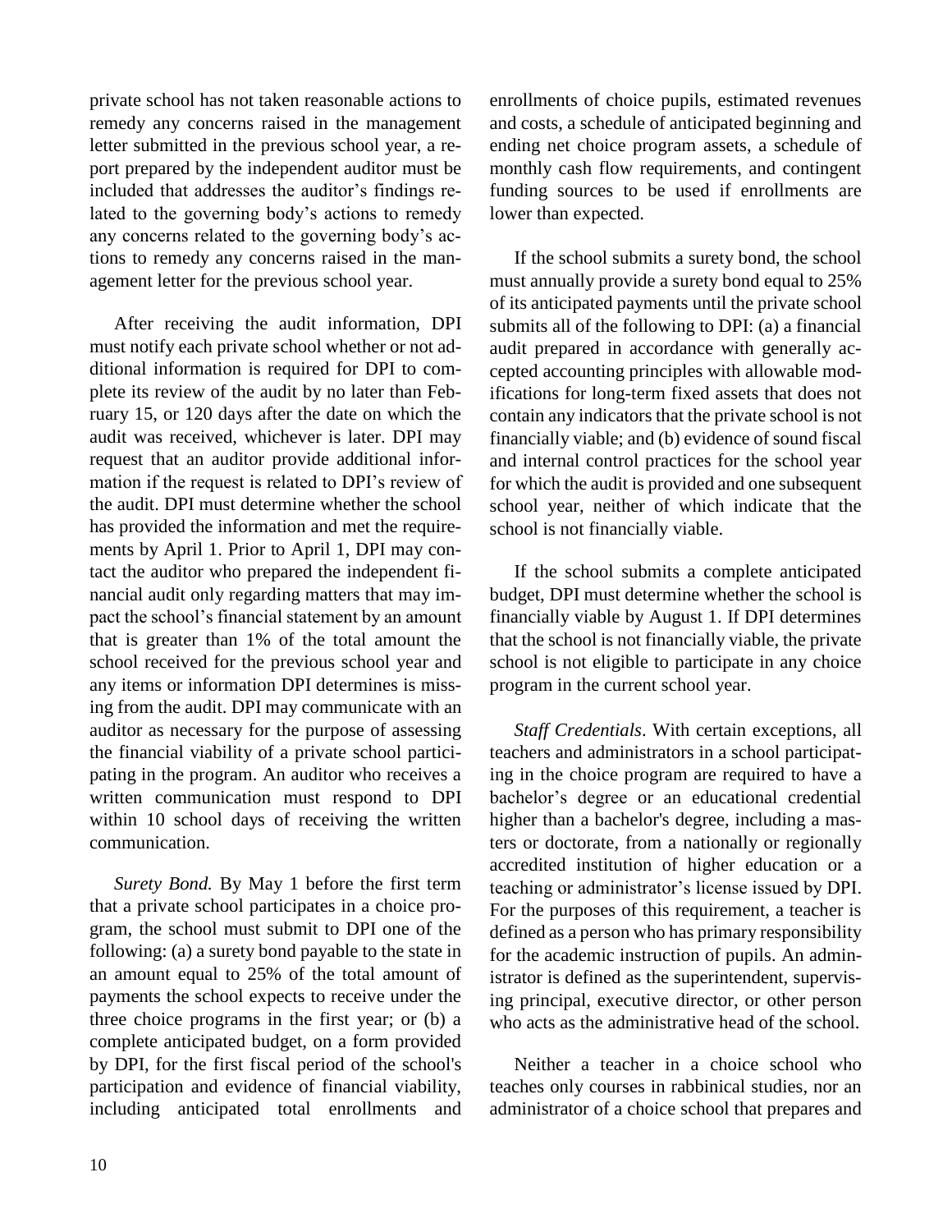private school has not taken reasonable actions to remedy any concerns raised in the management letter submitted in the previous school year, a report prepared by the independent auditor must be included that addresses the auditor's findings related to the governing body's actions to remedy any concerns related to the governing body's actions to remedy any concerns raised in the management letter for the previous school year.

After receiving the audit information, DPI must notify each private school whether or not additional information is required for DPI to complete its review of the audit by no later than February 15, or 120 days after the date on which the audit was received, whichever is later. DPI may request that an auditor provide additional information if the request is related to DPI's review of the audit. DPI must determine whether the school has provided the information and met the requirements by April 1. Prior to April 1, DPI may contact the auditor who prepared the independent financial audit only regarding matters that may impact the school's financial statement by an amount that is greater than 1% of the total amount the school received for the previous school year and any items or information DPI determines is missing from the audit. DPI may communicate with an auditor as necessary for the purpose of assessing the financial viability of a private school participating in the program. An auditor who receives a written communication must respond to DPI within 10 school days of receiving the written communication.

*Surety Bond.* By May 1 before the first term that a private school participates in a choice program, the school must submit to DPI one of the following: (a) a surety bond payable to the state in an amount equal to 25% of the total amount of payments the school expects to receive under the three choice programs in the first year; or (b) a complete anticipated budget, on a form provided by DPI, for the first fiscal period of the school's participation and evidence of financial viability, including anticipated total enrollments and enrollments of choice pupils, estimated revenues and costs, a schedule of anticipated beginning and ending net choice program assets, a schedule of monthly cash flow requirements, and contingent funding sources to be used if enrollments are lower than expected.

If the school submits a surety bond, the school must annually provide a surety bond equal to 25% of its anticipated payments until the private school submits all of the following to DPI: (a) a financial audit prepared in accordance with generally accepted accounting principles with allowable modifications for long-term fixed assets that does not contain any indicators that the private school is not financially viable; and (b) evidence of sound fiscal and internal control practices for the school year for which the audit is provided and one subsequent school year, neither of which indicate that the school is not financially viable.

If the school submits a complete anticipated budget, DPI must determine whether the school is financially viable by August 1. If DPI determines that the school is not financially viable, the private school is not eligible to participate in any choice program in the current school year.

*Staff Credentials*. With certain exceptions, all teachers and administrators in a school participating in the choice program are required to have a bachelor's degree or an educational credential higher than a bachelor's degree, including a masters or doctorate, from a nationally or regionally accredited institution of higher education or a teaching or administrator's license issued by DPI. For the purposes of this requirement, a teacher is defined as a person who has primary responsibility for the academic instruction of pupils. An administrator is defined as the superintendent, supervising principal, executive director, or other person who acts as the administrative head of the school.

Neither a teacher in a choice school who teaches only courses in rabbinical studies, nor an administrator of a choice school that prepares and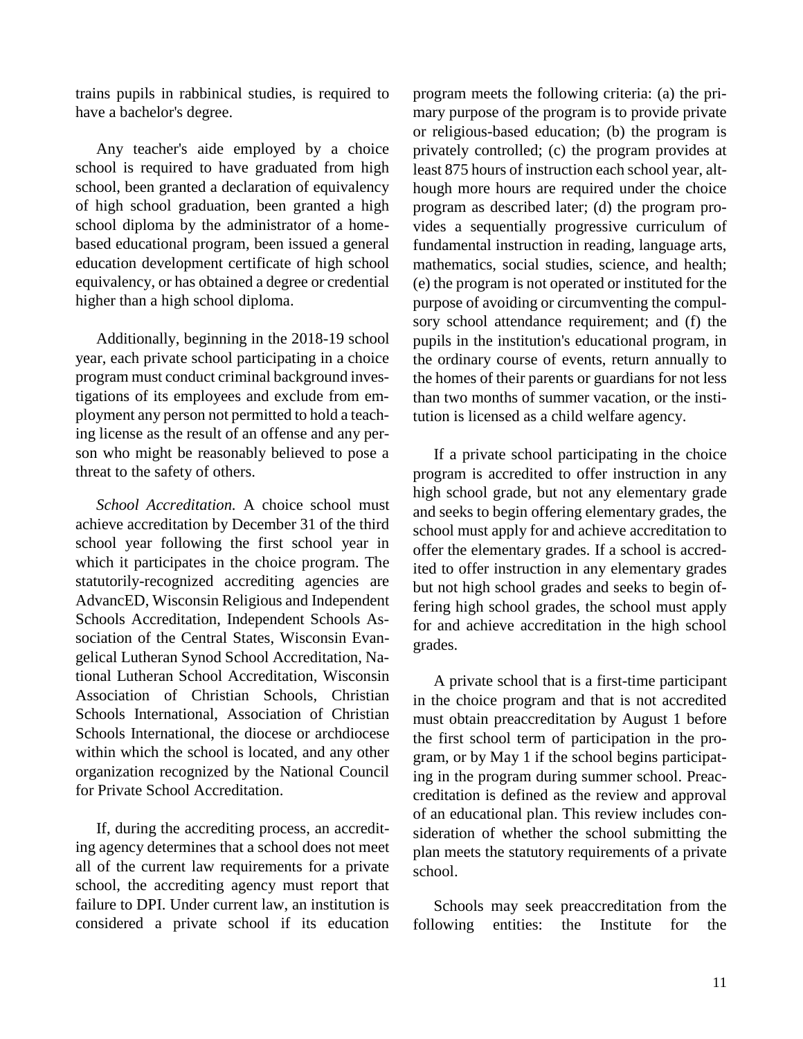trains pupils in rabbinical studies, is required to have a bachelor's degree.

Any teacher's aide employed by a choice school is required to have graduated from high school, been granted a declaration of equivalency of high school graduation, been granted a high school diploma by the administrator of a home-based educational program, been issued a general education development certificate of high school equivalency, or has obtained a degree or credential higher than a high school diploma.

Additionally, beginning in the 2018-19 school year, each private school participating in a choice program must conduct criminal background investigations of its employees and exclude from employment any person not permitted to hold a teaching license as the result of an offense and any person who might be reasonably believed to pose a threat to the safety of others.

*School Accreditation.* A choice school must achieve accreditation by December 31 of the third school year following the first school year in which it participates in the choice program. The statutorily-recognized accrediting agencies are AdvancED, Wisconsin Religious and Independent Schools Accreditation, Independent Schools Association of the Central States, Wisconsin Evangelical Lutheran Synod School Accreditation, National Lutheran School Accreditation, Wisconsin Association of Christian Schools, Christian Schools International, Association of Christian Schools International, the diocese or archdiocese within which the school is located, and any other organization recognized by the National Council for Private School Accreditation.

If, during the accrediting process, an accrediting agency determines that a school does not meet all of the current law requirements for a private school, the accrediting agency must report that failure to DPI. Under current law, an institution is considered a private school if its education program meets the following criteria: (a) the primary purpose of the program is to provide private or religious-based education; (b) the program is privately controlled; (c) the program provides at least 875 hours of instruction each school year, although more hours are required under the choice program as described later; (d) the program provides a sequentially progressive curriculum of fundamental instruction in reading, language arts, mathematics, social studies, science, and health; (e) the program is not operated or instituted for the purpose of avoiding or circumventing the compulsory school attendance requirement; and (f) the pupils in the institution's educational program, in the ordinary course of events, return annually to the homes of their parents or guardians for not less than two months of summer vacation, or the institution is licensed as a child welfare agency.

If a private school participating in the choice program is accredited to offer instruction in any high school grade, but not any elementary grade and seeks to begin offering elementary grades, the school must apply for and achieve accreditation to offer the elementary grades. If a school is accredited to offer instruction in any elementary grades but not high school grades and seeks to begin offering high school grades, the school must apply for and achieve accreditation in the high school grades.

A private school that is a first-time participant in the choice program and that is not accredited must obtain preaccreditation by August 1 before the first school term of participation in the program, or by May 1 if the school begins participating in the program during summer school. Preaccreditation is defined as the review and approval of an educational plan. This review includes consideration of whether the school submitting the plan meets the statutory requirements of a private school.

Schools may seek preaccreditation from the following entities: the Institute for the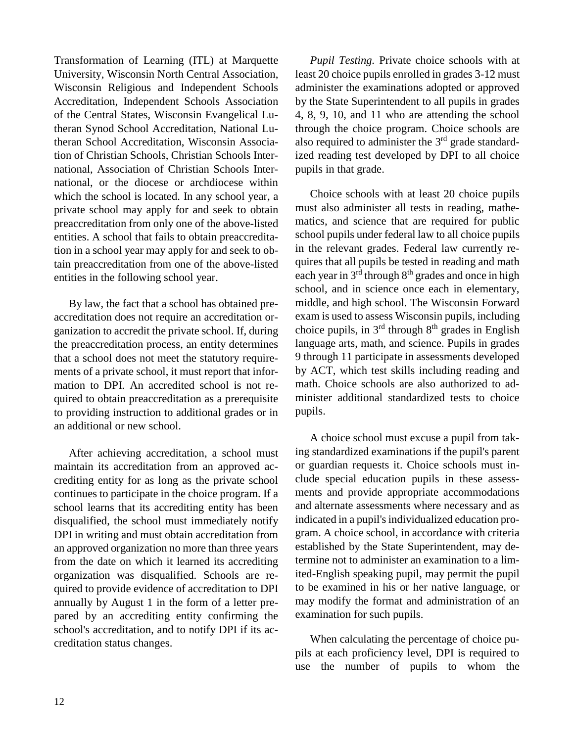Transformation of Learning (ITL) at Marquette University, Wisconsin North Central Association, Wisconsin Religious and Independent Schools Accreditation, Independent Schools Association of the Central States, Wisconsin Evangelical Lutheran Synod School Accreditation, National Lutheran School Accreditation, Wisconsin Association of Christian Schools, Christian Schools International, Association of Christian Schools International, or the diocese or archdiocese within which the school is located. In any school year, a private school may apply for and seek to obtain preaccreditation from only one of the above-listed entities. A school that fails to obtain preaccreditation in a school year may apply for and seek to obtain preaccreditation from one of the above-listed entities in the following school year.

By law, the fact that a school has obtained preaccreditation does not require an accreditation organization to accredit the private school. If, during the preaccreditation process, an entity determines that a school does not meet the statutory requirements of a private school, it must report that information to DPI. An accredited school is not required to obtain preaccreditation as a prerequisite to providing instruction to additional grades or in an additional or new school.

After achieving accreditation, a school must maintain its accreditation from an approved accrediting entity for as long as the private school continues to participate in the choice program. If a school learns that its accrediting entity has been disqualified, the school must immediately notify DPI in writing and must obtain accreditation from an approved organization no more than three years from the date on which it learned its accrediting organization was disqualified. Schools are required to provide evidence of accreditation to DPI annually by August 1 in the form of a letter prepared by an accrediting entity confirming the school's accreditation, and to notify DPI if its accreditation status changes.

*Pupil Testing.* Private choice schools with at least 20 choice pupils enrolled in grades 3-12 must administer the examinations adopted or approved by the State Superintendent to all pupils in grades 4, 8, 9, 10, and 11 who are attending the school through the choice program. Choice schools are also required to administer the 3rd grade standardized reading test developed by DPI to all choice pupils in that grade.

Choice schools with at least 20 choice pupils must also administer all tests in reading, mathematics, and science that are required for public school pupils under federal law to all choice pupils in the relevant grades. Federal law currently requires that all pupils be tested in reading and math each year in 3rd through 8th grades and once in high school, and in science once each in elementary, middle, and high school. The Wisconsin Forward exam is used to assess Wisconsin pupils, including choice pupils, in 3rd through 8th grades in English language arts, math, and science. Pupils in grades 9 through 11 participate in assessments developed by ACT, which test skills including reading and math. Choice schools are also authorized to administer additional standardized tests to choice pupils.

A choice school must excuse a pupil from taking standardized examinations if the pupil's parent or guardian requests it. Choice schools must include special education pupils in these assessments and provide appropriate accommodations and alternate assessments where necessary and as indicated in a pupil's individualized education program. A choice school, in accordance with criteria established by the State Superintendent, may determine not to administer an examination to a limited-English speaking pupil, may permit the pupil to be examined in his or her native language, or may modify the format and administration of an examination for such pupils.

When calculating the percentage of choice pupils at each proficiency level, DPI is required to use the number of pupils to whom the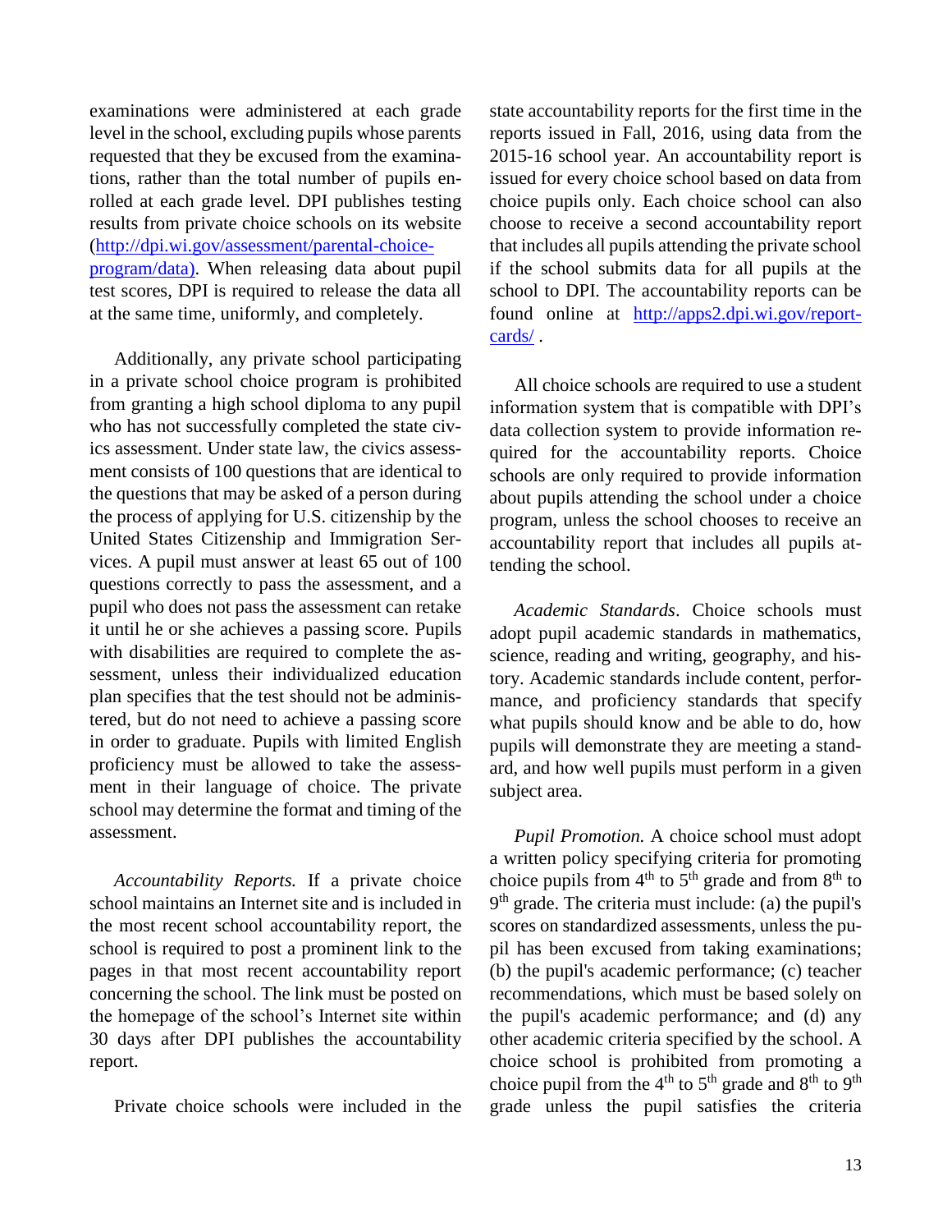examinations were administered at each grade level in the school, excluding pupils whose parents requested that they be excused from the examinations, rather than the total number of pupils enrolled at each grade level. DPI publishes testing results from private choice schools on its website (http://dpi.wi.gov/assessment/parental-choice-program/data). When releasing data about pupil test scores, DPI is required to release the data all at the same time, uniformly, and completely.

Additionally, any private school participating in a private school choice program is prohibited from granting a high school diploma to any pupil who has not successfully completed the state civics assessment. Under state law, the civics assessment consists of 100 questions that are identical to the questions that may be asked of a person during the process of applying for U.S. citizenship by the United States Citizenship and Immigration Services. A pupil must answer at least 65 out of 100 questions correctly to pass the assessment, and a pupil who does not pass the assessment can retake it until he or she achieves a passing score. Pupils with disabilities are required to complete the assessment, unless their individualized education plan specifies that the test should not be administered, but do not need to achieve a passing score in order to graduate. Pupils with limited English proficiency must be allowed to take the assessment in their language of choice. The private school may determine the format and timing of the assessment.

*Accountability Reports.* If a private choice school maintains an Internet site and is included in the most recent school accountability report, the school is required to post a prominent link to the pages in that most recent accountability report concerning the school. The link must be posted on the homepage of the school's Internet site within 30 days after DPI publishes the accountability report.

Private choice schools were included in the state accountability reports for the first time in the reports issued in Fall, 2016, using data from the 2015-16 school year. An accountability report is issued for every choice school based on data from choice pupils only. Each choice school can also choose to receive a second accountability report that includes all pupils attending the private school if the school submits data for all pupils at the school to DPI. The accountability reports can be found online at http://apps2.dpi.wi.gov/reportcards/ .

All choice schools are required to use a student information system that is compatible with DPI's data collection system to provide information required for the accountability reports. Choice schools are only required to provide information about pupils attending the school under a choice program, unless the school chooses to receive an accountability report that includes all pupils attending the school.

*Academic Standards*. Choice schools must adopt pupil academic standards in mathematics, science, reading and writing, geography, and history. Academic standards include content, performance, and proficiency standards that specify what pupils should know and be able to do, how pupils will demonstrate they are meeting a standard, and how well pupils must perform in a given subject area.

*Pupil Promotion.* A choice school must adopt a written policy specifying criteria for promoting choice pupils from 4th to 5th grade and from 8th to 9th grade. The criteria must include: (a) the pupil's scores on standardized assessments, unless the pupil has been excused from taking examinations; (b) the pupil's academic performance; (c) teacher recommendations, which must be based solely on the pupil's academic performance; and (d) any other academic criteria specified by the school. A choice school is prohibited from promoting a choice pupil from the 4th to 5th grade and 8th to 9th grade unless the pupil satisfies the criteria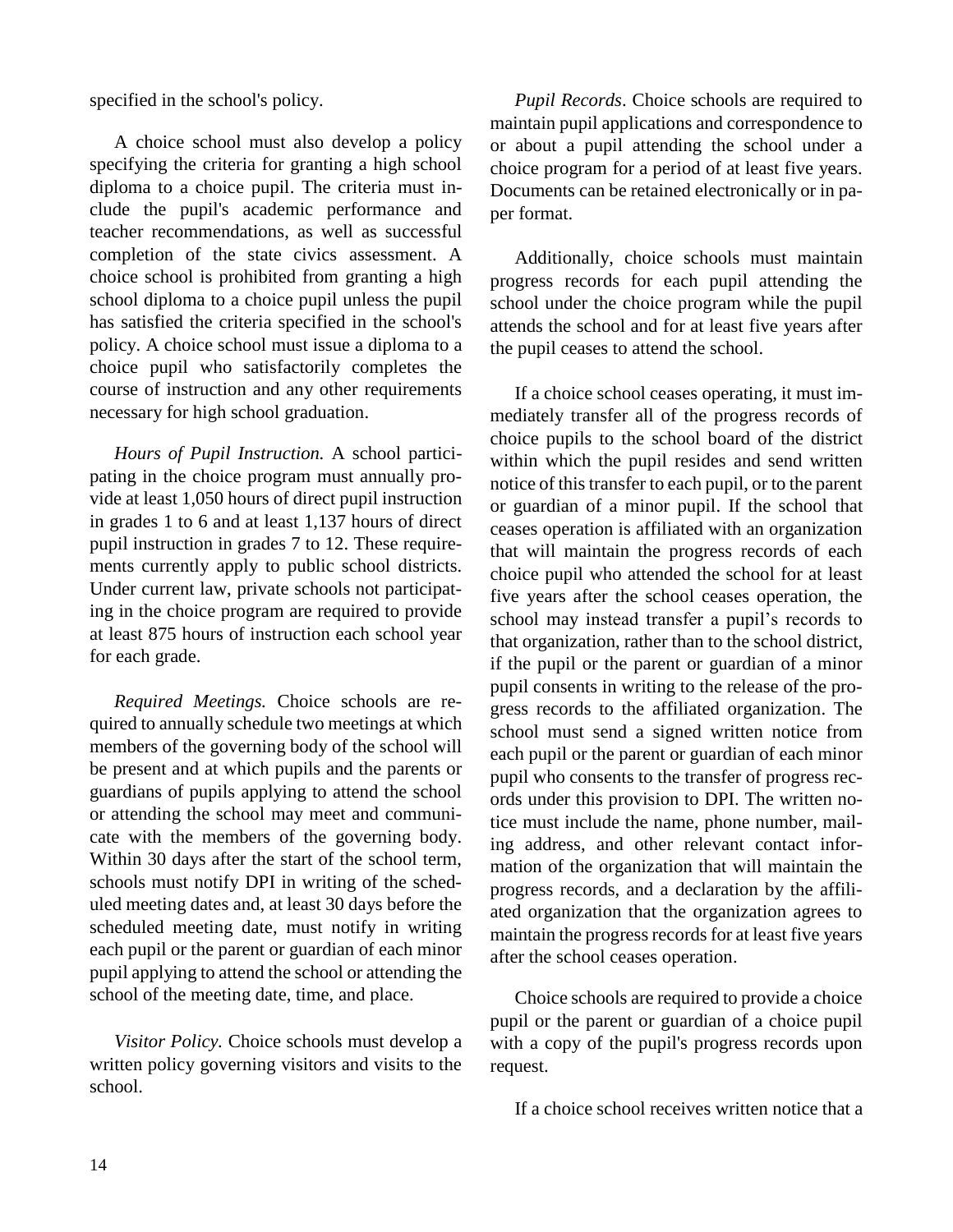specified in the school's policy.

A choice school must also develop a policy specifying the criteria for granting a high school diploma to a choice pupil. The criteria must include the pupil's academic performance and teacher recommendations, as well as successful completion of the state civics assessment. A choice school is prohibited from granting a high school diploma to a choice pupil unless the pupil has satisfied the criteria specified in the school's policy. A choice school must issue a diploma to a choice pupil who satisfactorily completes the course of instruction and any other requirements necessary for high school graduation.

*Hours of Pupil Instruction.* A school participating in the choice program must annually provide at least 1,050 hours of direct pupil instruction in grades 1 to 6 and at least 1,137 hours of direct pupil instruction in grades 7 to 12. These requirements currently apply to public school districts. Under current law, private schools not participating in the choice program are required to provide at least 875 hours of instruction each school year for each grade.

*Required Meetings.* Choice schools are required to annually schedule two meetings at which members of the governing body of the school will be present and at which pupils and the parents or guardians of pupils applying to attend the school or attending the school may meet and communicate with the members of the governing body. Within 30 days after the start of the school term, schools must notify DPI in writing of the scheduled meeting dates and, at least 30 days before the scheduled meeting date, must notify in writing each pupil or the parent or guardian of each minor pupil applying to attend the school or attending the school of the meeting date, time, and place.

*Visitor Policy.* Choice schools must develop a written policy governing visitors and visits to the school.

*Pupil Records*. Choice schools are required to maintain pupil applications and correspondence to or about a pupil attending the school under a choice program for a period of at least five years. Documents can be retained electronically or in paper format.

Additionally, choice schools must maintain progress records for each pupil attending the school under the choice program while the pupil attends the school and for at least five years after the pupil ceases to attend the school.

If a choice school ceases operating, it must immediately transfer all of the progress records of choice pupils to the school board of the district within which the pupil resides and send written notice of this transfer to each pupil, or to the parent or guardian of a minor pupil. If the school that ceases operation is affiliated with an organization that will maintain the progress records of each choice pupil who attended the school for at least five years after the school ceases operation, the school may instead transfer a pupil's records to that organization, rather than to the school district, if the pupil or the parent or guardian of a minor pupil consents in writing to the release of the progress records to the affiliated organization. The school must send a signed written notice from each pupil or the parent or guardian of each minor pupil who consents to the transfer of progress records under this provision to DPI. The written notice must include the name, phone number, mailing address, and other relevant contact information of the organization that will maintain the progress records, and a declaration by the affiliated organization that the organization agrees to maintain the progress records for at least five years after the school ceases operation.

Choice schools are required to provide a choice pupil or the parent or guardian of a choice pupil with a copy of the pupil's progress records upon request.

If a choice school receives written notice that a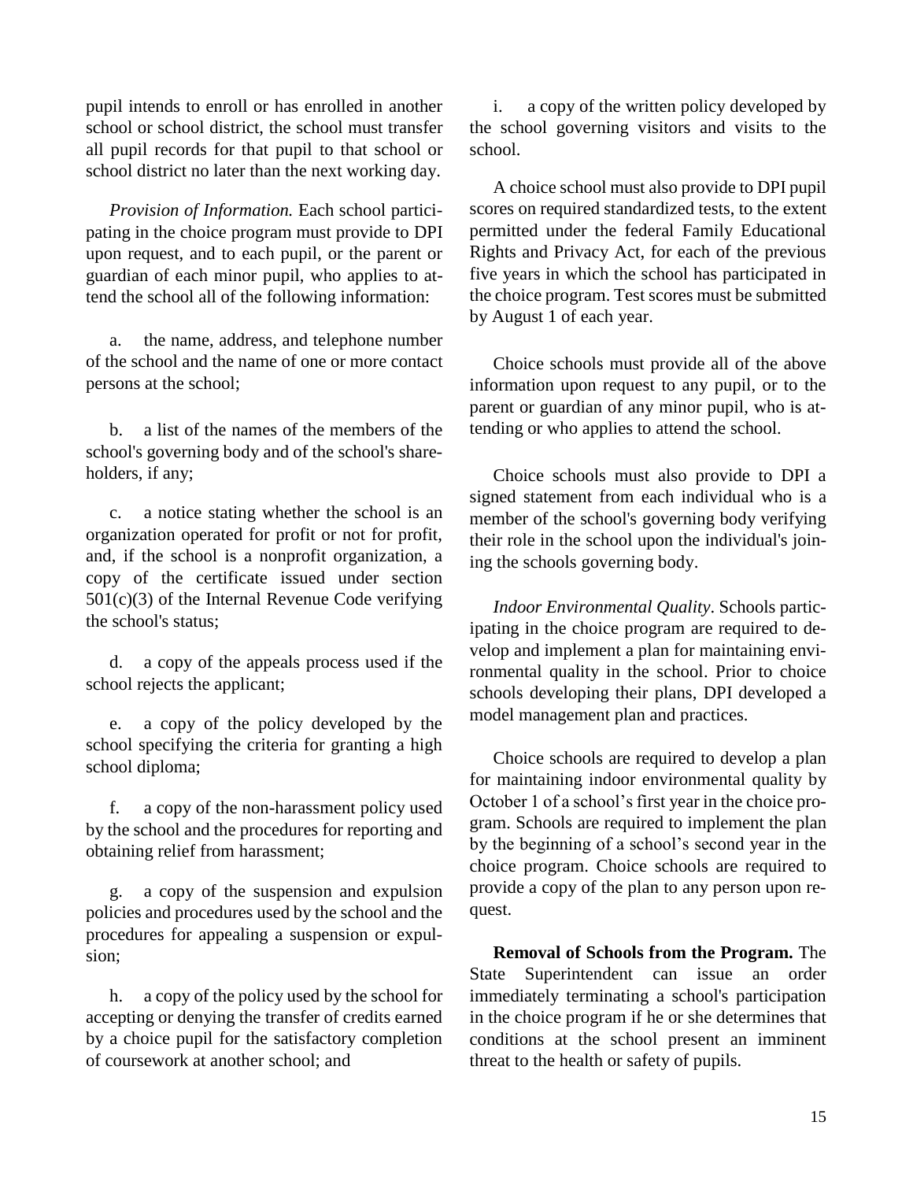pupil intends to enroll or has enrolled in another school or school district, the school must transfer all pupil records for that pupil to that school or school district no later than the next working day.

*Provision of Information.* Each school participating in the choice program must provide to DPI upon request, and to each pupil, or the parent or guardian of each minor pupil, who applies to attend the school all of the following information:

a. the name, address, and telephone number of the school and the name of one or more contact persons at the school;

b. a list of the names of the members of the school's governing body and of the school's shareholders, if any;

c. a notice stating whether the school is an organization operated for profit or not for profit, and, if the school is a nonprofit organization, a copy of the certificate issued under section 501(c)(3) of the Internal Revenue Code verifying the school's status;

d. a copy of the appeals process used if the school rejects the applicant;

e. a copy of the policy developed by the school specifying the criteria for granting a high school diploma;

f. a copy of the non-harassment policy used by the school and the procedures for reporting and obtaining relief from harassment;

g. a copy of the suspension and expulsion policies and procedures used by the school and the procedures for appealing a suspension or expulsion;

h. a copy of the policy used by the school for accepting or denying the transfer of credits earned by a choice pupil for the satisfactory completion of coursework at another school; and

i. a copy of the written policy developed by the school governing visitors and visits to the school.

A choice school must also provide to DPI pupil scores on required standardized tests, to the extent permitted under the federal Family Educational Rights and Privacy Act, for each of the previous five years in which the school has participated in the choice program. Test scores must be submitted by August 1 of each year.

Choice schools must provide all of the above information upon request to any pupil, or to the parent or guardian of any minor pupil, who is attending or who applies to attend the school.

Choice schools must also provide to DPI a signed statement from each individual who is a member of the school's governing body verifying their role in the school upon the individual's joining the schools governing body.

*Indoor Environmental Quality*. Schools participating in the choice program are required to develop and implement a plan for maintaining environmental quality in the school. Prior to choice schools developing their plans, DPI developed a model management plan and practices.

Choice schools are required to develop a plan for maintaining indoor environmental quality by October 1 of a school's first year in the choice program. Schools are required to implement the plan by the beginning of a school's second year in the choice program. Choice schools are required to provide a copy of the plan to any person upon request.

**Removal of Schools from the Program.** The State Superintendent can issue an order immediately terminating a school's participation in the choice program if he or she determines that conditions at the school present an imminent threat to the health or safety of pupils.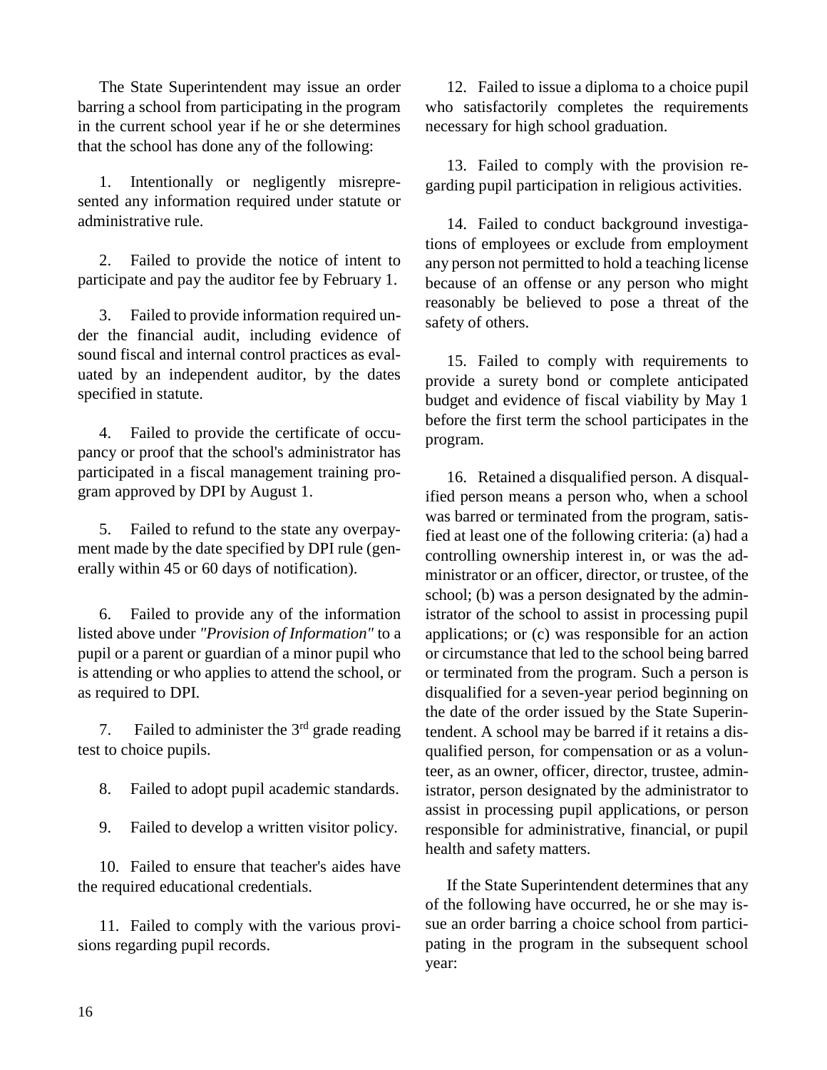The State Superintendent may issue an order barring a school from participating in the program in the current school year if he or she determines that the school has done any of the following:

1. Intentionally or negligently misrepresented any information required under statute or administrative rule.

2. Failed to provide the notice of intent to participate and pay the auditor fee by February 1.

3. Failed to provide information required under the financial audit, including evidence of sound fiscal and internal control practices as evaluated by an independent auditor, by the dates specified in statute.

4. Failed to provide the certificate of occupancy or proof that the school's administrator has participated in a fiscal management training program approved by DPI by August 1.

5. Failed to refund to the state any overpayment made by the date specified by DPI rule (generally within 45 or 60 days of notification).

6. Failed to provide any of the information listed above under *"Provision of Information"* to a pupil or a parent or guardian of a minor pupil who is attending or who applies to attend the school, or as required to DPI.

7. Failed to administer the 3rd grade reading test to choice pupils.

8. Failed to adopt pupil academic standards.

9. Failed to develop a written visitor policy.

10. Failed to ensure that teacher's aides have the required educational credentials.

11. Failed to comply with the various provisions regarding pupil records.

12. Failed to issue a diploma to a choice pupil who satisfactorily completes the requirements necessary for high school graduation.

13. Failed to comply with the provision regarding pupil participation in religious activities.

14. Failed to conduct background investigations of employees or exclude from employment any person not permitted to hold a teaching license because of an offense or any person who might reasonably be believed to pose a threat of the safety of others.

15. Failed to comply with requirements to provide a surety bond or complete anticipated budget and evidence of fiscal viability by May 1 before the first term the school participates in the program.

16. Retained a disqualified person. A disqualified person means a person who, when a school was barred or terminated from the program, satisfied at least one of the following criteria: (a) had a controlling ownership interest in, or was the administrator or an officer, director, or trustee, of the school; (b) was a person designated by the administrator of the school to assist in processing pupil applications; or (c) was responsible for an action or circumstance that led to the school being barred or terminated from the program. Such a person is disqualified for a seven-year period beginning on the date of the order issued by the State Superintendent. A school may be barred if it retains a disqualified person, for compensation or as a volunteer, as an owner, officer, director, trustee, administrator, person designated by the administrator to assist in processing pupil applications, or person responsible for administrative, financial, or pupil health and safety matters.

If the State Superintendent determines that any of the following have occurred, he or she may issue an order barring a choice school from participating in the program in the subsequent school year: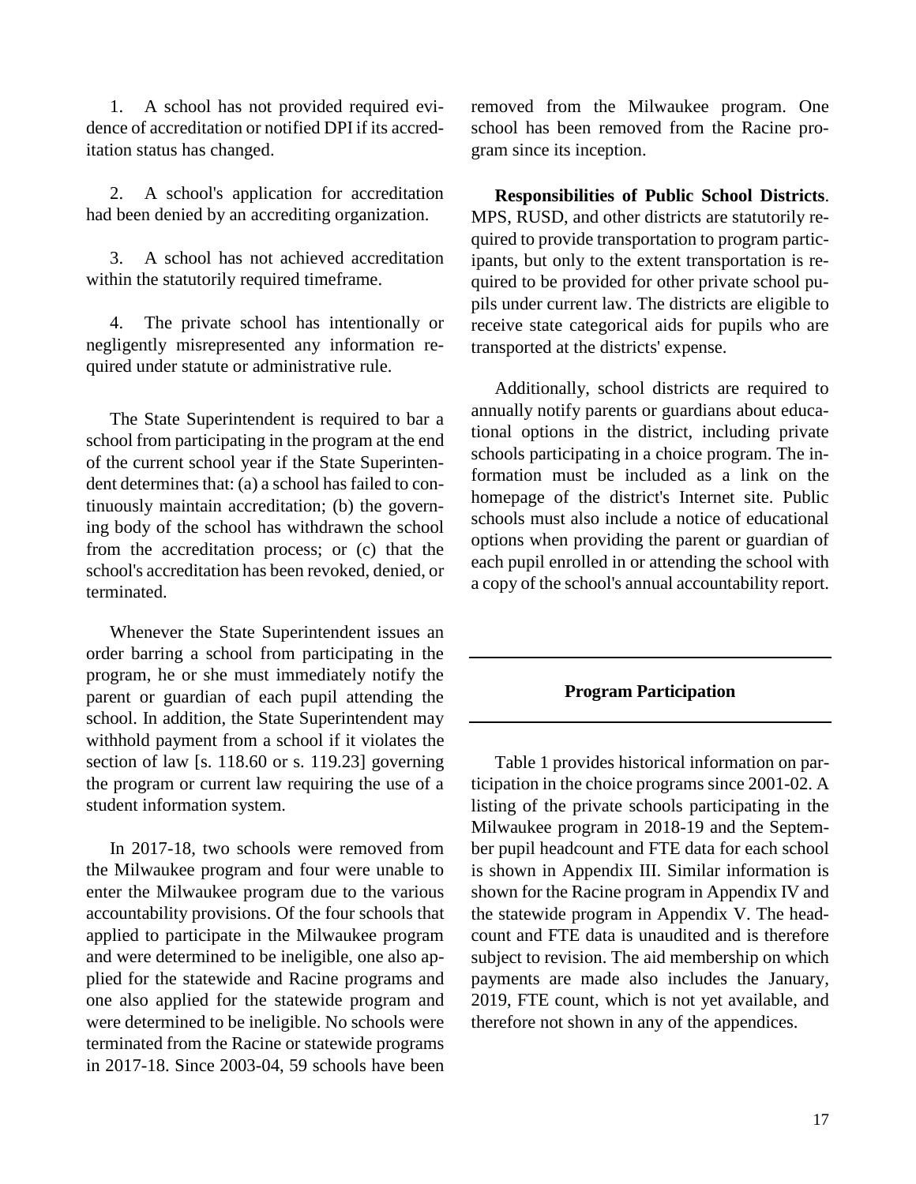1. A school has not provided required evidence of accreditation or notified DPI if its accreditation status has changed.

2. A school's application for accreditation had been denied by an accrediting organization.

3. A school has not achieved accreditation within the statutorily required timeframe.

4. The private school has intentionally or negligently misrepresented any information required under statute or administrative rule.

The State Superintendent is required to bar a school from participating in the program at the end of the current school year if the State Superintendent determines that: (a) a school has failed to continuously maintain accreditation; (b) the governing body of the school has withdrawn the school from the accreditation process; or (c) that the school's accreditation has been revoked, denied, or terminated.

Whenever the State Superintendent issues an order barring a school from participating in the program, he or she must immediately notify the parent or guardian of each pupil attending the school. In addition, the State Superintendent may withhold payment from a school if it violates the section of law [s. 118.60 or s. 119.23] governing the program or current law requiring the use of a student information system.

In 2017-18, two schools were removed from the Milwaukee program and four were unable to enter the Milwaukee program due to the various accountability provisions. Of the four schools that applied to participate in the Milwaukee program and were determined to be ineligible, one also applied for the statewide and Racine programs and one also applied for the statewide program and were determined to be ineligible. No schools were terminated from the Racine or statewide programs in 2017-18. Since 2003-04, 59 schools have been removed from the Milwaukee program. One school has been removed from the Racine program since its inception.

**Responsibilities of Public School Districts**. MPS, RUSD, and other districts are statutorily required to provide transportation to program participants, but only to the extent transportation is required to be provided for other private school pupils under current law. The districts are eligible to receive state categorical aids for pupils who are transported at the districts' expense.

Additionally, school districts are required to annually notify parents or guardians about educational options in the district, including private schools participating in a choice program. The information must be included as a link on the homepage of the district's Internet site. Public schools must also include a notice of educational options when providing the parent or guardian of each pupil enrolled in or attending the school with a copy of the school's annual accountability report.

## Program Participation

Table 1 provides historical information on participation in the choice programs since 2001-02. A listing of the private schools participating in the Milwaukee program in 2018-19 and the September pupil headcount and FTE data for each school is shown in Appendix III. Similar information is shown for the Racine program in Appendix IV and the statewide program in Appendix V. The headcount and FTE data is unaudited and is therefore subject to revision. The aid membership on which payments are made also includes the January, 2019, FTE count, which is not yet available, and therefore not shown in any of the appendices.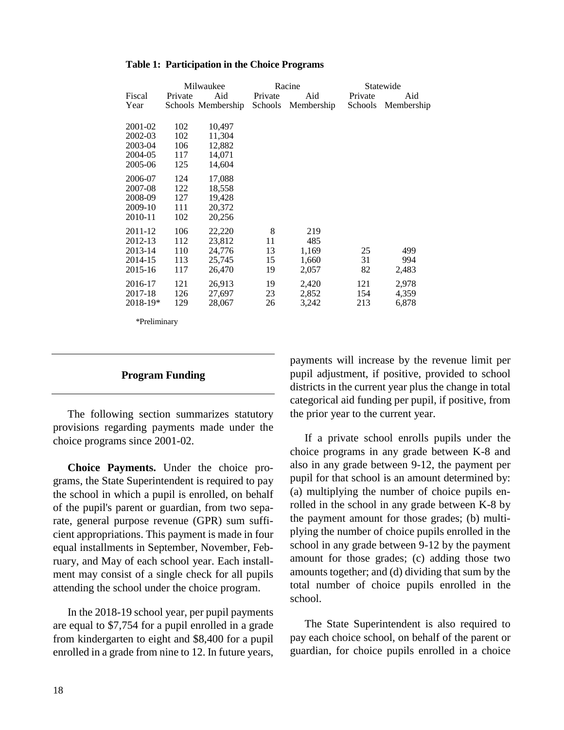**Table 1: Participation in the Choice Programs**

| Fiscal Year | Milwaukee Private Schools | Milwaukee Aid Membership | Racine Private Schools | Racine Aid Membership | Statewide Private Schools | Statewide Aid Membership |
|---|---|---|---|---|---|---|
| 2001-02 | 102 | 10,497 | | | | |
| 2002-03 | 102 | 11,304 | | | | |
| 2003-04 | 106 | 12,882 | | | | |
| 2004-05 | 117 | 14,071 | | | | |
| 2005-06 | 125 | 14,604 | | | | |
| 2006-07 | 124 | 17,088 | | | | |
| 2007-08 | 122 | 18,558 | | | | |
| 2008-09 | 127 | 19,428 | | | | |
| 2009-10 | 111 | 20,372 | | | | |
| 2010-11 | 102 | 20,256 | | | | |
| 2011-12 | 106 | 22,220 | 8 | 219 | | |
| 2012-13 | 112 | 23,812 | 11 | 485 | | |
| 2013-14 | 110 | 24,776 | 13 | 1,169 | 25 | 499 |
| 2014-15 | 113 | 25,745 | 15 | 1,660 | 31 | 994 |
| 2015-16 | 117 | 26,470 | 19 | 2,057 | 82 | 2,483 |
| 2016-17 | 121 | 26,913 | 19 | 2,420 | 121 | 2,978 |
| 2017-18 | 126 | 27,697 | 23 | 2,852 | 154 | 4,359 |
| 2018-19* | 129 | 28,067 | 26 | 3,242 | 213 | 6,878 |

*Preliminary

## Program Funding

The following section summarizes statutory provisions regarding payments made under the choice programs since 2001-02.

**Choice Payments.** Under the choice programs, the State Superintendent is required to pay the school in which a pupil is enrolled, on behalf of the pupil's parent or guardian, from two separate, general purpose revenue (GPR) sum sufficient appropriations. This payment is made in four equal installments in September, November, February, and May of each school year. Each installment may consist of a single check for all pupils attending the school under the choice program.

In the 2018-19 school year, per pupil payments are equal to $7,754 for a pupil enrolled in a grade from kindergarten to eight and $8,400 for a pupil enrolled in a grade from nine to 12. In future years, payments will increase by the revenue limit per pupil adjustment, if positive, provided to school districts in the current year plus the change in total categorical aid funding per pupil, if positive, from the prior year to the current year.

If a private school enrolls pupils under the choice programs in any grade between K-8 and also in any grade between 9-12, the payment per pupil for that school is an amount determined by: (a) multiplying the number of choice pupils enrolled in the school in any grade between K-8 by the payment amount for those grades; (b) multiplying the number of choice pupils enrolled in the school in any grade between 9-12 by the payment amount for those grades; (c) adding those two amounts together; and (d) dividing that sum by the total number of choice pupils enrolled in the school.

The State Superintendent is also required to pay each choice school, on behalf of the parent or guardian, for choice pupils enrolled in a choice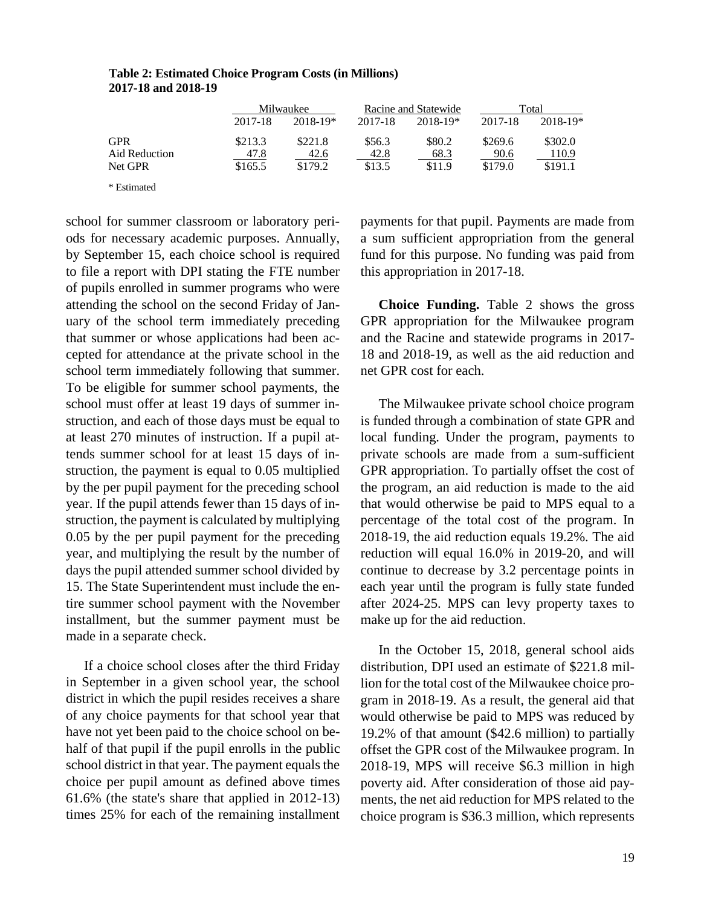**Table 2: Estimated Choice Program Costs (in Millions) 2017-18 and 2018-19**

| | Milwaukee | | Racine and Statewide | | Total | |
|---|---|---|---|---|---|---|
| | 2017-18 | 2018-19* | 2017-18 | 2018-19* | 2017-18 | 2018-19* |
| GPR | $213.3 | $221.8 | $56.3 | $80.2 | $269.6 | $302.0 |
| Aid Reduction | 47.8 | 42.6 | 42.8 | 68.3 | 90.6 | 110.9 |
| Net GPR | $165.5 | $179.2 | $13.5 | $11.9 | $179.0 | $191.1 |

\* Estimated

school for summer classroom or laboratory periods for necessary academic purposes. Annually, by September 15, each choice school is required to file a report with DPI stating the FTE number of pupils enrolled in summer programs who were attending the school on the second Friday of January of the school term immediately preceding that summer or whose applications had been accepted for attendance at the private school in the school term immediately following that summer. To be eligible for summer school payments, the school must offer at least 19 days of summer instruction, and each of those days must be equal to at least 270 minutes of instruction. If a pupil attends summer school for at least 15 days of instruction, the payment is equal to 0.05 multiplied by the per pupil payment for the preceding school year. If the pupil attends fewer than 15 days of instruction, the payment is calculated by multiplying 0.05 by the per pupil payment for the preceding year, and multiplying the result by the number of days the pupil attended summer school divided by 15. The State Superintendent must include the entire summer school payment with the November installment, but the summer payment must be made in a separate check.

If a choice school closes after the third Friday in September in a given school year, the school district in which the pupil resides receives a share of any choice payments for that school year that have not yet been paid to the choice school on behalf of that pupil if the pupil enrolls in the public school district in that year. The payment equals the choice per pupil amount as defined above times 61.6% (the state's share that applied in 2012-13) times 25% for each of the remaining installment payments for that pupil. Payments are made from a sum sufficient appropriation from the general fund for this purpose. No funding was paid from this appropriation in 2017-18.

**Choice Funding.** Table 2 shows the gross GPR appropriation for the Milwaukee program and the Racine and statewide programs in 2017-18 and 2018-19, as well as the aid reduction and net GPR cost for each.

The Milwaukee private school choice program is funded through a combination of state GPR and local funding. Under the program, payments to private schools are made from a sum-sufficient GPR appropriation. To partially offset the cost of the program, an aid reduction is made to the aid that would otherwise be paid to MPS equal to a percentage of the total cost of the program. In 2018-19, the aid reduction equals 19.2%. The aid reduction will equal 16.0% in 2019-20, and will continue to decrease by 3.2 percentage points in each year until the program is fully state funded after 2024-25. MPS can levy property taxes to make up for the aid reduction.

In the October 15, 2018, general school aids distribution, DPI used an estimate of $221.8 million for the total cost of the Milwaukee choice program in 2018-19. As a result, the general aid that would otherwise be paid to MPS was reduced by 19.2% of that amount ($42.6 million) to partially offset the GPR cost of the Milwaukee program. In 2018-19, MPS will receive $6.3 million in high poverty aid. After consideration of those aid payments, the net aid reduction for MPS related to the choice program is $36.3 million, which represents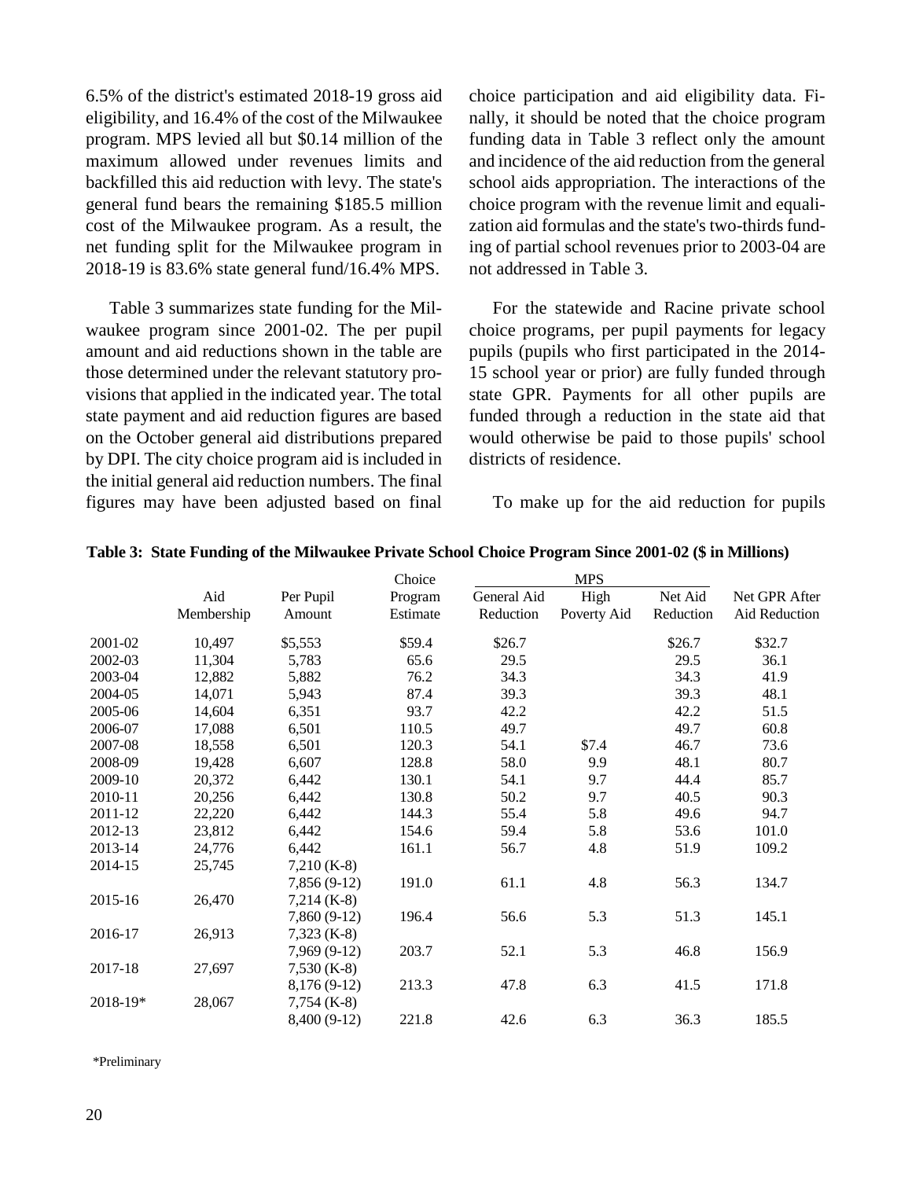6.5% of the district's estimated 2018-19 gross aid eligibility, and 16.4% of the cost of the Milwaukee program. MPS levied all but $0.14 million of the maximum allowed under revenues limits and backfilled this aid reduction with levy. The state's general fund bears the remaining $185.5 million cost of the Milwaukee program. As a result, the net funding split for the Milwaukee program in 2018-19 is 83.6% state general fund/16.4% MPS.

Table 3 summarizes state funding for the Milwaukee program since 2001-02. The per pupil amount and aid reductions shown in the table are those determined under the relevant statutory provisions that applied in the indicated year. The total state payment and aid reduction figures are based on the October general aid distributions prepared by DPI. The city choice program aid is included in the initial general aid reduction numbers. The final figures may have been adjusted based on final choice participation and aid eligibility data. Finally, it should be noted that the choice program funding data in Table 3 reflect only the amount and incidence of the aid reduction from the general school aids appropriation. The interactions of the choice program with the revenue limit and equalization aid formulas and the state's two-thirds funding of partial school revenues prior to 2003-04 are not addressed in Table 3.

For the statewide and Racine private school choice programs, per pupil payments for legacy pupils (pupils who first participated in the 2014-15 school year or prior) are fully funded through state GPR. Payments for all other pupils are funded through a reduction in the state aid that would otherwise be paid to those pupils' school districts of residence.

To make up for the aid reduction for pupils

**Table 3: State Funding of the Milwaukee Private School Choice Program Since 2001-02 ($ in Millions)**

| | Aid Membership | Per Pupil Amount | Choice Program Estimate | MPS General Aid Reduction | MPS High Poverty Aid | MPS Net Aid Reduction | Net GPR After Aid Reduction |
|---|---|---|---|---|---|---|---|
| 2001-02 | 10,497 | $5,553 | $59.4 | $26.7 | | $26.7 | $32.7 |
| 2002-03 | 11,304 | 5,783 | 65.6 | 29.5 | | 29.5 | 36.1 |
| 2003-04 | 12,882 | 5,882 | 76.2 | 34.3 | | 34.3 | 41.9 |
| 2004-05 | 14,071 | 5,943 | 87.4 | 39.3 | | 39.3 | 48.1 |
| 2005-06 | 14,604 | 6,351 | 93.7 | 42.2 | | 42.2 | 51.5 |
| 2006-07 | 17,088 | 6,501 | 110.5 | 49.7 | | 49.7 | 60.8 |
| 2007-08 | 18,558 | 6,501 | 120.3 | 54.1 | $7.4 | 46.7 | 73.6 |
| 2008-09 | 19,428 | 6,607 | 128.8 | 58.0 | 9.9 | 48.1 | 80.7 |
| 2009-10 | 20,372 | 6,442 | 130.1 | 54.1 | 9.7 | 44.4 | 85.7 |
| 2010-11 | 20,256 | 6,442 | 130.8 | 50.2 | 9.7 | 40.5 | 90.3 |
| 2011-12 | 22,220 | 6,442 | 144.3 | 55.4 | 5.8 | 49.6 | 94.7 |
| 2012-13 | 23,812 | 6,442 | 154.6 | 59.4 | 5.8 | 53.6 | 101.0 |
| 2013-14 | 24,776 | 6,442 | 161.1 | 56.7 | 4.8 | 51.9 | 109.2 |
| 2014-15 | 25,745 | 7,210 (K-8) | | | | | |
| | | 7,856 (9-12) | 191.0 | 61.1 | 4.8 | 56.3 | 134.7 |
| 2015-16 | 26,470 | 7,214 (K-8) | | | | | |
| | | 7,860 (9-12) | 196.4 | 56.6 | 5.3 | 51.3 | 145.1 |
| 2016-17 | 26,913 | 7,323 (K-8) | | | | | |
| | | 7,969 (9-12) | 203.7 | 52.1 | 5.3 | 46.8 | 156.9 |
| 2017-18 | 27,697 | 7,530 (K-8) | | | | | |
| | | 8,176 (9-12) | 213.3 | 47.8 | 6.3 | 41.5 | 171.8 |
| 2018-19* | 28,067 | 7,754 (K-8) | | | | | |
| | | 8,400 (9-12) | 221.8 | 42.6 | 6.3 | 36.3 | 185.5 |

*Preliminary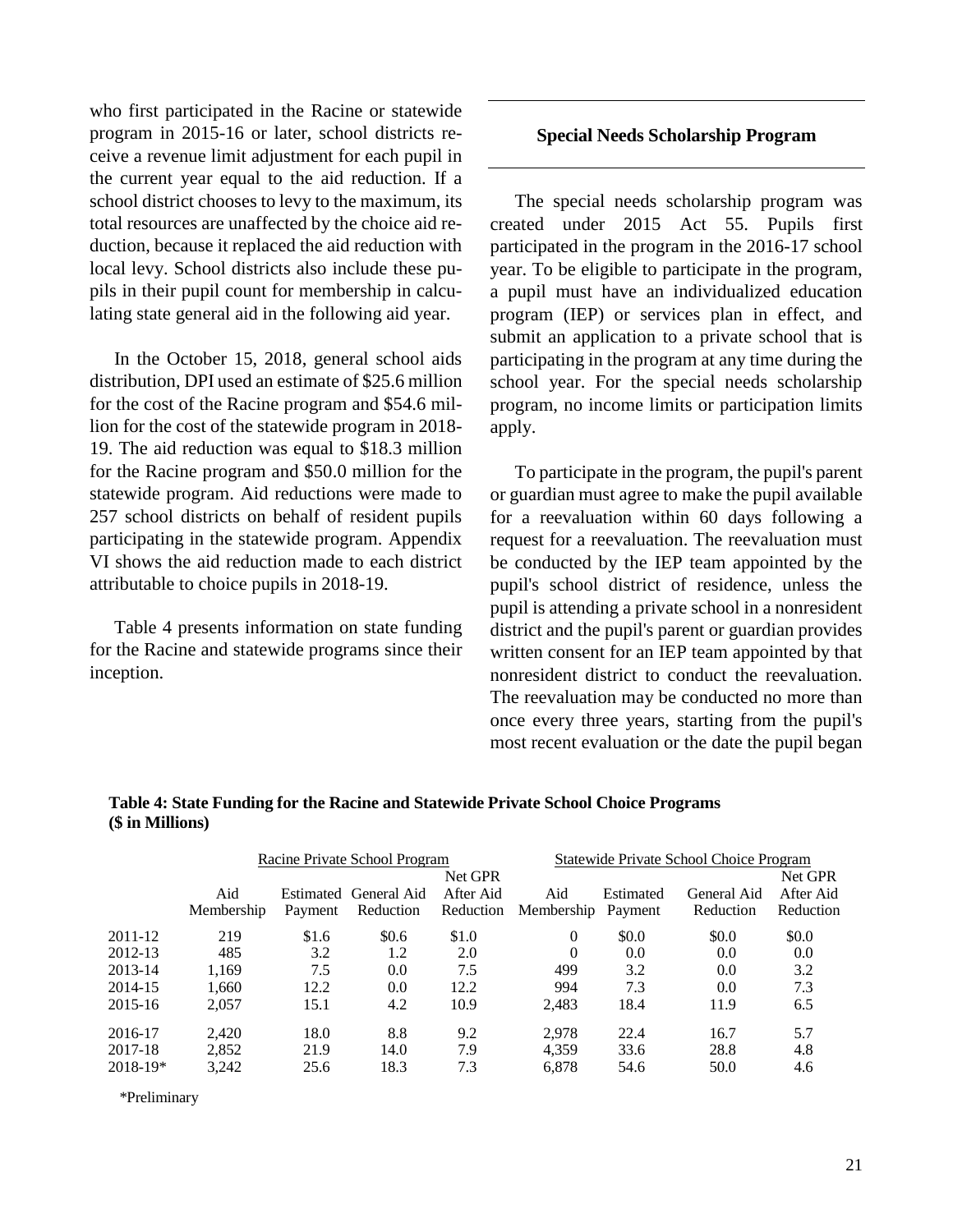who first participated in the Racine or statewide program in 2015-16 or later, school districts receive a revenue limit adjustment for each pupil in the current year equal to the aid reduction. If a school district chooses to levy to the maximum, its total resources are unaffected by the choice aid reduction, because it replaced the aid reduction with local levy. School districts also include these pupils in their pupil count for membership in calculating state general aid in the following aid year.

In the October 15, 2018, general school aids distribution, DPI used an estimate of $25.6 million for the cost of the Racine program and $54.6 million for the cost of the statewide program in 2018-19. The aid reduction was equal to $18.3 million for the Racine program and $50.0 million for the statewide program. Aid reductions were made to 257 school districts on behalf of resident pupils participating in the statewide program. Appendix VI shows the aid reduction made to each district attributable to choice pupils in 2018-19.

Table 4 presents information on state funding for the Racine and statewide programs since their inception.

## Special Needs Scholarship Program

The special needs scholarship program was created under 2015 Act 55. Pupils first participated in the program in the 2016-17 school year. To be eligible to participate in the program, a pupil must have an individualized education program (IEP) or services plan in effect, and submit an application to a private school that is participating in the program at any time during the school year. For the special needs scholarship program, no income limits or participation limits apply.

To participate in the program, the pupil's parent or guardian must agree to make the pupil available for a reevaluation within 60 days following a request for a reevaluation. The reevaluation must be conducted by the IEP team appointed by the pupil's school district of residence, unless the pupil is attending a private school in a nonresident district and the pupil's parent or guardian provides written consent for an IEP team appointed by that nonresident district to conduct the reevaluation. The reevaluation may be conducted no more than once every three years, starting from the pupil's most recent evaluation or the date the pupil began

**Table 4: State Funding for the Racine and Statewide Private School Choice Programs ($ in Millions)**

| | Racine Private School Program | | | | Statewide Private School Choice Program | | | |
|---|---|---|---|---|---|---|---|---|
| | Aid Membership | Estimated Payment | General Aid Reduction | Net GPR After Aid Reduction | Aid Membership | Estimated Payment | General Aid Reduction | Net GPR After Aid Reduction |
| 2011-12 | 219 | $1.6 | $0.6 | $1.0 | 0 | $0.0 | $0.0 | $0.0 |
| 2012-13 | 485 | 3.2 | 1.2 | 2.0 | 0 | 0.0 | 0.0 | 0.0 |
| 2013-14 | 1,169 | 7.5 | 0.0 | 7.5 | 499 | 3.2 | 0.0 | 3.2 |
| 2014-15 | 1,660 | 12.2 | 0.0 | 12.2 | 994 | 7.3 | 0.0 | 7.3 |
| 2015-16 | 2,057 | 15.1 | 4.2 | 10.9 | 2,483 | 18.4 | 11.9 | 6.5 |
| 2016-17 | 2,420 | 18.0 | 8.8 | 9.2 | 2,978 | 22.4 | 16.7 | 5.7 |
| 2017-18 | 2,852 | 21.9 | 14.0 | 7.9 | 4,359 | 33.6 | 28.8 | 4.8 |
| 2018-19* | 3,242 | 25.6 | 18.3 | 7.3 | 6,878 | 54.6 | 50.0 | 4.6 |

*Preliminary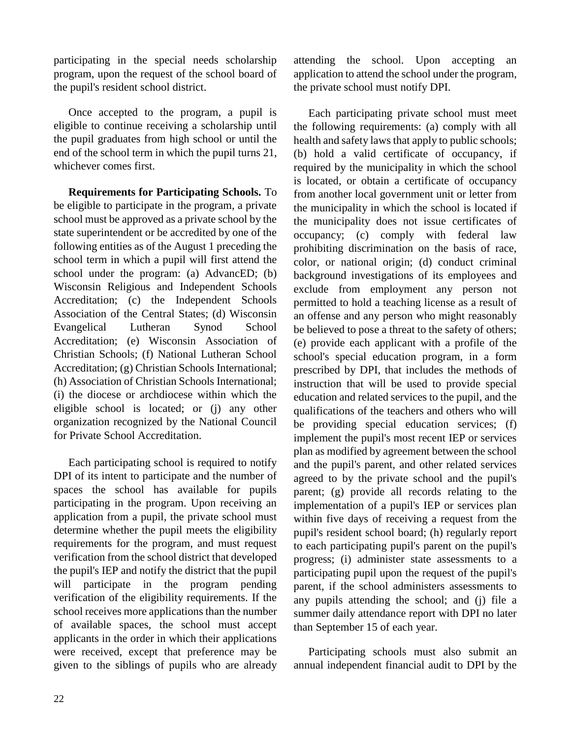participating in the special needs scholarship program, upon the request of the school board of the pupil's resident school district.

Once accepted to the program, a pupil is eligible to continue receiving a scholarship until the pupil graduates from high school or until the end of the school term in which the pupil turns 21, whichever comes first.

**Requirements for Participating Schools.** To be eligible to participate in the program, a private school must be approved as a private school by the state superintendent or be accredited by one of the following entities as of the August 1 preceding the school term in which a pupil will first attend the school under the program: (a) AdvancED; (b) Wisconsin Religious and Independent Schools Accreditation; (c) the Independent Schools Association of the Central States; (d) Wisconsin Evangelical Lutheran Synod School Accreditation; (e) Wisconsin Association of Christian Schools; (f) National Lutheran School Accreditation; (g) Christian Schools International; (h) Association of Christian Schools International; (i) the diocese or archdiocese within which the eligible school is located; or (j) any other organization recognized by the National Council for Private School Accreditation.

Each participating school is required to notify DPI of its intent to participate and the number of spaces the school has available for pupils participating in the program. Upon receiving an application from a pupil, the private school must determine whether the pupil meets the eligibility requirements for the program, and must request verification from the school district that developed the pupil's IEP and notify the district that the pupil will participate in the program pending verification of the eligibility requirements. If the school receives more applications than the number of available spaces, the school must accept applicants in the order in which their applications were received, except that preference may be given to the siblings of pupils who are already attending the school. Upon accepting an application to attend the school under the program, the private school must notify DPI.

Each participating private school must meet the following requirements: (a) comply with all health and safety laws that apply to public schools; (b) hold a valid certificate of occupancy, if required by the municipality in which the school is located, or obtain a certificate of occupancy from another local government unit or letter from the municipality in which the school is located if the municipality does not issue certificates of occupancy; (c) comply with federal law prohibiting discrimination on the basis of race, color, or national origin; (d) conduct criminal background investigations of its employees and exclude from employment any person not permitted to hold a teaching license as a result of an offense and any person who might reasonably be believed to pose a threat to the safety of others; (e) provide each applicant with a profile of the school's special education program, in a form prescribed by DPI, that includes the methods of instruction that will be used to provide special education and related services to the pupil, and the qualifications of the teachers and others who will be providing special education services; (f) implement the pupil's most recent IEP or services plan as modified by agreement between the school and the pupil's parent, and other related services agreed to by the private school and the pupil's parent; (g) provide all records relating to the implementation of a pupil's IEP or services plan within five days of receiving a request from the pupil's resident school board; (h) regularly report to each participating pupil's parent on the pupil's progress; (i) administer state assessments to a participating pupil upon the request of the pupil's parent, if the school administers assessments to any pupils attending the school; and (j) file a summer daily attendance report with DPI no later than September 15 of each year.

Participating schools must also submit an annual independent financial audit to DPI by the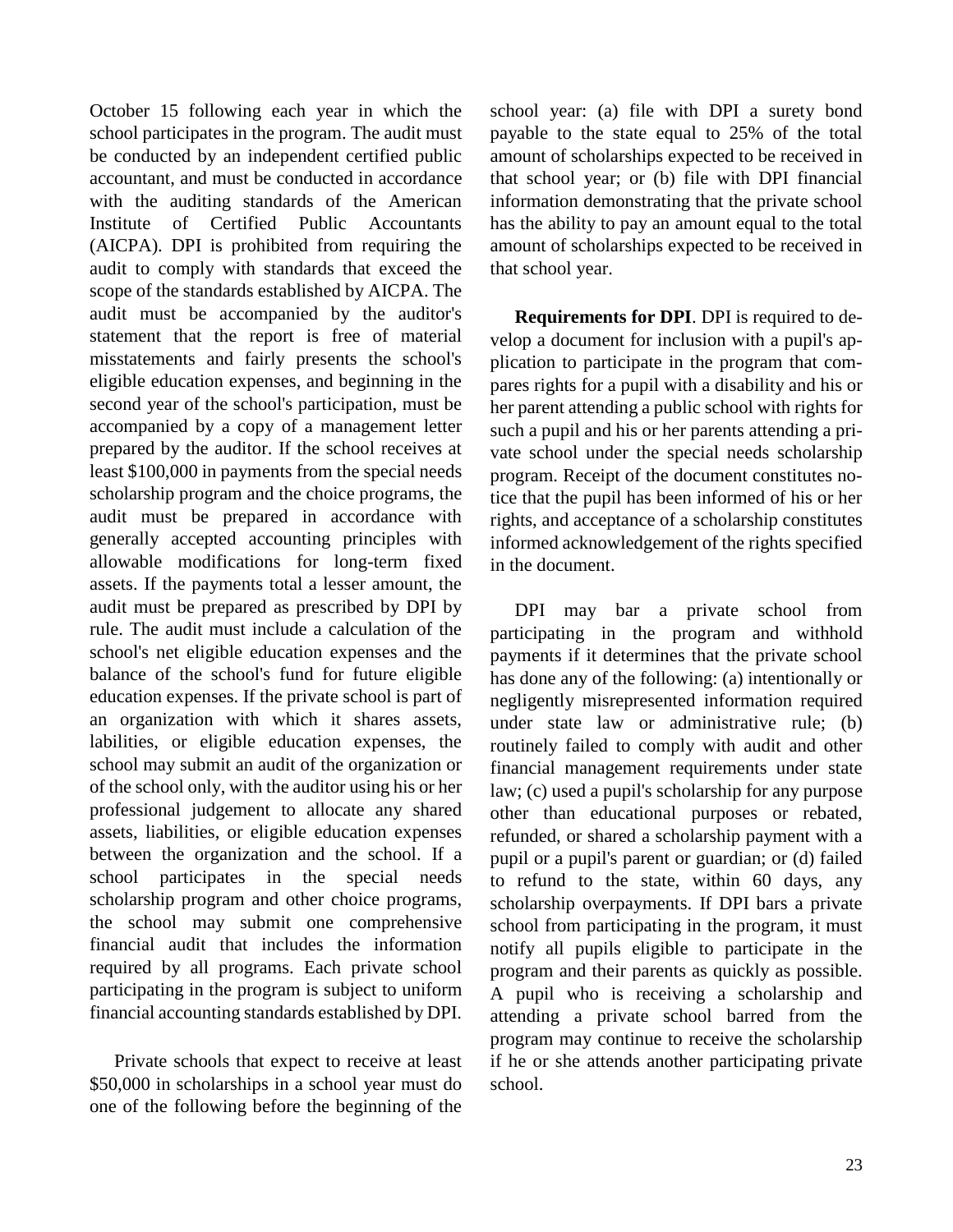October 15 following each year in which the school participates in the program. The audit must be conducted by an independent certified public accountant, and must be conducted in accordance with the auditing standards of the American Institute of Certified Public Accountants (AICPA). DPI is prohibited from requiring the audit to comply with standards that exceed the scope of the standards established by AICPA. The audit must be accompanied by the auditor's statement that the report is free of material misstatements and fairly presents the school's eligible education expenses, and beginning in the second year of the school's participation, must be accompanied by a copy of a management letter prepared by the auditor. If the school receives at least $100,000 in payments from the special needs scholarship program and the choice programs, the audit must be prepared in accordance with generally accepted accounting principles with allowable modifications for long-term fixed assets. If the payments total a lesser amount, the audit must be prepared as prescribed by DPI by rule. The audit must include a calculation of the school's net eligible education expenses and the balance of the school's fund for future eligible education expenses. If the private school is part of an organization with which it shares assets, labilities, or eligible education expenses, the school may submit an audit of the organization or of the school only, with the auditor using his or her professional judgement to allocate any shared assets, liabilities, or eligible education expenses between the organization and the school. If a school participates in the special needs scholarship program and other choice programs, the school may submit one comprehensive financial audit that includes the information required by all programs. Each private school participating in the program is subject to uniform financial accounting standards established by DPI.

Private schools that expect to receive at least $50,000 in scholarships in a school year must do one of the following before the beginning of the school year: (a) file with DPI a surety bond payable to the state equal to 25% of the total amount of scholarships expected to be received in that school year; or (b) file with DPI financial information demonstrating that the private school has the ability to pay an amount equal to the total amount of scholarships expected to be received in that school year.

**Requirements for DPI**. DPI is required to develop a document for inclusion with a pupil's application to participate in the program that compares rights for a pupil with a disability and his or her parent attending a public school with rights for such a pupil and his or her parents attending a private school under the special needs scholarship program. Receipt of the document constitutes notice that the pupil has been informed of his or her rights, and acceptance of a scholarship constitutes informed acknowledgement of the rights specified in the document.

DPI may bar a private school from participating in the program and withhold payments if it determines that the private school has done any of the following: (a) intentionally or negligently misrepresented information required under state law or administrative rule; (b) routinely failed to comply with audit and other financial management requirements under state law; (c) used a pupil's scholarship for any purpose other than educational purposes or rebated, refunded, or shared a scholarship payment with a pupil or a pupil's parent or guardian; or (d) failed to refund to the state, within 60 days, any scholarship overpayments. If DPI bars a private school from participating in the program, it must notify all pupils eligible to participate in the program and their parents as quickly as possible. A pupil who is receiving a scholarship and attending a private school barred from the program may continue to receive the scholarship if he or she attends another participating private school.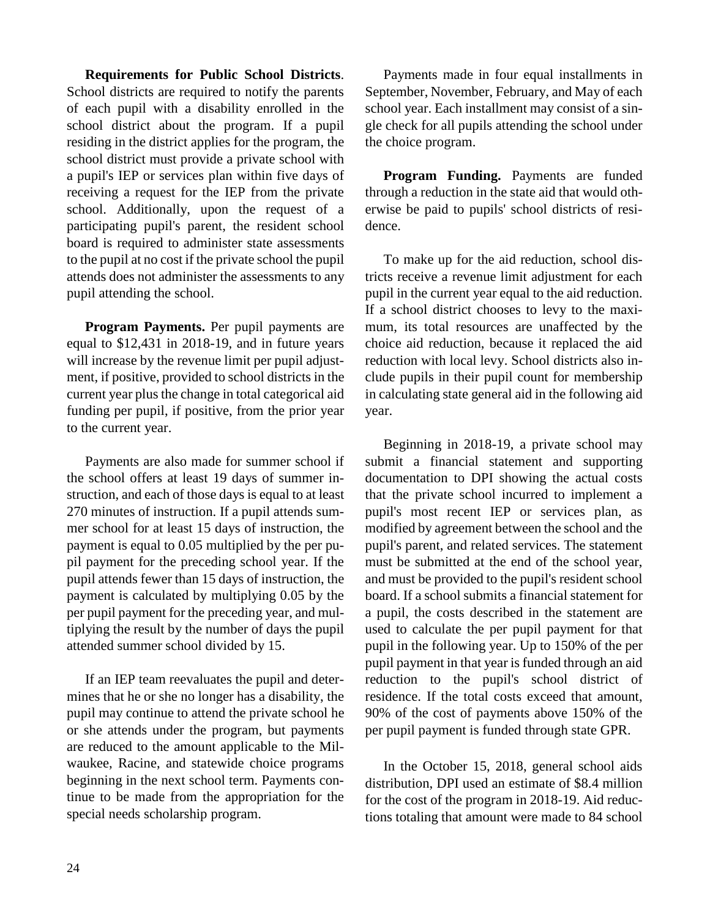**Requirements for Public School Districts**. School districts are required to notify the parents of each pupil with a disability enrolled in the school district about the program. If a pupil residing in the district applies for the program, the school district must provide a private school with a pupil's IEP or services plan within five days of receiving a request for the IEP from the private school. Additionally, upon the request of a participating pupil's parent, the resident school board is required to administer state assessments to the pupil at no cost if the private school the pupil attends does not administer the assessments to any pupil attending the school.

**Program Payments.** Per pupil payments are equal to $12,431 in 2018-19, and in future years will increase by the revenue limit per pupil adjustment, if positive, provided to school districts in the current year plus the change in total categorical aid funding per pupil, if positive, from the prior year to the current year.

Payments are also made for summer school if the school offers at least 19 days of summer instruction, and each of those days is equal to at least 270 minutes of instruction. If a pupil attends summer school for at least 15 days of instruction, the payment is equal to 0.05 multiplied by the per pupil payment for the preceding school year. If the pupil attends fewer than 15 days of instruction, the payment is calculated by multiplying 0.05 by the per pupil payment for the preceding year, and multiplying the result by the number of days the pupil attended summer school divided by 15.

If an IEP team reevaluates the pupil and determines that he or she no longer has a disability, the pupil may continue to attend the private school he or she attends under the program, but payments are reduced to the amount applicable to the Milwaukee, Racine, and statewide choice programs beginning in the next school term. Payments continue to be made from the appropriation for the special needs scholarship program.

Payments made in four equal installments in September, November, February, and May of each school year. Each installment may consist of a single check for all pupils attending the school under the choice program.

**Program Funding.** Payments are funded through a reduction in the state aid that would otherwise be paid to pupils' school districts of residence.

To make up for the aid reduction, school districts receive a revenue limit adjustment for each pupil in the current year equal to the aid reduction. If a school district chooses to levy to the maximum, its total resources are unaffected by the choice aid reduction, because it replaced the aid reduction with local levy. School districts also include pupils in their pupil count for membership in calculating state general aid in the following aid year.

Beginning in 2018-19, a private school may submit a financial statement and supporting documentation to DPI showing the actual costs that the private school incurred to implement a pupil's most recent IEP or services plan, as modified by agreement between the school and the pupil's parent, and related services. The statement must be submitted at the end of the school year, and must be provided to the pupil's resident school board. If a school submits a financial statement for a pupil, the costs described in the statement are used to calculate the per pupil payment for that pupil in the following year. Up to 150% of the per pupil payment in that year is funded through an aid reduction to the pupil's school district of residence. If the total costs exceed that amount, 90% of the cost of payments above 150% of the per pupil payment is funded through state GPR.

In the October 15, 2018, general school aids distribution, DPI used an estimate of $8.4 million for the cost of the program in 2018-19. Aid reductions totaling that amount were made to 84 school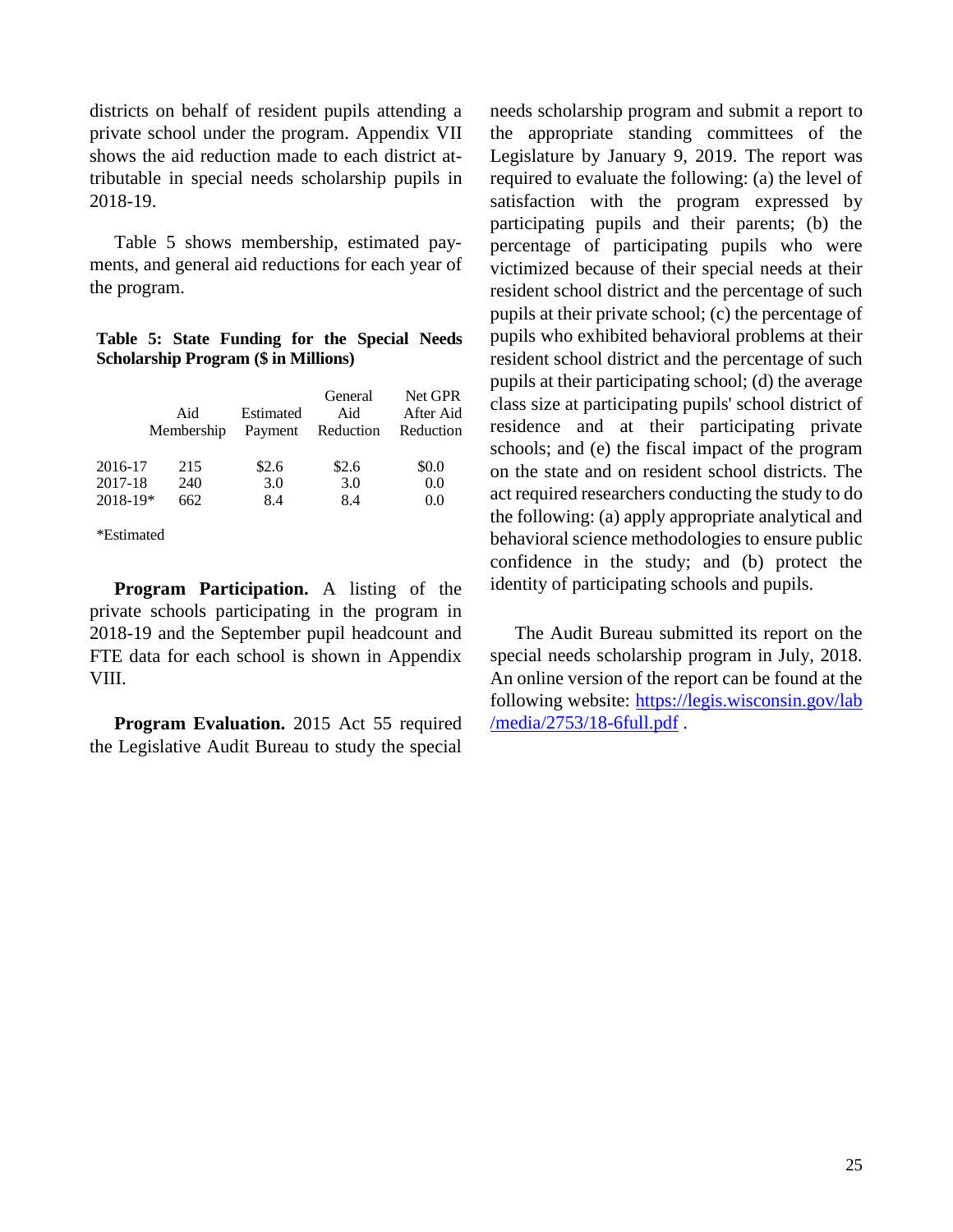districts on behalf of resident pupils attending a private school under the program. Appendix VII shows the aid reduction made to each district attributable in special needs scholarship pupils in 2018-19.

Table 5 shows membership, estimated payments, and general aid reductions for each year of the program.

**Table 5: State Funding for the Special Needs Scholarship Program ($ in Millions)**

| | Aid Membership | Estimated Payment | General Aid Reduction | Net GPR After Aid Reduction |
|---|---|---|---|---|
| 2016-17 | 215 | $2.6 | $2.6 | $0.0 |
| 2017-18 | 240 | 3.0 | 3.0 | 0.0 |
| 2018-19* | 662 | 8.4 | 8.4 | 0.0 |

*Estimated

**Program Participation.** A listing of the private schools participating in the program in 2018-19 and the September pupil headcount and FTE data for each school is shown in Appendix VIII.

**Program Evaluation.** 2015 Act 55 required the Legislative Audit Bureau to study the special needs scholarship program and submit a report to the appropriate standing committees of the Legislature by January 9, 2019. The report was required to evaluate the following: (a) the level of satisfaction with the program expressed by participating pupils and their parents; (b) the percentage of participating pupils who were victimized because of their special needs at their resident school district and the percentage of such pupils at their private school; (c) the percentage of pupils who exhibited behavioral problems at their resident school district and the percentage of such pupils at their participating school; (d) the average class size at participating pupils' school district of residence and at their participating private schools; and (e) the fiscal impact of the program on the state and on resident school districts. The act required researchers conducting the study to do the following: (a) apply appropriate analytical and behavioral science methodologies to ensure public confidence in the study; and (b) protect the identity of participating schools and pupils.

The Audit Bureau submitted its report on the special needs scholarship program in July, 2018. An online version of the report can be found at the following website: https://legis.wisconsin.gov/lab/media/2753/18-6full.pdf .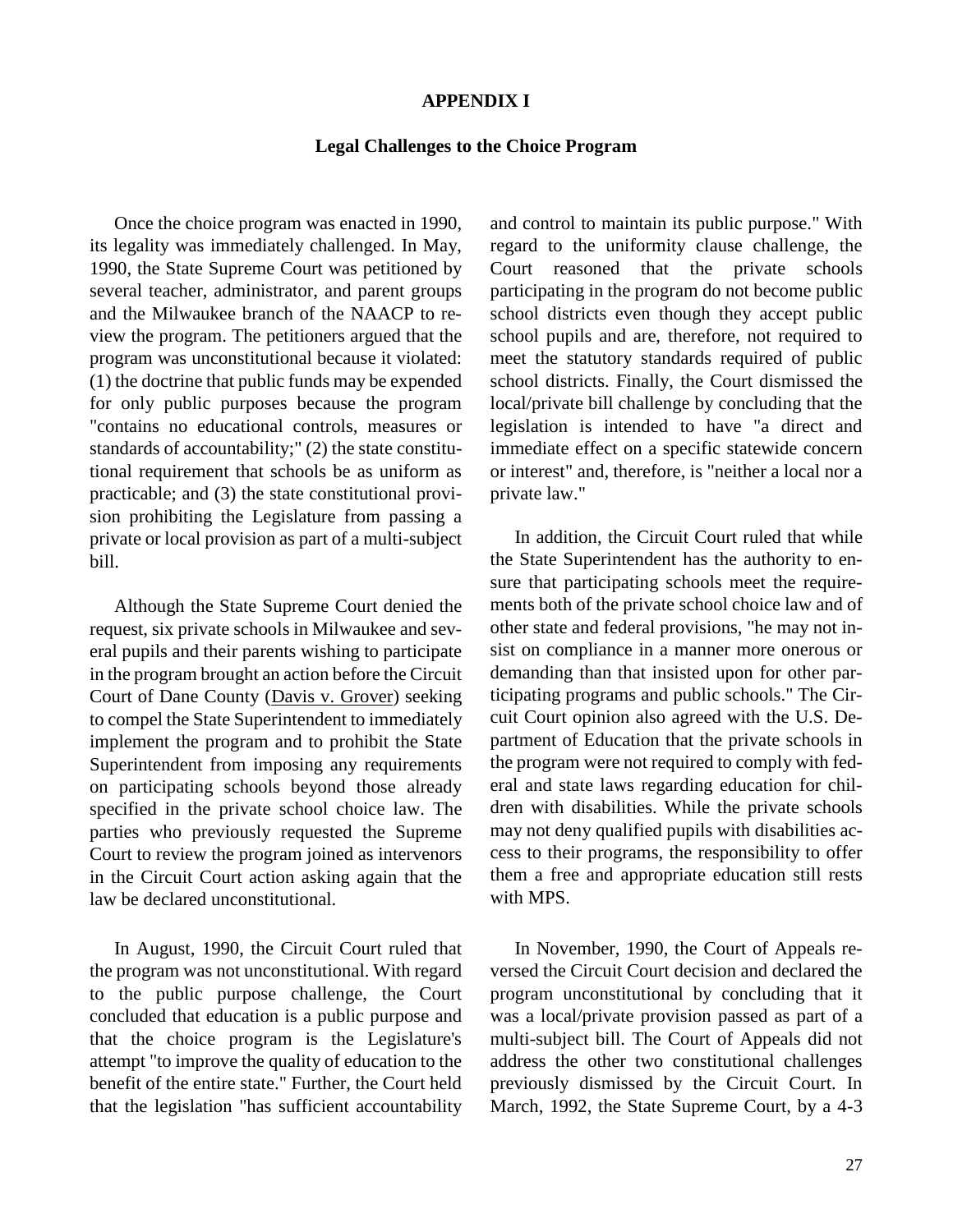## APPENDIX I

### Legal Challenges to the Choice Program

Once the choice program was enacted in 1990, its legality was immediately challenged. In May, 1990, the State Supreme Court was petitioned by several teacher, administrator, and parent groups and the Milwaukee branch of the NAACP to review the program. The petitioners argued that the program was unconstitutional because it violated: (1) the doctrine that public funds may be expended for only public purposes because the program "contains no educational controls, measures or standards of accountability;" (2) the state constitutional requirement that schools be as uniform as practicable; and (3) the state constitutional provision prohibiting the Legislature from passing a private or local provision as part of a multi-subject bill.

Although the State Supreme Court denied the request, six private schools in Milwaukee and several pupils and their parents wishing to participate in the program brought an action before the Circuit Court of Dane County (Davis v. Grover) seeking to compel the State Superintendent to immediately implement the program and to prohibit the State Superintendent from imposing any requirements on participating schools beyond those already specified in the private school choice law. The parties who previously requested the Supreme Court to review the program joined as intervenors in the Circuit Court action asking again that the law be declared unconstitutional.

In August, 1990, the Circuit Court ruled that the program was not unconstitutional. With regard to the public purpose challenge, the Court concluded that education is a public purpose and that the choice program is the Legislature's attempt "to improve the quality of education to the benefit of the entire state." Further, the Court held that the legislation "has sufficient accountability and control to maintain its public purpose." With regard to the uniformity clause challenge, the Court reasoned that the private schools participating in the program do not become public school districts even though they accept public school pupils and are, therefore, not required to meet the statutory standards required of public school districts. Finally, the Court dismissed the local/private bill challenge by concluding that the legislation is intended to have "a direct and immediate effect on a specific statewide concern or interest" and, therefore, is "neither a local nor a private law."

In addition, the Circuit Court ruled that while the State Superintendent has the authority to ensure that participating schools meet the requirements both of the private school choice law and of other state and federal provisions, "he may not insist on compliance in a manner more onerous or demanding than that insisted upon for other participating programs and public schools." The Circuit Court opinion also agreed with the U.S. Department of Education that the private schools in the program were not required to comply with federal and state laws regarding education for children with disabilities. While the private schools may not deny qualified pupils with disabilities access to their programs, the responsibility to offer them a free and appropriate education still rests with MPS.

In November, 1990, the Court of Appeals reversed the Circuit Court decision and declared the program unconstitutional by concluding that it was a local/private provision passed as part of a multi-subject bill. The Court of Appeals did not address the other two constitutional challenges previously dismissed by the Circuit Court. In March, 1992, the State Supreme Court, by a 4-3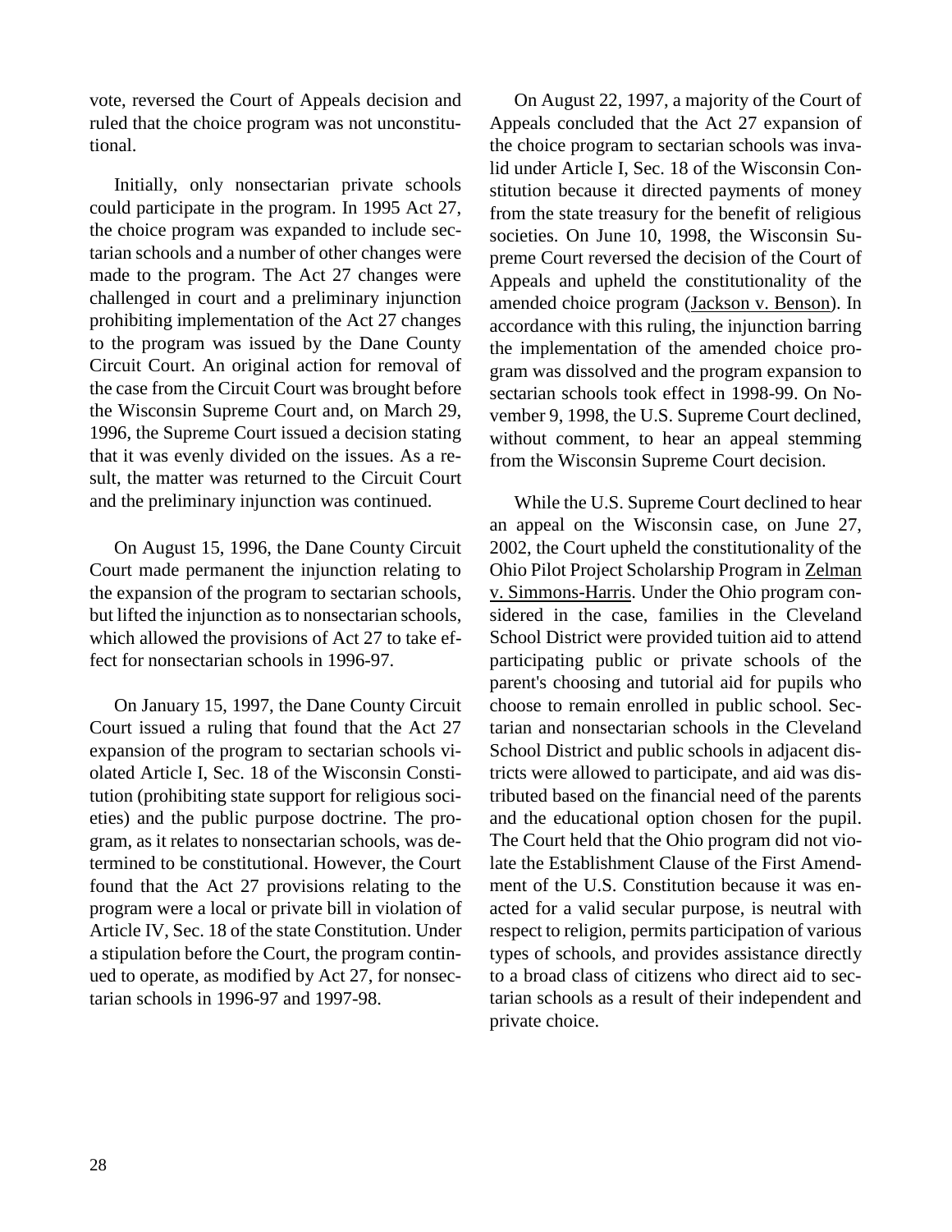vote, reversed the Court of Appeals decision and ruled that the choice program was not unconstitutional.

Initially, only nonsectarian private schools could participate in the program. In 1995 Act 27, the choice program was expanded to include sectarian schools and a number of other changes were made to the program. The Act 27 changes were challenged in court and a preliminary injunction prohibiting implementation of the Act 27 changes to the program was issued by the Dane County Circuit Court. An original action for removal of the case from the Circuit Court was brought before the Wisconsin Supreme Court and, on March 29, 1996, the Supreme Court issued a decision stating that it was evenly divided on the issues. As a result, the matter was returned to the Circuit Court and the preliminary injunction was continued.

On August 15, 1996, the Dane County Circuit Court made permanent the injunction relating to the expansion of the program to sectarian schools, but lifted the injunction as to nonsectarian schools, which allowed the provisions of Act 27 to take effect for nonsectarian schools in 1996-97.

On January 15, 1997, the Dane County Circuit Court issued a ruling that found that the Act 27 expansion of the program to sectarian schools violated Article I, Sec. 18 of the Wisconsin Constitution (prohibiting state support for religious societies) and the public purpose doctrine. The program, as it relates to nonsectarian schools, was determined to be constitutional. However, the Court found that the Act 27 provisions relating to the program were a local or private bill in violation of Article IV, Sec. 18 of the state Constitution. Under a stipulation before the Court, the program continued to operate, as modified by Act 27, for nonsectarian schools in 1996-97 and 1997-98.

On August 22, 1997, a majority of the Court of Appeals concluded that the Act 27 expansion of the choice program to sectarian schools was invalid under Article I, Sec. 18 of the Wisconsin Constitution because it directed payments of money from the state treasury for the benefit of religious societies. On June 10, 1998, the Wisconsin Supreme Court reversed the decision of the Court of Appeals and upheld the constitutionality of the amended choice program (Jackson v. Benson). In accordance with this ruling, the injunction barring the implementation of the amended choice program was dissolved and the program expansion to sectarian schools took effect in 1998-99. On November 9, 1998, the U.S. Supreme Court declined, without comment, to hear an appeal stemming from the Wisconsin Supreme Court decision.

While the U.S. Supreme Court declined to hear an appeal on the Wisconsin case, on June 27, 2002, the Court upheld the constitutionality of the Ohio Pilot Project Scholarship Program in Zelman v. Simmons-Harris. Under the Ohio program considered in the case, families in the Cleveland School District were provided tuition aid to attend participating public or private schools of the parent's choosing and tutorial aid for pupils who choose to remain enrolled in public school. Sectarian and nonsectarian schools in the Cleveland School District and public schools in adjacent districts were allowed to participate, and aid was distributed based on the financial need of the parents and the educational option chosen for the pupil. The Court held that the Ohio program did not violate the Establishment Clause of the First Amendment of the U.S. Constitution because it was enacted for a valid secular purpose, is neutral with respect to religion, permits participation of various types of schools, and provides assistance directly to a broad class of citizens who direct aid to sectarian schools as a result of their independent and private choice.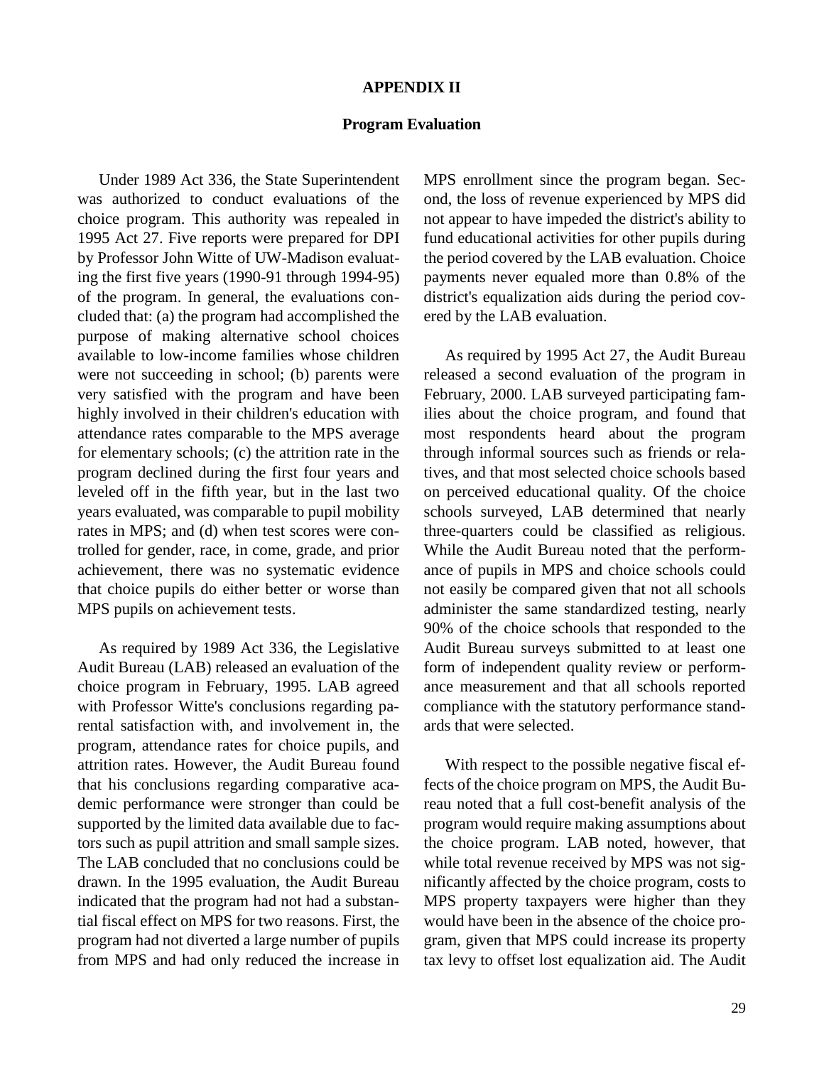## APPENDIX II

### Program Evaluation

Under 1989 Act 336, the State Superintendent was authorized to conduct evaluations of the choice program. This authority was repealed in 1995 Act 27. Five reports were prepared for DPI by Professor John Witte of UW-Madison evaluating the first five years (1990-91 through 1994-95) of the program. In general, the evaluations concluded that: (a) the program had accomplished the purpose of making alternative school choices available to low-income families whose children were not succeeding in school; (b) parents were very satisfied with the program and have been highly involved in their children's education with attendance rates comparable to the MPS average for elementary schools; (c) the attrition rate in the program declined during the first four years and leveled off in the fifth year, but in the last two years evaluated, was comparable to pupil mobility rates in MPS; and (d) when test scores were controlled for gender, race, in come, grade, and prior achievement, there was no systematic evidence that choice pupils do either better or worse than MPS pupils on achievement tests.

As required by 1989 Act 336, the Legislative Audit Bureau (LAB) released an evaluation of the choice program in February, 1995. LAB agreed with Professor Witte's conclusions regarding parental satisfaction with, and involvement in, the program, attendance rates for choice pupils, and attrition rates. However, the Audit Bureau found that his conclusions regarding comparative academic performance were stronger than could be supported by the limited data available due to factors such as pupil attrition and small sample sizes. The LAB concluded that no conclusions could be drawn. In the 1995 evaluation, the Audit Bureau indicated that the program had not had a substantial fiscal effect on MPS for two reasons. First, the program had not diverted a large number of pupils from MPS and had only reduced the increase in MPS enrollment since the program began. Second, the loss of revenue experienced by MPS did not appear to have impeded the district's ability to fund educational activities for other pupils during the period covered by the LAB evaluation. Choice payments never equaled more than 0.8% of the district's equalization aids during the period covered by the LAB evaluation.

As required by 1995 Act 27, the Audit Bureau released a second evaluation of the program in February, 2000. LAB surveyed participating families about the choice program, and found that most respondents heard about the program through informal sources such as friends or relatives, and that most selected choice schools based on perceived educational quality. Of the choice schools surveyed, LAB determined that nearly three-quarters could be classified as religious. While the Audit Bureau noted that the performance of pupils in MPS and choice schools could not easily be compared given that not all schools administer the same standardized testing, nearly 90% of the choice schools that responded to the Audit Bureau surveys submitted to at least one form of independent quality review or performance measurement and that all schools reported compliance with the statutory performance standards that were selected.

With respect to the possible negative fiscal effects of the choice program on MPS, the Audit Bureau noted that a full cost-benefit analysis of the program would require making assumptions about the choice program. LAB noted, however, that while total revenue received by MPS was not significantly affected by the choice program, costs to MPS property taxpayers were higher than they would have been in the absence of the choice program, given that MPS could increase its property tax levy to offset lost equalization aid. The Audit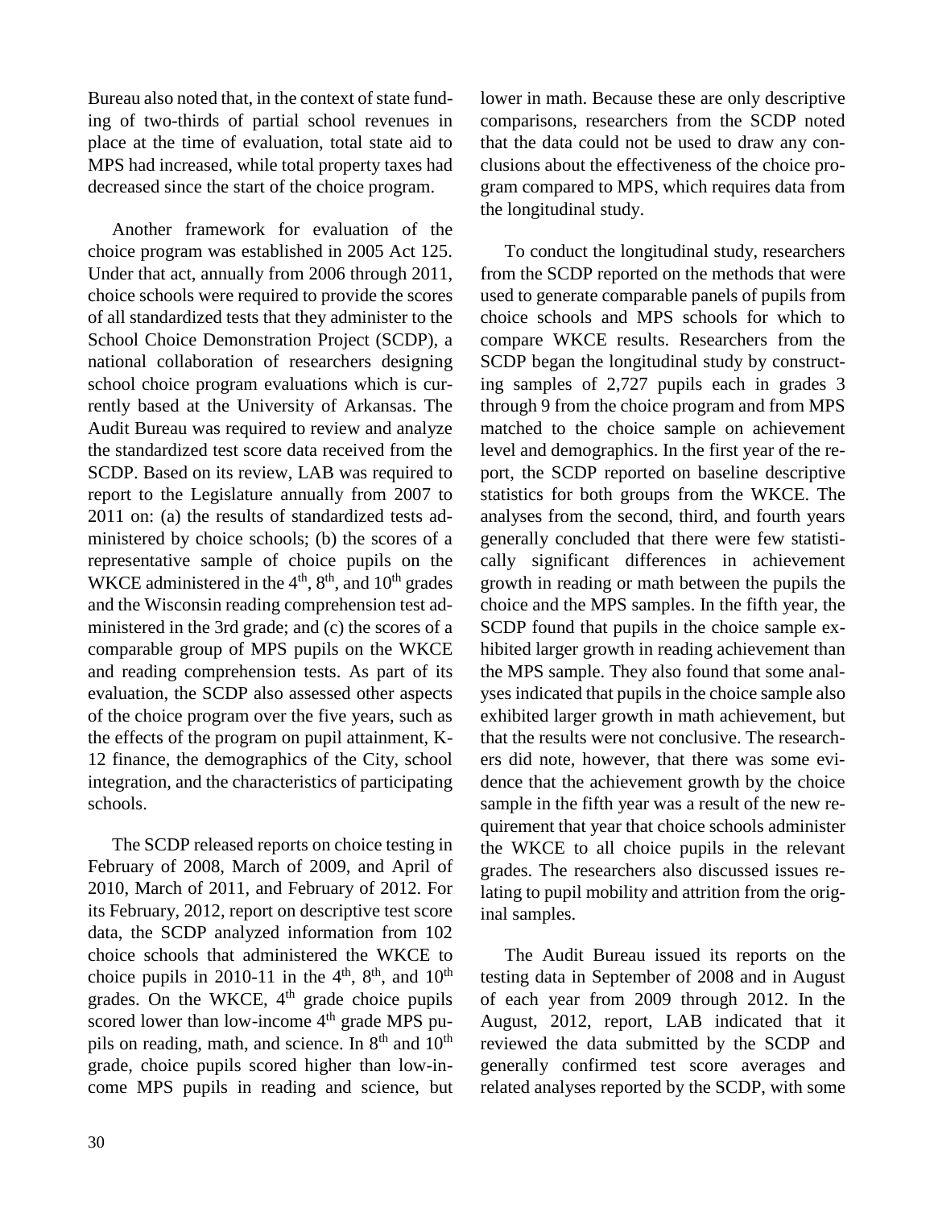Bureau also noted that, in the context of state funding of two-thirds of partial school revenues in place at the time of evaluation, total state aid to MPS had increased, while total property taxes had decreased since the start of the choice program.

Another framework for evaluation of the choice program was established in 2005 Act 125. Under that act, annually from 2006 through 2011, choice schools were required to provide the scores of all standardized tests that they administer to the School Choice Demonstration Project (SCDP), a national collaboration of researchers designing school choice program evaluations which is currently based at the University of Arkansas. The Audit Bureau was required to review and analyze the standardized test score data received from the SCDP. Based on its review, LAB was required to report to the Legislature annually from 2007 to 2011 on: (a) the results of standardized tests administered by choice schools; (b) the scores of a representative sample of choice pupils on the WKCE administered in the 4th, 8th, and 10th grades and the Wisconsin reading comprehension test administered in the 3rd grade; and (c) the scores of a comparable group of MPS pupils on the WKCE and reading comprehension tests. As part of its evaluation, the SCDP also assessed other aspects of the choice program over the five years, such as the effects of the program on pupil attainment, K-12 finance, the demographics of the City, school integration, and the characteristics of participating schools.

The SCDP released reports on choice testing in February of 2008, March of 2009, and April of 2010, March of 2011, and February of 2012. For its February, 2012, report on descriptive test score data, the SCDP analyzed information from 102 choice schools that administered the WKCE to choice pupils in 2010-11 in the 4th, 8th, and 10th grades. On the WKCE, 4th grade choice pupils scored lower than low-income 4th grade MPS pupils on reading, math, and science. In 8th and 10th grade, choice pupils scored higher than low-income MPS pupils in reading and science, but lower in math. Because these are only descriptive comparisons, researchers from the SCDP noted that the data could not be used to draw any conclusions about the effectiveness of the choice program compared to MPS, which requires data from the longitudinal study.

To conduct the longitudinal study, researchers from the SCDP reported on the methods that were used to generate comparable panels of pupils from choice schools and MPS schools for which to compare WKCE results. Researchers from the SCDP began the longitudinal study by constructing samples of 2,727 pupils each in grades 3 through 9 from the choice program and from MPS matched to the choice sample on achievement level and demographics. In the first year of the report, the SCDP reported on baseline descriptive statistics for both groups from the WKCE. The analyses from the second, third, and fourth years generally concluded that there were few statistically significant differences in achievement growth in reading or math between the pupils the choice and the MPS samples. In the fifth year, the SCDP found that pupils in the choice sample exhibited larger growth in reading achievement than the MPS sample. They also found that some analyses indicated that pupils in the choice sample also exhibited larger growth in math achievement, but that the results were not conclusive. The researchers did note, however, that there was some evidence that the achievement growth by the choice sample in the fifth year was a result of the new requirement that year that choice schools administer the WKCE to all choice pupils in the relevant grades. The researchers also discussed issues relating to pupil mobility and attrition from the original samples.

The Audit Bureau issued its reports on the testing data in September of 2008 and in August of each year from 2009 through 2012. In the August, 2012, report, LAB indicated that it reviewed the data submitted by the SCDP and generally confirmed test score averages and related analyses reported by the SCDP, with some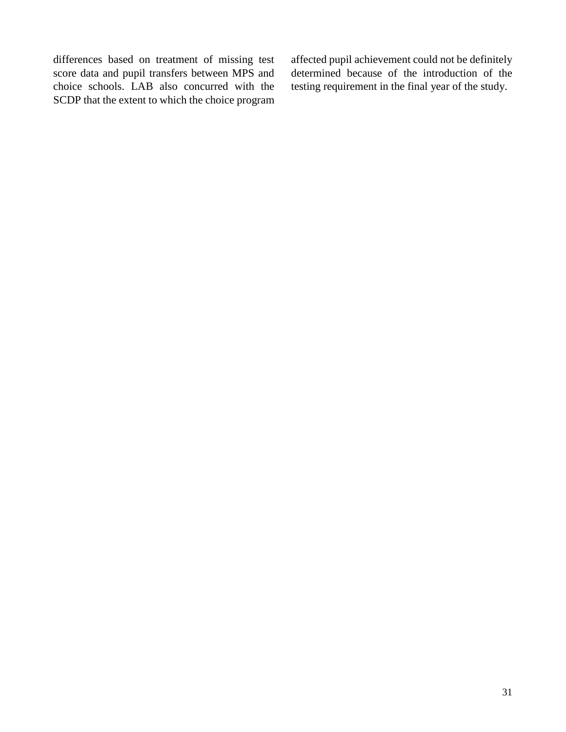differences based on treatment of missing test score data and pupil transfers between MPS and choice schools. LAB also concurred with the SCDP that the extent to which the choice program affected pupil achievement could not be definitely determined because of the introduction of the testing requirement in the final year of the study.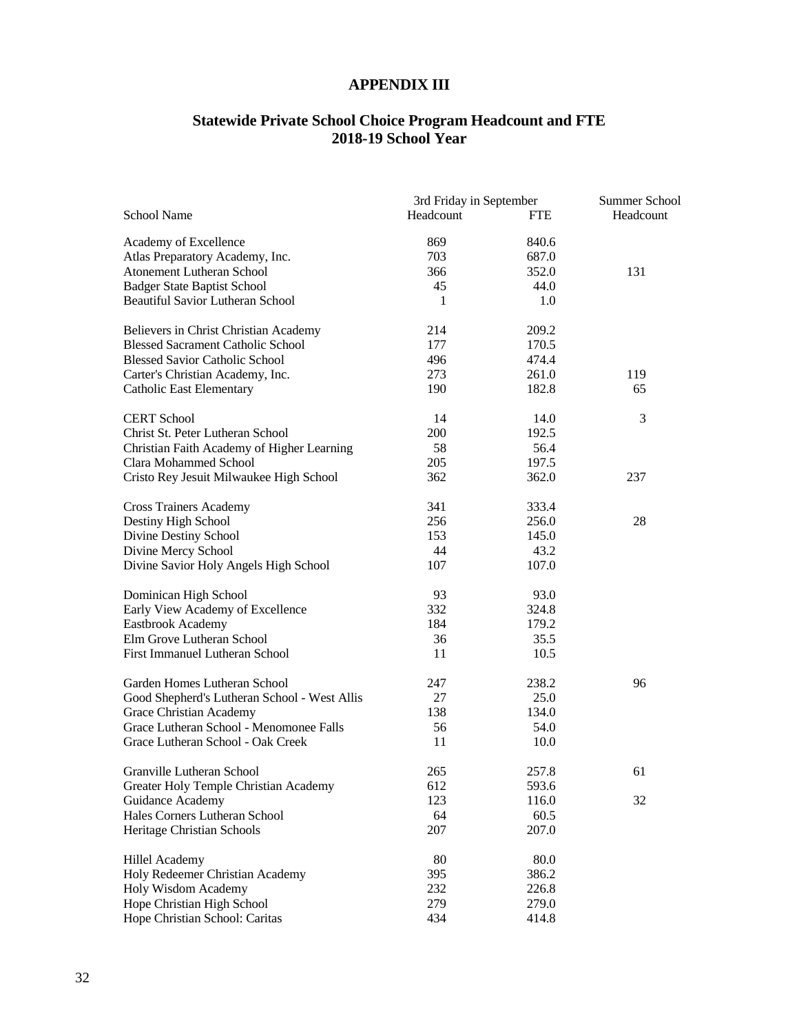## APPENDIX III

## Statewide Private School Choice Program Headcount and FTE
## 2018-19 School Year

| School Name | 3rd Friday in September Headcount | FTE | Summer School Headcount |
|---|---|---|---|
| Academy of Excellence | 869 | 840.6 | |
| Atlas Preparatory Academy, Inc. | 703 | 687.0 | |
| Atonement Lutheran School | 366 | 352.0 | 131 |
| Badger State Baptist School | 45 | 44.0 | |
| Beautiful Savior Lutheran School | 1 | 1.0 | |
| Believers in Christ Christian Academy | 214 | 209.2 | |
| Blessed Sacrament Catholic School | 177 | 170.5 | |
| Blessed Savior Catholic School | 496 | 474.4 | |
| Carter's Christian Academy, Inc. | 273 | 261.0 | 119 |
| Catholic East Elementary | 190 | 182.8 | 65 |
| CERT School | 14 | 14.0 | 3 |
| Christ St. Peter Lutheran School | 200 | 192.5 | |
| Christian Faith Academy of Higher Learning | 58 | 56.4 | |
| Clara Mohammed School | 205 | 197.5 | |
| Cristo Rey Jesuit Milwaukee High School | 362 | 362.0 | 237 |
| Cross Trainers Academy | 341 | 333.4 | |
| Destiny High School | 256 | 256.0 | 28 |
| Divine Destiny School | 153 | 145.0 | |
| Divine Mercy School | 44 | 43.2 | |
| Divine Savior Holy Angels High School | 107 | 107.0 | |
| Dominican High School | 93 | 93.0 | |
| Early View Academy of Excellence | 332 | 324.8 | |
| Eastbrook Academy | 184 | 179.2 | |
| Elm Grove Lutheran School | 36 | 35.5 | |
| First Immanuel Lutheran School | 11 | 10.5 | |
| Garden Homes Lutheran School | 247 | 238.2 | 96 |
| Good Shepherd's Lutheran School - West Allis | 27 | 25.0 | |
| Grace Christian Academy | 138 | 134.0 | |
| Grace Lutheran School - Menomonee Falls | 56 | 54.0 | |
| Grace Lutheran School - Oak Creek | 11 | 10.0 | |
| Granville Lutheran School | 265 | 257.8 | 61 |
| Greater Holy Temple Christian Academy | 612 | 593.6 | |
| Guidance Academy | 123 | 116.0 | 32 |
| Hales Corners Lutheran School | 64 | 60.5 | |
| Heritage Christian Schools | 207 | 207.0 | |
| Hillel Academy | 80 | 80.0 | |
| Holy Redeemer Christian Academy | 395 | 386.2 | |
| Holy Wisdom Academy | 232 | 226.8 | |
| Hope Christian High School | 279 | 279.0 | |
| Hope Christian School: Caritas | 434 | 414.8 | |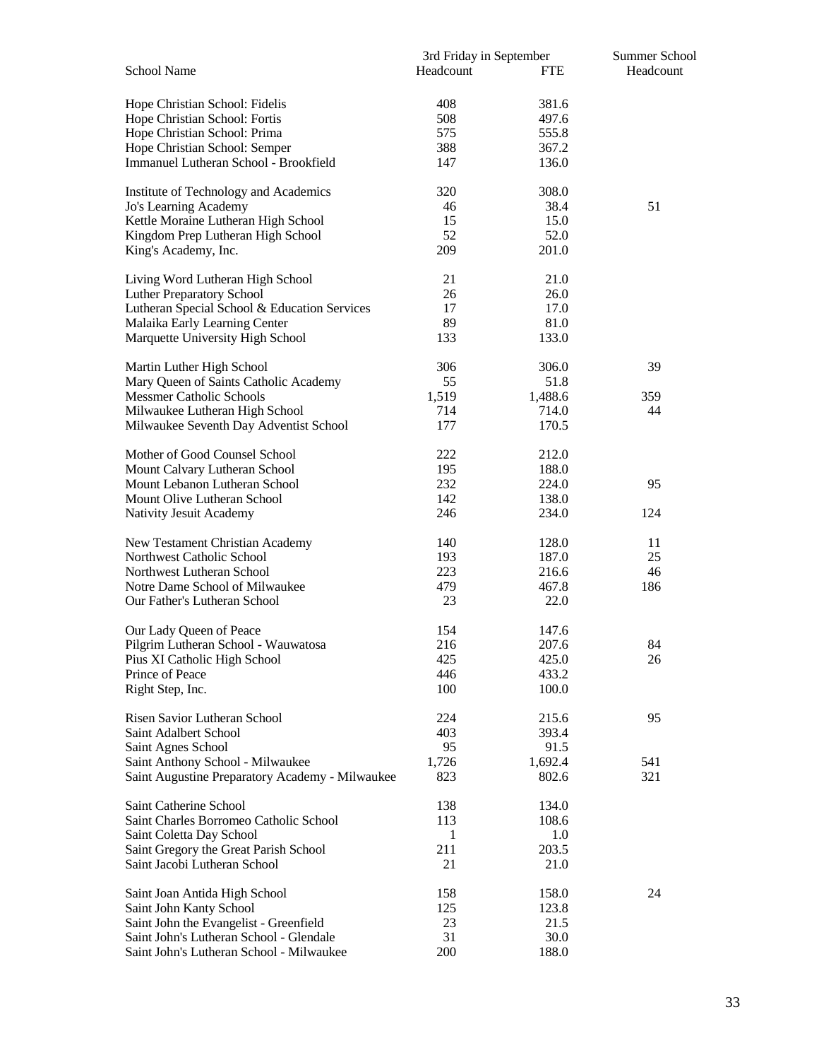| School Name | 3rd Friday in September Headcount | FTE | Summer School Headcount |
|---|---|---|---|
| Hope Christian School: Fidelis | 408 | 381.6 | |
| Hope Christian School: Fortis | 508 | 497.6 | |
| Hope Christian School: Prima | 575 | 555.8 | |
| Hope Christian School: Semper | 388 | 367.2 | |
| Immanuel Lutheran School - Brookfield | 147 | 136.0 | |
| Institute of Technology and Academics | 320 | 308.0 | |
| Jo's Learning Academy | 46 | 38.4 | 51 |
| Kettle Moraine Lutheran High School | 15 | 15.0 | |
| Kingdom Prep Lutheran High School | 52 | 52.0 | |
| King's Academy, Inc. | 209 | 201.0 | |
| Living Word Lutheran High School | 21 | 21.0 | |
| Luther Preparatory School | 26 | 26.0 | |
| Lutheran Special School & Education Services | 17 | 17.0 | |
| Malaika Early Learning Center | 89 | 81.0 | |
| Marquette University High School | 133 | 133.0 | |
| Martin Luther High School | 306 | 306.0 | 39 |
| Mary Queen of Saints Catholic Academy | 55 | 51.8 | |
| Messmer Catholic Schools | 1,519 | 1,488.6 | 359 |
| Milwaukee Lutheran High School | 714 | 714.0 | 44 |
| Milwaukee Seventh Day Adventist School | 177 | 170.5 | |
| Mother of Good Counsel School | 222 | 212.0 | |
| Mount Calvary Lutheran School | 195 | 188.0 | |
| Mount Lebanon Lutheran School | 232 | 224.0 | 95 |
| Mount Olive Lutheran School | 142 | 138.0 | |
| Nativity Jesuit Academy | 246 | 234.0 | 124 |
| New Testament Christian Academy | 140 | 128.0 | 11 |
| Northwest Catholic School | 193 | 187.0 | 25 |
| Northwest Lutheran School | 223 | 216.6 | 46 |
| Notre Dame School of Milwaukee | 479 | 467.8 | 186 |
| Our Father's Lutheran School | 23 | 22.0 | |
| Our Lady Queen of Peace | 154 | 147.6 | |
| Pilgrim Lutheran School - Wauwatosa | 216 | 207.6 | 84 |
| Pius XI Catholic High School | 425 | 425.0 | 26 |
| Prince of Peace | 446 | 433.2 | |
| Right Step, Inc. | 100 | 100.0 | |
| Risen Savior Lutheran School | 224 | 215.6 | 95 |
| Saint Adalbert School | 403 | 393.4 | |
| Saint Agnes School | 95 | 91.5 | |
| Saint Anthony School - Milwaukee | 1,726 | 1,692.4 | 541 |
| Saint Augustine Preparatory Academy - Milwaukee | 823 | 802.6 | 321 |
| Saint Catherine School | 138 | 134.0 | |
| Saint Charles Borromeo Catholic School | 113 | 108.6 | |
| Saint Coletta Day School | 1 | 1.0 | |
| Saint Gregory the Great Parish School | 211 | 203.5 | |
| Saint Jacobi Lutheran School | 21 | 21.0 | |
| Saint Joan Antida High School | 158 | 158.0 | 24 |
| Saint John Kanty School | 125 | 123.8 | |
| Saint John the Evangelist - Greenfield | 23 | 21.5 | |
| Saint John's Lutheran School - Glendale | 31 | 30.0 | |
| Saint John's Lutheran School - Milwaukee | 200 | 188.0 | |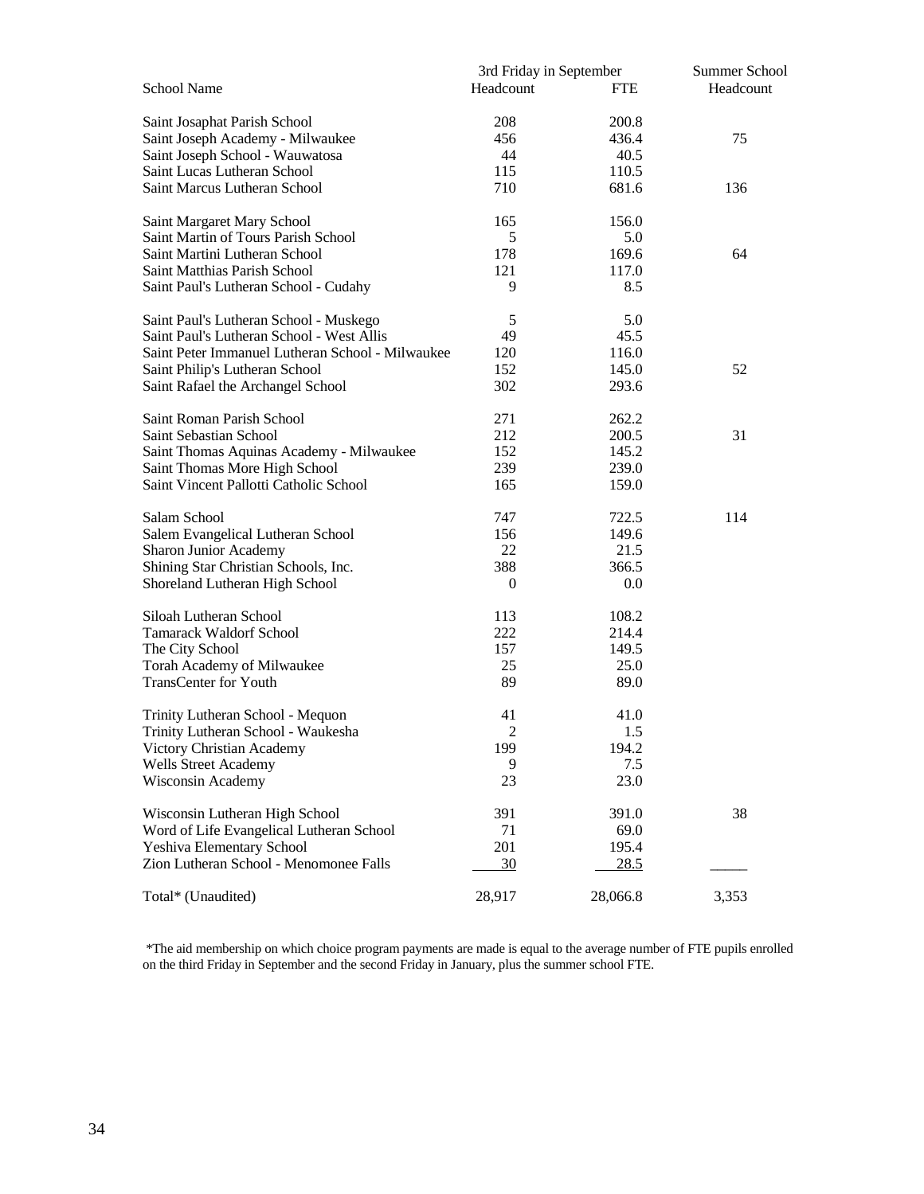| School Name | 3rd Friday in September Headcount | FTE | Summer School Headcount |
|---|---|---|---|
| Saint Josaphat Parish School | 208 | 200.8 | |
| Saint Joseph Academy - Milwaukee | 456 | 436.4 | 75 |
| Saint Joseph School - Wauwatosa | 44 | 40.5 | |
| Saint Lucas Lutheran School | 115 | 110.5 | |
| Saint Marcus Lutheran School | 710 | 681.6 | 136 |
| Saint Margaret Mary School | 165 | 156.0 | |
| Saint Martin of Tours Parish School | 5 | 5.0 | |
| Saint Martini Lutheran School | 178 | 169.6 | 64 |
| Saint Matthias Parish School | 121 | 117.0 | |
| Saint Paul's Lutheran School - Cudahy | 9 | 8.5 | |
| Saint Paul's Lutheran School - Muskego | 5 | 5.0 | |
| Saint Paul's Lutheran School - West Allis | 49 | 45.5 | |
| Saint Peter Immanuel Lutheran School - Milwaukee | 120 | 116.0 | |
| Saint Philip's Lutheran School | 152 | 145.0 | 52 |
| Saint Rafael the Archangel School | 302 | 293.6 | |
| Saint Roman Parish School | 271 | 262.2 | |
| Saint Sebastian School | 212 | 200.5 | 31 |
| Saint Thomas Aquinas Academy - Milwaukee | 152 | 145.2 | |
| Saint Thomas More High School | 239 | 239.0 | |
| Saint Vincent Pallotti Catholic School | 165 | 159.0 | |
| Salam School | 747 | 722.5 | 114 |
| Salem Evangelical Lutheran School | 156 | 149.6 | |
| Sharon Junior Academy | 22 | 21.5 | |
| Shining Star Christian Schools, Inc. | 388 | 366.5 | |
| Shoreland Lutheran High School | 0 | 0.0 | |
| Siloah Lutheran School | 113 | 108.2 | |
| Tamarack Waldorf School | 222 | 214.4 | |
| The City School | 157 | 149.5 | |
| Torah Academy of Milwaukee | 25 | 25.0 | |
| TransCenter for Youth | 89 | 89.0 | |
| Trinity Lutheran School - Mequon | 41 | 41.0 | |
| Trinity Lutheran School - Waukesha | 2 | 1.5 | |
| Victory Christian Academy | 199 | 194.2 | |
| Wells Street Academy | 9 | 7.5 | |
| Wisconsin Academy | 23 | 23.0 | |
| Wisconsin Lutheran High School | 391 | 391.0 | 38 |
| Word of Life Evangelical Lutheran School | 71 | 69.0 | |
| Yeshiva Elementary School | 201 | 195.4 | |
| Zion Lutheran School - Menomonee Falls | 30 | 28.5 | |
| Total* (Unaudited) | 28,917 | 28,066.8 | 3,353 |

*The aid membership on which choice program payments are made is equal to the average number of FTE pupils enrolled on the third Friday in September and the second Friday in January, plus the summer school FTE.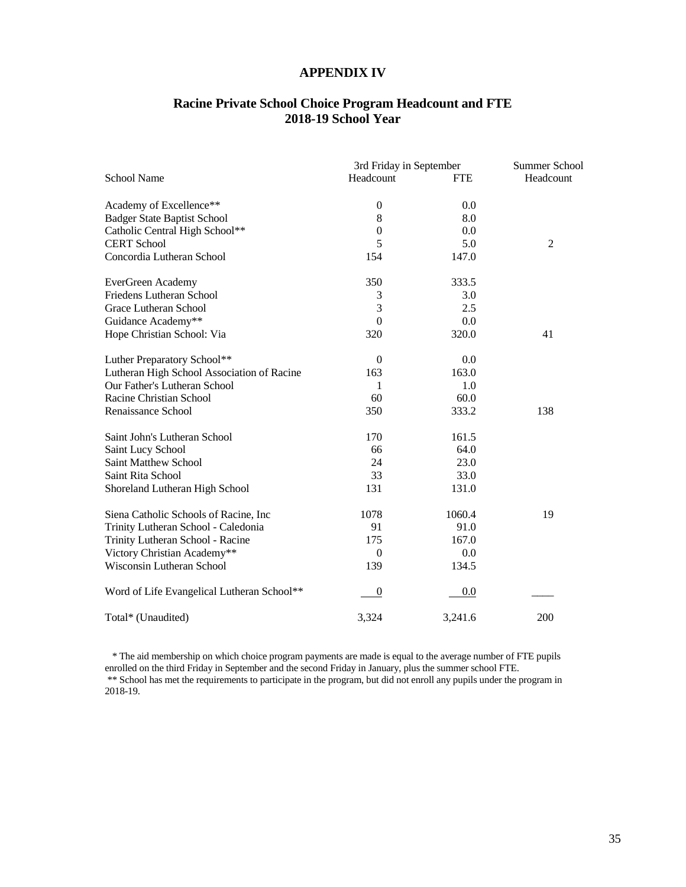# APPENDIX IV

## Racine Private School Choice Program Headcount and FTE 2018-19 School Year

| School Name | 3rd Friday in September Headcount | FTE | Summer School Headcount |
|---|---|---|---|
| Academy of Excellence** | 0 | 0.0 | |
| Badger State Baptist School | 8 | 8.0 | |
| Catholic Central High School** | 0 | 0.0 | |
| CERT School | 5 | 5.0 | 2 |
| Concordia Lutheran School | 154 | 147.0 | |
| EverGreen Academy | 350 | 333.5 | |
| Friedens Lutheran School | 3 | 3.0 | |
| Grace Lutheran School | 3 | 2.5 | |
| Guidance Academy** | 0 | 0.0 | |
| Hope Christian School: Via | 320 | 320.0 | 41 |
| Luther Preparatory School** | 0 | 0.0 | |
| Lutheran High School Association of Racine | 163 | 163.0 | |
| Our Father's Lutheran School | 1 | 1.0 | |
| Racine Christian School | 60 | 60.0 | |
| Renaissance School | 350 | 333.2 | 138 |
| Saint John's Lutheran School | 170 | 161.5 | |
| Saint Lucy School | 66 | 64.0 | |
| Saint Matthew School | 24 | 23.0 | |
| Saint Rita School | 33 | 33.0 | |
| Shoreland Lutheran High School | 131 | 131.0 | |
| Siena Catholic Schools of Racine, Inc | 1078 | 1060.4 | 19 |
| Trinity Lutheran School - Caledonia | 91 | 91.0 | |
| Trinity Lutheran School - Racine | 175 | 167.0 | |
| Victory Christian Academy** | 0 | 0.0 | |
| Wisconsin Lutheran School | 139 | 134.5 | |
| Word of Life Evangelical Lutheran School** | 0 | 0.0 | |
| Total* (Unaudited) | 3,324 | 3,241.6 | 200 |

* The aid membership on which choice program payments are made is equal to the average number of FTE pupils enrolled on the third Friday in September and the second Friday in January, plus the summer school FTE.

** School has met the requirements to participate in the program, but did not enroll any pupils under the program in 2018-19.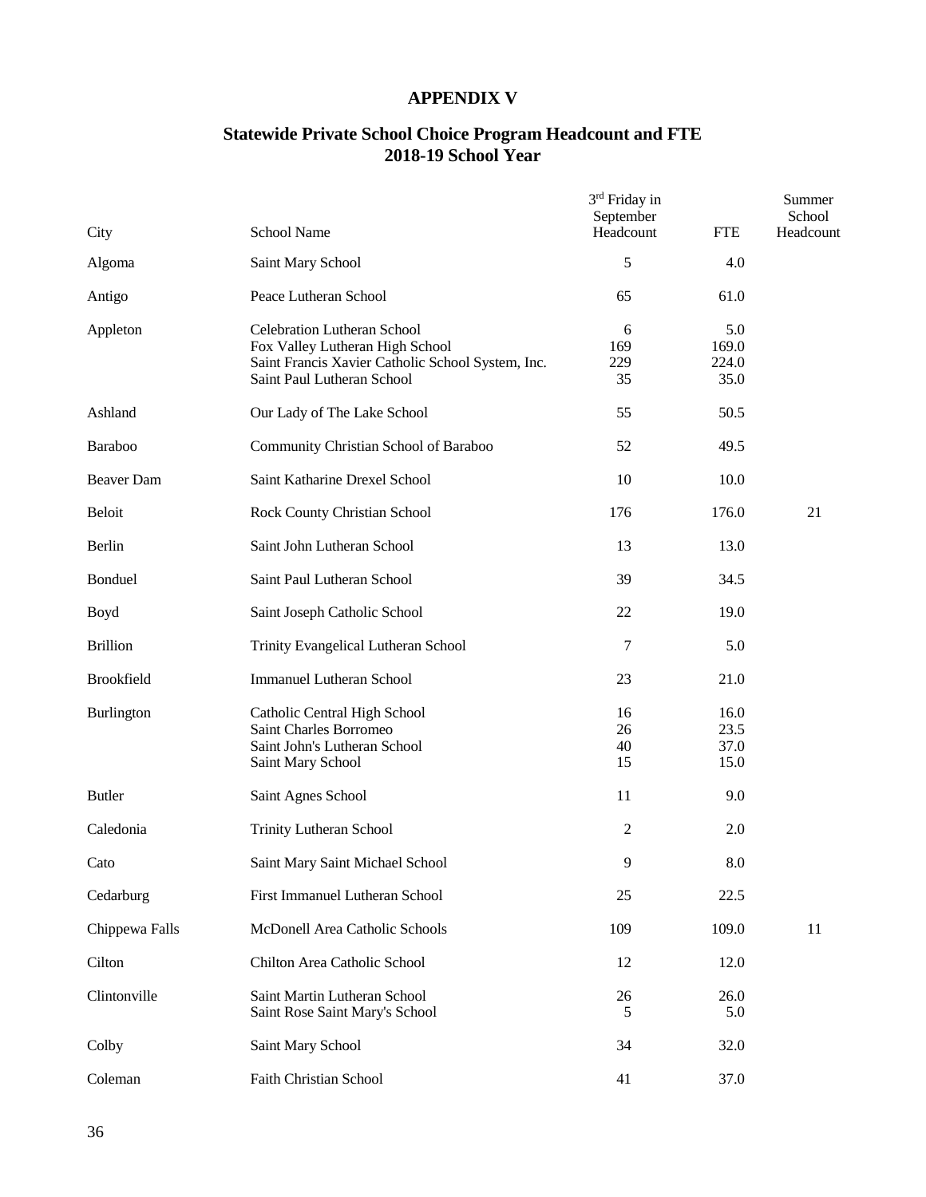## APPENDIX V

## Statewide Private School Choice Program Headcount and FTE 2018-19 School Year

| City | School Name | 3rd Friday in September Headcount | FTE | Summer School Headcount |
|---|---|---|---|---|
| Algoma | Saint Mary School | 5 | 4.0 | |
| Antigo | Peace Lutheran School | 65 | 61.0 | |
| Appleton | Celebration Lutheran School | 6 | 5.0 | |
| | Fox Valley Lutheran High School | 169 | 169.0 | |
| | Saint Francis Xavier Catholic School System, Inc. | 229 | 224.0 | |
| | Saint Paul Lutheran School | 35 | 35.0 | |
| Ashland | Our Lady of The Lake School | 55 | 50.5 | |
| Baraboo | Community Christian School of Baraboo | 52 | 49.5 | |
| Beaver Dam | Saint Katharine Drexel School | 10 | 10.0 | |
| Beloit | Rock County Christian School | 176 | 176.0 | 21 |
| Berlin | Saint John Lutheran School | 13 | 13.0 | |
| Bonduel | Saint Paul Lutheran School | 39 | 34.5 | |
| Boyd | Saint Joseph Catholic School | 22 | 19.0 | |
| Brillion | Trinity Evangelical Lutheran School | 7 | 5.0 | |
| Brookfield | Immanuel Lutheran School | 23 | 21.0 | |
| Burlington | Catholic Central High School | 16 | 16.0 | |
| | Saint Charles Borromeo | 26 | 23.5 | |
| | Saint John's Lutheran School | 40 | 37.0 | |
| | Saint Mary School | 15 | 15.0 | |
| Butler | Saint Agnes School | 11 | 9.0 | |
| Caledonia | Trinity Lutheran School | 2 | 2.0 | |
| Cato | Saint Mary Saint Michael School | 9 | 8.0 | |
| Cedarburg | First Immanuel Lutheran School | 25 | 22.5 | |
| Chippewa Falls | McDonell Area Catholic Schools | 109 | 109.0 | 11 |
| Cilton | Chilton Area Catholic School | 12 | 12.0 | |
| Clintonville | Saint Martin Lutheran School | 26 | 26.0 | |
| | Saint Rose Saint Mary's School | 5 | 5.0 | |
| Colby | Saint Mary School | 34 | 32.0 | |
| Coleman | Faith Christian School | 41 | 37.0 | |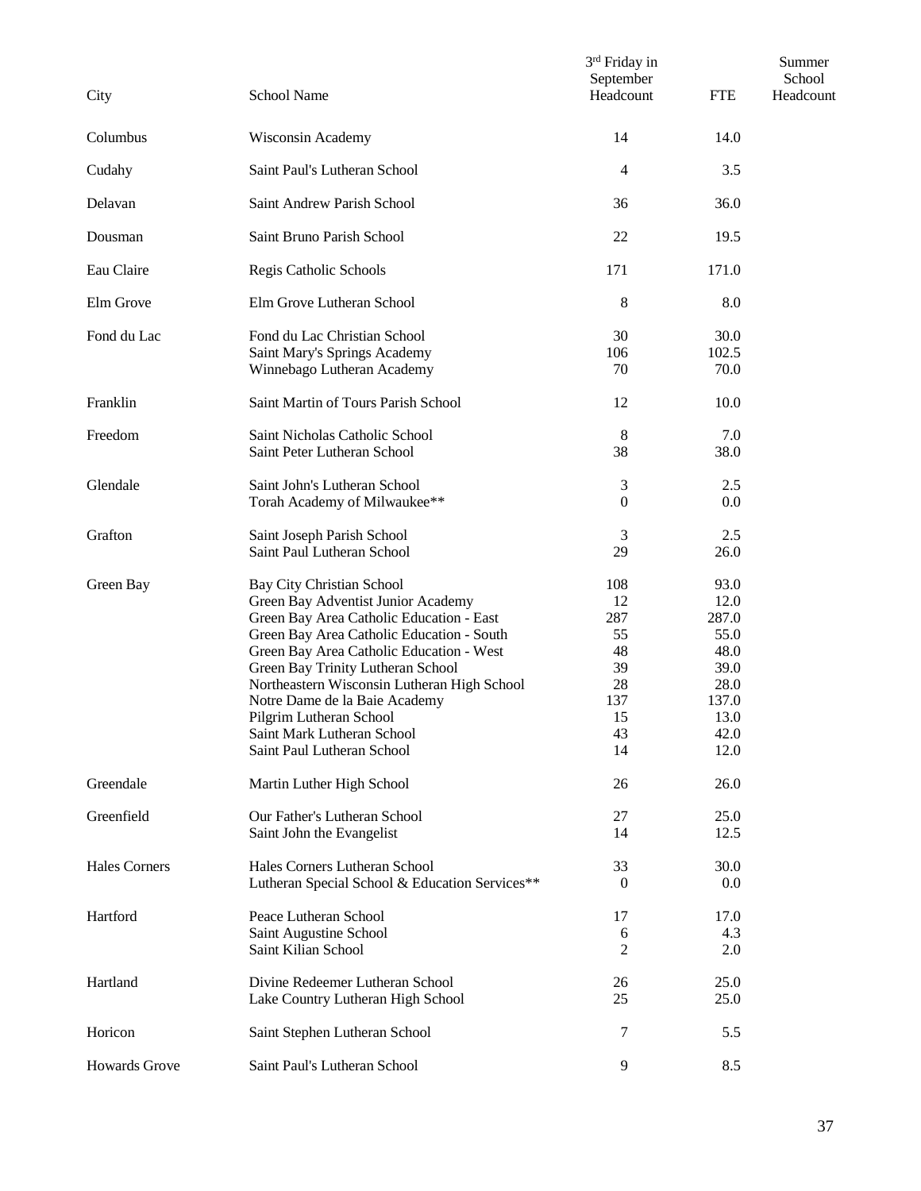| City | School Name | 3rd Friday in September Headcount | FTE | Summer School Headcount |
|---|---|---|---|---|
| Columbus | Wisconsin Academy | 14 | 14.0 | |
| Cudahy | Saint Paul's Lutheran School | 4 | 3.5 | |
| Delavan | Saint Andrew Parish School | 36 | 36.0 | |
| Dousman | Saint Bruno Parish School | 22 | 19.5 | |
| Eau Claire | Regis Catholic Schools | 171 | 171.0 | |
| Elm Grove | Elm Grove Lutheran School | 8 | 8.0 | |
| Fond du Lac | Fond du Lac Christian School | 30 | 30.0 | |
| | Saint Mary's Springs Academy | 106 | 102.5 | |
| | Winnebago Lutheran Academy | 70 | 70.0 | |
| Franklin | Saint Martin of Tours Parish School | 12 | 10.0 | |
| Freedom | Saint Nicholas Catholic School | 8 | 7.0 | |
| | Saint Peter Lutheran School | 38 | 38.0 | |
| Glendale | Saint John's Lutheran School | 3 | 2.5 | |
| | Torah Academy of Milwaukee** | 0 | 0.0 | |
| Grafton | Saint Joseph Parish School | 3 | 2.5 | |
| | Saint Paul Lutheran School | 29 | 26.0 | |
| Green Bay | Bay City Christian School | 108 | 93.0 | |
| | Green Bay Adventist Junior Academy | 12 | 12.0 | |
| | Green Bay Area Catholic Education - East | 287 | 287.0 | |
| | Green Bay Area Catholic Education - South | 55 | 55.0 | |
| | Green Bay Area Catholic Education - West | 48 | 48.0 | |
| | Green Bay Trinity Lutheran School | 39 | 39.0 | |
| | Northeastern Wisconsin Lutheran High School | 28 | 28.0 | |
| | Notre Dame de la Baie Academy | 137 | 137.0 | |
| | Pilgrim Lutheran School | 15 | 13.0 | |
| | Saint Mark Lutheran School | 43 | 42.0 | |
| | Saint Paul Lutheran School | 14 | 12.0 | |
| Greendale | Martin Luther High School | 26 | 26.0 | |
| Greenfield | Our Father's Lutheran School | 27 | 25.0 | |
| | Saint John the Evangelist | 14 | 12.5 | |
| Hales Corners | Hales Corners Lutheran School | 33 | 30.0 | |
| | Lutheran Special School & Education Services** | 0 | 0.0 | |
| Hartford | Peace Lutheran School | 17 | 17.0 | |
| | Saint Augustine School | 6 | 4.3 | |
| | Saint Kilian School | 2 | 2.0 | |
| Hartland | Divine Redeemer Lutheran School | 26 | 25.0 | |
| | Lake Country Lutheran High School | 25 | 25.0 | |
| Horicon | Saint Stephen Lutheran School | 7 | 5.5 | |
| Howards Grove | Saint Paul's Lutheran School | 9 | 8.5 | |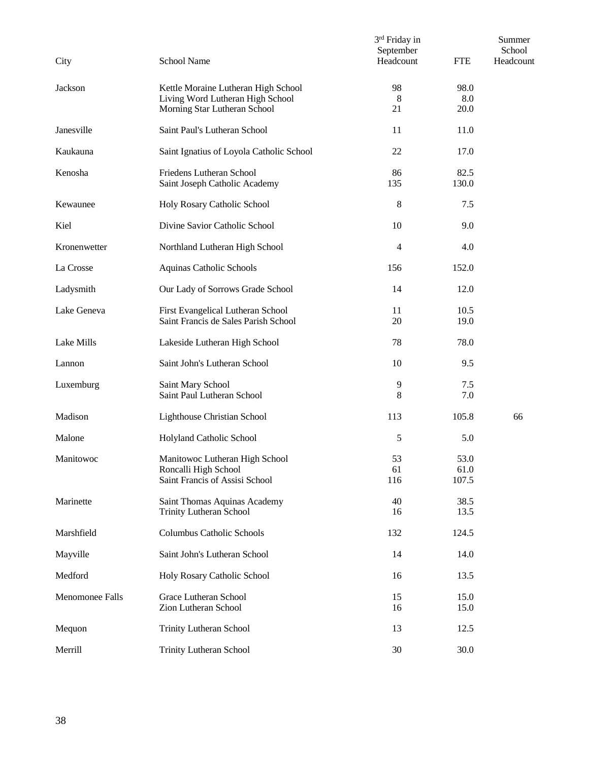| City | School Name | 3rd Friday in September Headcount | FTE | Summer School Headcount |
|---|---|---|---|---|
| Jackson | Kettle Moraine Lutheran High School | 98 | 98.0 | |
| | Living Word Lutheran High School | 8 | 8.0 | |
| | Morning Star Lutheran School | 21 | 20.0 | |
| Janesville | Saint Paul's Lutheran School | 11 | 11.0 | |
| Kaukauna | Saint Ignatius of Loyola Catholic School | 22 | 17.0 | |
| Kenosha | Friedens Lutheran School | 86 | 82.5 | |
| | Saint Joseph Catholic Academy | 135 | 130.0 | |
| Kewaunee | Holy Rosary Catholic School | 8 | 7.5 | |
| Kiel | Divine Savior Catholic School | 10 | 9.0 | |
| Kronenwetter | Northland Lutheran High School | 4 | 4.0 | |
| La Crosse | Aquinas Catholic Schools | 156 | 152.0 | |
| Ladysmith | Our Lady of Sorrows Grade School | 14 | 12.0 | |
| Lake Geneva | First Evangelical Lutheran School | 11 | 10.5 | |
| | Saint Francis de Sales Parish School | 20 | 19.0 | |
| Lake Mills | Lakeside Lutheran High School | 78 | 78.0 | |
| Lannon | Saint John's Lutheran School | 10 | 9.5 | |
| Luxemburg | Saint Mary School | 9 | 7.5 | |
| | Saint Paul Lutheran School | 8 | 7.0 | |
| Madison | Lighthouse Christian School | 113 | 105.8 | 66 |
| Malone | Holyland Catholic School | 5 | 5.0 | |
| Manitowoc | Manitowoc Lutheran High School | 53 | 53.0 | |
| | Roncalli High School | 61 | 61.0 | |
| | Saint Francis of Assisi School | 116 | 107.5 | |
| Marinette | Saint Thomas Aquinas Academy | 40 | 38.5 | |
| | Trinity Lutheran School | 16 | 13.5 | |
| Marshfield | Columbus Catholic Schools | 132 | 124.5 | |
| Mayville | Saint John's Lutheran School | 14 | 14.0 | |
| Medford | Holy Rosary Catholic School | 16 | 13.5 | |
| Menomonee Falls | Grace Lutheran School | 15 | 15.0 | |
| | Zion Lutheran School | 16 | 15.0 | |
| Mequon | Trinity Lutheran School | 13 | 12.5 | |
| Merrill | Trinity Lutheran School | 30 | 30.0 | |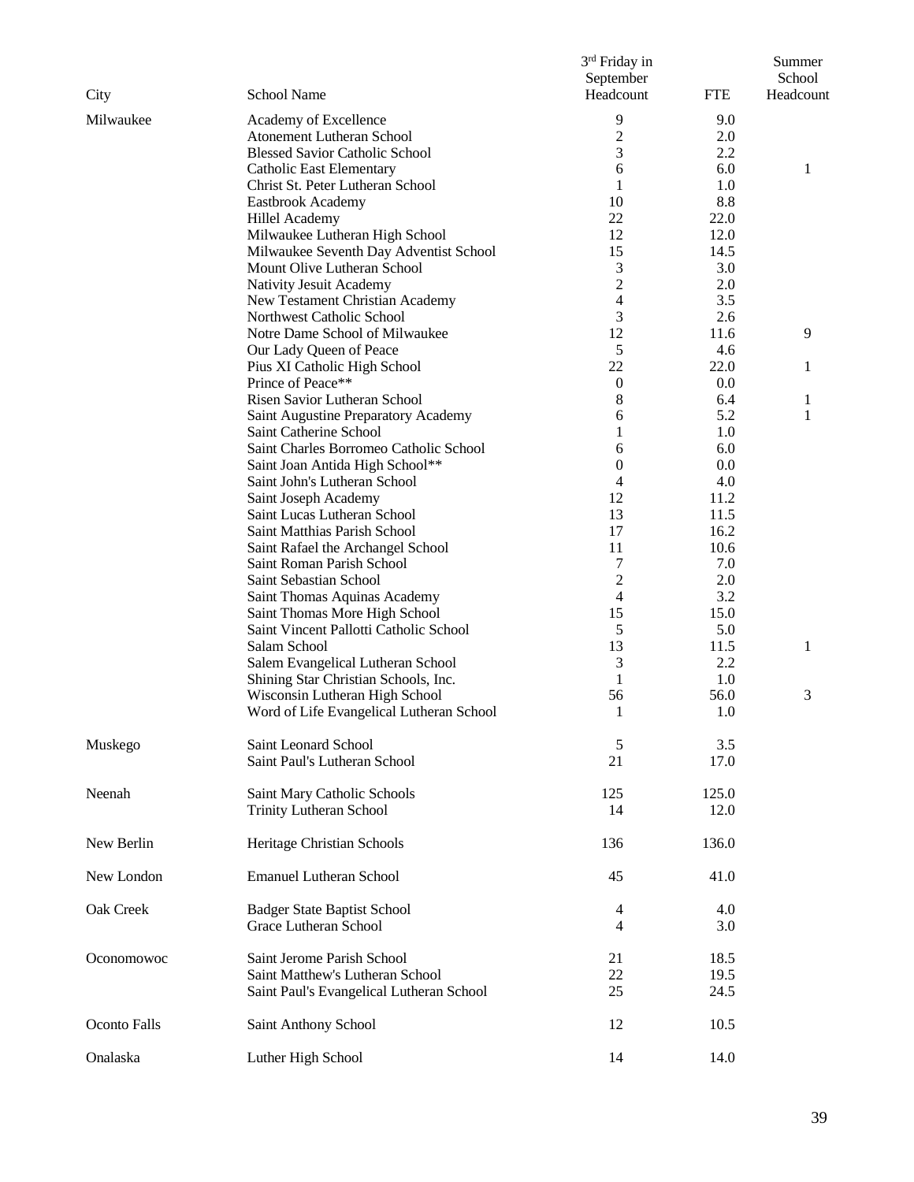| City | School Name | 3rd Friday in September Headcount | FTE | Summer School Headcount |
|---|---|---|---|---|
| Milwaukee | Academy of Excellence | 9 | 9.0 | |
| | Atonement Lutheran School | 2 | 2.0 | |
| | Blessed Savior Catholic School | 3 | 2.2 | |
| | Catholic East Elementary | 6 | 6.0 | 1 |
| | Christ St. Peter Lutheran School | 1 | 1.0 | |
| | Eastbrook Academy | 10 | 8.8 | |
| | Hillel Academy | 22 | 22.0 | |
| | Milwaukee Lutheran High School | 12 | 12.0 | |
| | Milwaukee Seventh Day Adventist School | 15 | 14.5 | |
| | Mount Olive Lutheran School | 3 | 3.0 | |
| | Nativity Jesuit Academy | 2 | 2.0 | |
| | New Testament Christian Academy | 4 | 3.5 | |
| | Northwest Catholic School | 3 | 2.6 | |
| | Notre Dame School of Milwaukee | 12 | 11.6 | 9 |
| | Our Lady Queen of Peace | 5 | 4.6 | |
| | Pius XI Catholic High School | 22 | 22.0 | 1 |
| | Prince of Peace** | 0 | 0.0 | |
| | Risen Savior Lutheran School | 8 | 6.4 | 1 |
| | Saint Augustine Preparatory Academy | 6 | 5.2 | 1 |
| | Saint Catherine School | 1 | 1.0 | |
| | Saint Charles Borromeo Catholic School | 6 | 6.0 | |
| | Saint Joan Antida High School** | 0 | 0.0 | |
| | Saint John's Lutheran School | 4 | 4.0 | |
| | Saint Joseph Academy | 12 | 11.2 | |
| | Saint Lucas Lutheran School | 13 | 11.5 | |
| | Saint Matthias Parish School | 17 | 16.2 | |
| | Saint Rafael the Archangel School | 11 | 10.6 | |
| | Saint Roman Parish School | 7 | 7.0 | |
| | Saint Sebastian School | 2 | 2.0 | |
| | Saint Thomas Aquinas Academy | 4 | 3.2 | |
| | Saint Thomas More High School | 15 | 15.0 | |
| | Saint Vincent Pallotti Catholic School | 5 | 5.0 | |
| | Salam School | 13 | 11.5 | 1 |
| | Salem Evangelical Lutheran School | 3 | 2.2 | |
| | Shining Star Christian Schools, Inc. | 1 | 1.0 | |
| | Wisconsin Lutheran High School | 56 | 56.0 | 3 |
| | Word of Life Evangelical Lutheran School | 1 | 1.0 | |
| Muskego | Saint Leonard School | 5 | 3.5 | |
| | Saint Paul's Lutheran School | 21 | 17.0 | |
| Neenah | Saint Mary Catholic Schools | 125 | 125.0 | |
| | Trinity Lutheran School | 14 | 12.0 | |
| New Berlin | Heritage Christian Schools | 136 | 136.0 | |
| New London | Emanuel Lutheran School | 45 | 41.0 | |
| Oak Creek | Badger State Baptist School | 4 | 4.0 | |
| | Grace Lutheran School | 4 | 3.0 | |
| Oconomowoc | Saint Jerome Parish School | 21 | 18.5 | |
| | Saint Matthew's Lutheran School | 22 | 19.5 | |
| | Saint Paul's Evangelical Lutheran School | 25 | 24.5 | |
| Oconto Falls | Saint Anthony School | 12 | 10.5 | |
| Onalaska | Luther High School | 14 | 14.0 | |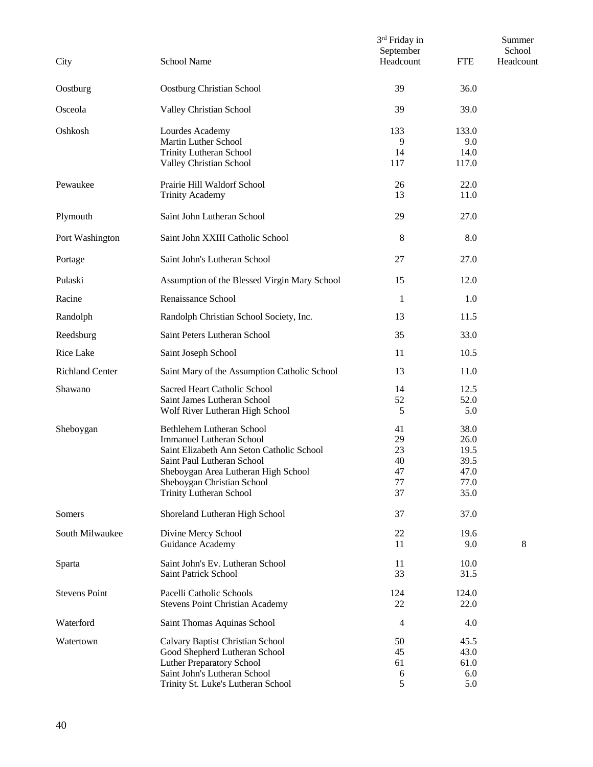| City | School Name | 3rd Friday in September Headcount | FTE | Summer School Headcount |
|---|---|---|---|---|
| Oostburg | Oostburg Christian School | 39 | 36.0 | |
| Osceola | Valley Christian School | 39 | 39.0 | |
| Oshkosh | Lourdes Academy | 133 | 133.0 | |
| | Martin Luther School | 9 | 9.0 | |
| | Trinity Lutheran School | 14 | 14.0 | |
| | Valley Christian School | 117 | 117.0 | |
| Pewaukee | Prairie Hill Waldorf School | 26 | 22.0 | |
| | Trinity Academy | 13 | 11.0 | |
| Plymouth | Saint John Lutheran School | 29 | 27.0 | |
| Port Washington | Saint John XXIII Catholic School | 8 | 8.0 | |
| Portage | Saint John's Lutheran School | 27 | 27.0 | |
| Pulaski | Assumption of the Blessed Virgin Mary School | 15 | 12.0 | |
| Racine | Renaissance School | 1 | 1.0 | |
| Randolph | Randolph Christian School Society, Inc. | 13 | 11.5 | |
| Reedsburg | Saint Peters Lutheran School | 35 | 33.0 | |
| Rice Lake | Saint Joseph School | 11 | 10.5 | |
| Richland Center | Saint Mary of the Assumption Catholic School | 13 | 11.0 | |
| Shawano | Sacred Heart Catholic School | 14 | 12.5 | |
| | Saint James Lutheran School | 52 | 52.0 | |
| | Wolf River Lutheran High School | 5 | 5.0 | |
| Sheboygan | Bethlehem Lutheran School | 41 | 38.0 | |
| | Immanuel Lutheran School | 29 | 26.0 | |
| | Saint Elizabeth Ann Seton Catholic School | 23 | 19.5 | |
| | Saint Paul Lutheran School | 40 | 39.5 | |
| | Sheboygan Area Lutheran High School | 47 | 47.0 | |
| | Sheboygan Christian School | 77 | 77.0 | |
| | Trinity Lutheran School | 37 | 35.0 | |
| Somers | Shoreland Lutheran High School | 37 | 37.0 | |
| South Milwaukee | Divine Mercy School | 22 | 19.6 | |
| | Guidance Academy | 11 | 9.0 | 8 |
| Sparta | Saint John's Ev. Lutheran School | 11 | 10.0 | |
| | Saint Patrick School | 33 | 31.5 | |
| Stevens Point | Pacelli Catholic Schools | 124 | 124.0 | |
| | Stevens Point Christian Academy | 22 | 22.0 | |
| Waterford | Saint Thomas Aquinas School | 4 | 4.0 | |
| Watertown | Calvary Baptist Christian School | 50 | 45.5 | |
| | Good Shepherd Lutheran School | 45 | 43.0 | |
| | Luther Preparatory School | 61 | 61.0 | |
| | Saint John's Lutheran School | 6 | 6.0 | |
| | Trinity St. Luke's Lutheran School | 5 | 5.0 | |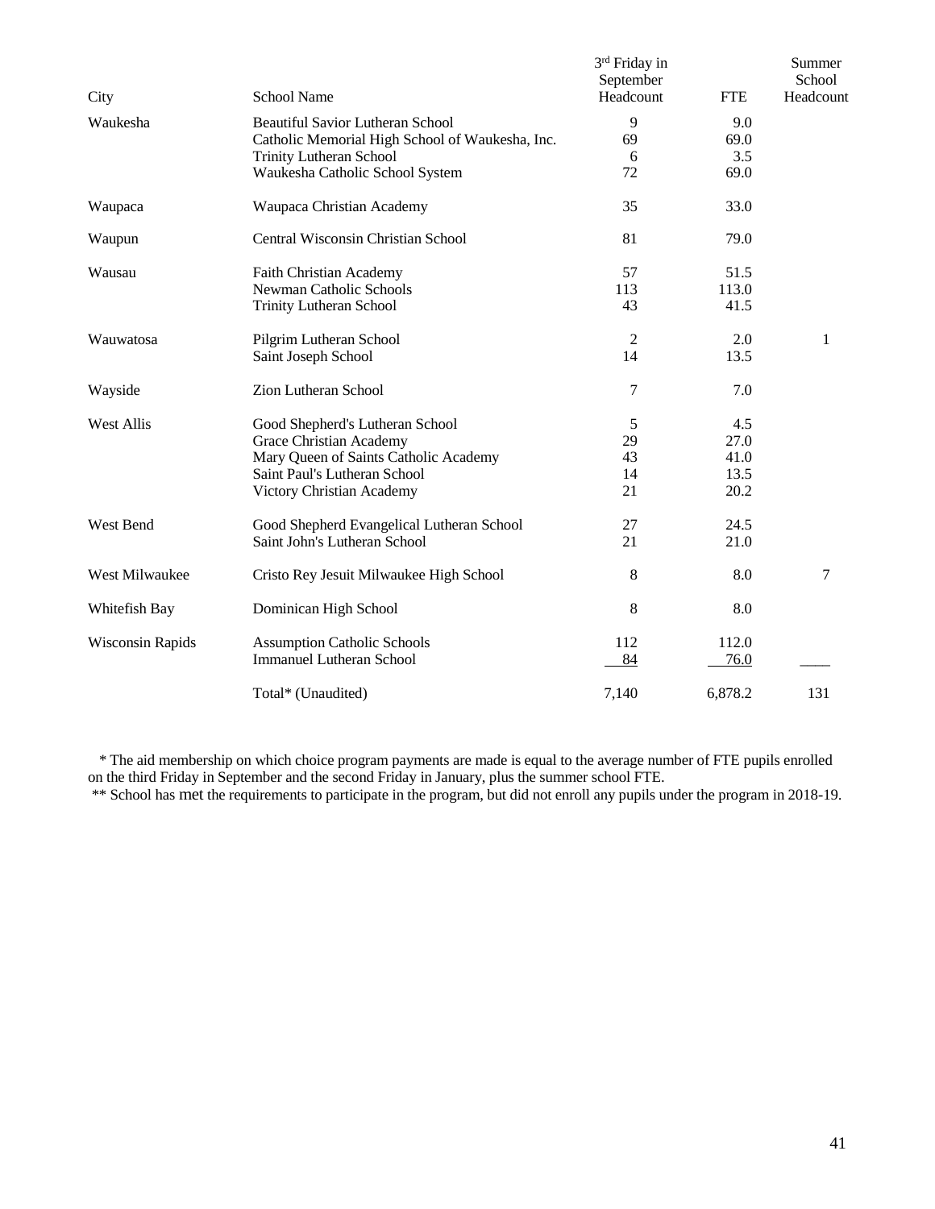| City | School Name | 3rd Friday in September Headcount | FTE | Summer School Headcount |
|---|---|---|---|---|
| Waukesha | Beautiful Savior Lutheran School | 9 | 9.0 | |
| | Catholic Memorial High School of Waukesha, Inc. | 69 | 69.0 | |
| | Trinity Lutheran School | 6 | 3.5 | |
| | Waukesha Catholic School System | 72 | 69.0 | |
| Waupaca | Waupaca Christian Academy | 35 | 33.0 | |
| Waupun | Central Wisconsin Christian School | 81 | 79.0 | |
| Wausau | Faith Christian Academy | 57 | 51.5 | |
| | Newman Catholic Schools | 113 | 113.0 | |
| | Trinity Lutheran School | 43 | 41.5 | |
| Wauwatosa | Pilgrim Lutheran School | 2 | 2.0 | 1 |
| | Saint Joseph School | 14 | 13.5 | |
| Wayside | Zion Lutheran School | 7 | 7.0 | |
| West Allis | Good Shepherd's Lutheran School | 5 | 4.5 | |
| | Grace Christian Academy | 29 | 27.0 | |
| | Mary Queen of Saints Catholic Academy | 43 | 41.0 | |
| | Saint Paul's Lutheran School | 14 | 13.5 | |
| | Victory Christian Academy | 21 | 20.2 | |
| West Bend | Good Shepherd Evangelical Lutheran School | 27 | 24.5 | |
| | Saint John's Lutheran School | 21 | 21.0 | |
| West Milwaukee | Cristo Rey Jesuit Milwaukee High School | 8 | 8.0 | 7 |
| Whitefish Bay | Dominican High School | 8 | 8.0 | |
| Wisconsin Rapids | Assumption Catholic Schools | 112 | 112.0 | |
| | Immanuel Lutheran School | 84 | 76.0 | |
| | Total* (Unaudited) | 7,140 | 6,878.2 | 131 |

* The aid membership on which choice program payments are made is equal to the average number of FTE pupils enrolled on the third Friday in September and the second Friday in January, plus the summer school FTE.

** School has met the requirements to participate in the program, but did not enroll any pupils under the program in 2018-19.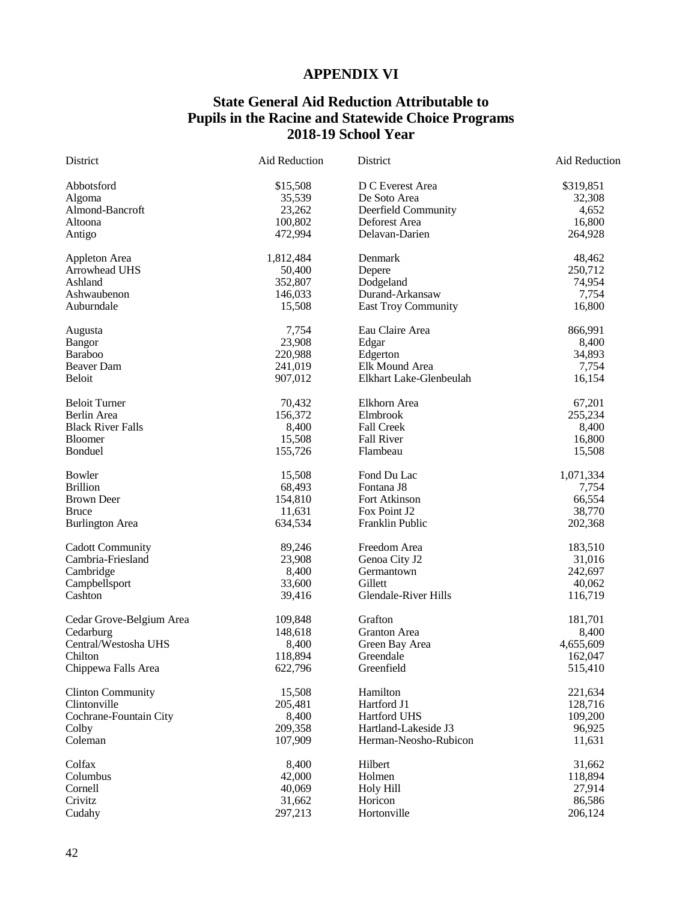# APPENDIX VI

## State General Aid Reduction Attributable to Pupils in the Racine and Statewide Choice Programs 2018-19 School Year

| District | Aid Reduction | District | Aid Reduction |
|---|---|---|---|
| Abbotsford | $15,508 | D C Everest Area | $319,851 |
| Algoma | 35,539 | De Soto Area | 32,308 |
| Almond-Bancroft | 23,262 | Deerfield Community | 4,652 |
| Altoona | 100,802 | Deforest Area | 16,800 |
| Antigo | 472,994 | Delavan-Darien | 264,928 |
| Appleton Area | 1,812,484 | Denmark | 48,462 |
| Arrowhead UHS | 50,400 | Depere | 250,712 |
| Ashland | 352,807 | Dodgeland | 74,954 |
| Ashwaubenon | 146,033 | Durand-Arkansaw | 7,754 |
| Auburndale | 15,508 | East Troy Community | 16,800 |
| Augusta | 7,754 | Eau Claire Area | 866,991 |
| Bangor | 23,908 | Edgar | 8,400 |
| Baraboo | 220,988 | Edgerton | 34,893 |
| Beaver Dam | 241,019 | Elk Mound Area | 7,754 |
| Beloit | 907,012 | Elkhart Lake-Glenbeulah | 16,154 |
| Beloit Turner | 70,432 | Elkhorn Area | 67,201 |
| Berlin Area | 156,372 | Elmbrook | 255,234 |
| Black River Falls | 8,400 | Fall Creek | 8,400 |
| Bloomer | 15,508 | Fall River | 16,800 |
| Bonduel | 155,726 | Flambeau | 15,508 |
| Bowler | 15,508 | Fond Du Lac | 1,071,334 |
| Brillion | 68,493 | Fontana J8 | 7,754 |
| Brown Deer | 154,810 | Fort Atkinson | 66,554 |
| Bruce | 11,631 | Fox Point J2 | 38,770 |
| Burlington Area | 634,534 | Franklin Public | 202,368 |
| Cadott Community | 89,246 | Freedom Area | 183,510 |
| Cambria-Friesland | 23,908 | Genoa City J2 | 31,016 |
| Cambridge | 8,400 | Germantown | 242,697 |
| Campbellsport | 33,600 | Gillett | 40,062 |
| Cashton | 39,416 | Glendale-River Hills | 116,719 |
| Cedar Grove-Belgium Area | 109,848 | Grafton | 181,701 |
| Cedarburg | 148,618 | Granton Area | 8,400 |
| Central/Westosha UHS | 8,400 | Green Bay Area | 4,655,609 |
| Chilton | 118,894 | Greendale | 162,047 |
| Chippewa Falls Area | 622,796 | Greenfield | 515,410 |
| Clinton Community | 15,508 | Hamilton | 221,634 |
| Clintonville | 205,481 | Hartford J1 | 128,716 |
| Cochrane-Fountain City | 8,400 | Hartford UHS | 109,200 |
| Colby | 209,358 | Hartland-Lakeside J3 | 96,925 |
| Coleman | 107,909 | Herman-Neosho-Rubicon | 11,631 |
| Colfax | 8,400 | Hilbert | 31,662 |
| Columbus | 42,000 | Holmen | 118,894 |
| Cornell | 40,069 | Holy Hill | 27,914 |
| Crivitz | 31,662 | Horicon | 86,586 |
| Cudahy | 297,213 | Hortonville | 206,124 |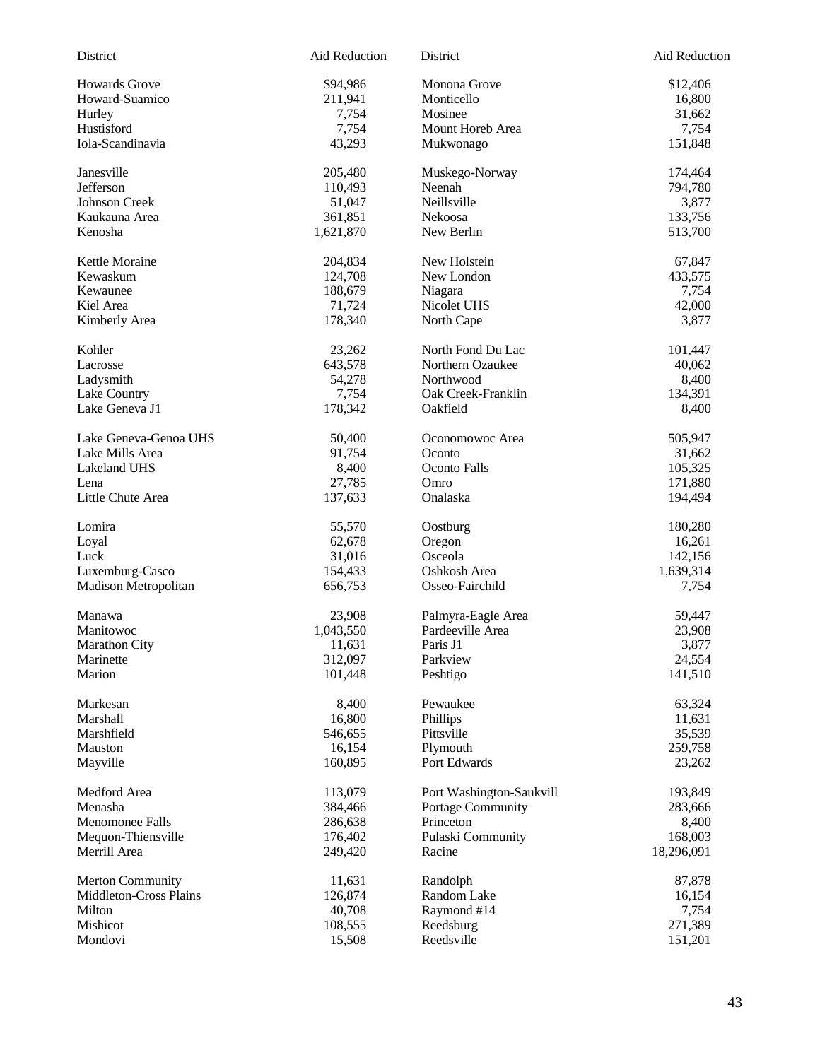| District | Aid Reduction | District | Aid Reduction |
|---|---|---|---|
| Howards Grove | $94,986 | Monona Grove | $12,406 |
| Howard-Suamico | 211,941 | Monticello | 16,800 |
| Hurley | 7,754 | Mosinee | 31,662 |
| Hustisford | 7,754 | Mount Horeb Area | 7,754 |
| Iola-Scandinavia | 43,293 | Mukwonago | 151,848 |
| Janesville | 205,480 | Muskego-Norway | 174,464 |
| Jefferson | 110,493 | Neenah | 794,780 |
| Johnson Creek | 51,047 | Neillsville | 3,877 |
| Kaukauna Area | 361,851 | Nekoosa | 133,756 |
| Kenosha | 1,621,870 | New Berlin | 513,700 |
| Kettle Moraine | 204,834 | New Holstein | 67,847 |
| Kewaskum | 124,708 | New London | 433,575 |
| Kewaunee | 188,679 | Niagara | 7,754 |
| Kiel Area | 71,724 | Nicolet UHS | 42,000 |
| Kimberly Area | 178,340 | North Cape | 3,877 |
| Kohler | 23,262 | North Fond Du Lac | 101,447 |
| Lacrosse | 643,578 | Northern Ozaukee | 40,062 |
| Ladysmith | 54,278 | Northwood | 8,400 |
| Lake Country | 7,754 | Oak Creek-Franklin | 134,391 |
| Lake Geneva J1 | 178,342 | Oakfield | 8,400 |
| Lake Geneva-Genoa UHS | 50,400 | Oconomowoc Area | 505,947 |
| Lake Mills Area | 91,754 | Oconto | 31,662 |
| Lakeland UHS | 8,400 | Oconto Falls | 105,325 |
| Lena | 27,785 | Omro | 171,880 |
| Little Chute Area | 137,633 | Onalaska | 194,494 |
| Lomira | 55,570 | Oostburg | 180,280 |
| Loyal | 62,678 | Oregon | 16,261 |
| Luck | 31,016 | Osceola | 142,156 |
| Luxemburg-Casco | 154,433 | Oshkosh Area | 1,639,314 |
| Madison Metropolitan | 656,753 | Osseo-Fairchild | 7,754 |
| Manawa | 23,908 | Palmyra-Eagle Area | 59,447 |
| Manitowoc | 1,043,550 | Pardeeville Area | 23,908 |
| Marathon City | 11,631 | Paris J1 | 3,877 |
| Marinette | 312,097 | Parkview | 24,554 |
| Marion | 101,448 | Peshtigo | 141,510 |
| Markesan | 8,400 | Pewaukee | 63,324 |
| Marshall | 16,800 | Phillips | 11,631 |
| Marshfield | 546,655 | Pittsville | 35,539 |
| Mauston | 16,154 | Plymouth | 259,758 |
| Mayville | 160,895 | Port Edwards | 23,262 |
| Medford Area | 113,079 | Port Washington-Saukvill | 193,849 |
| Menasha | 384,466 | Portage Community | 283,666 |
| Menomonee Falls | 286,638 | Princeton | 8,400 |
| Mequon-Thiensville | 176,402 | Pulaski Community | 168,003 |
| Merrill Area | 249,420 | Racine | 18,296,091 |
| Merton Community | 11,631 | Randolph | 87,878 |
| Middleton-Cross Plains | 126,874 | Random Lake | 16,154 |
| Milton | 40,708 | Raymond #14 | 7,754 |
| Mishicot | 108,555 | Reedsburg | 271,389 |
| Mondovi | 15,508 | Reedsville | 151,201 |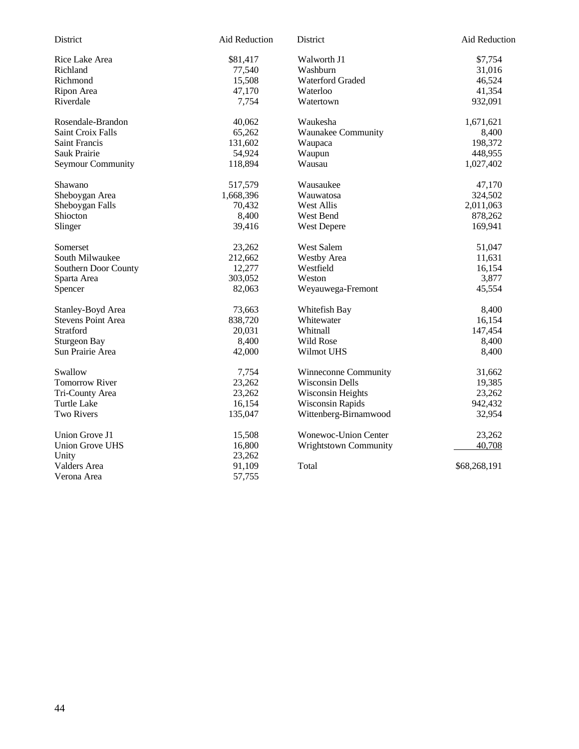| District | Aid Reduction | District | Aid Reduction |
|---|---|---|---|
| Rice Lake Area | $81,417 | Walworth J1 | $7,754 |
| Richland | 77,540 | Washburn | 31,016 |
| Richmond | 15,508 | Waterford Graded | 46,524 |
| Ripon Area | 47,170 | Waterloo | 41,354 |
| Riverdale | 7,754 | Watertown | 932,091 |
| Rosendale-Brandon | 40,062 | Waukesha | 1,671,621 |
| Saint Croix Falls | 65,262 | Waunakee Community | 8,400 |
| Saint Francis | 131,602 | Waupaca | 198,372 |
| Sauk Prairie | 54,924 | Waupun | 448,955 |
| Seymour Community | 118,894 | Wausau | 1,027,402 |
| Shawano | 517,579 | Wausaukee | 47,170 |
| Sheboygan Area | 1,668,396 | Wauwatosa | 324,502 |
| Sheboygan Falls | 70,432 | West Allis | 2,011,063 |
| Shiocton | 8,400 | West Bend | 878,262 |
| Slinger | 39,416 | West Depere | 169,941 |
| Somerset | 23,262 | West Salem | 51,047 |
| South Milwaukee | 212,662 | Westby Area | 11,631 |
| Southern Door County | 12,277 | Westfield | 16,154 |
| Sparta Area | 303,052 | Weston | 3,877 |
| Spencer | 82,063 | Weyauwega-Fremont | 45,554 |
| Stanley-Boyd Area | 73,663 | Whitefish Bay | 8,400 |
| Stevens Point Area | 838,720 | Whitewater | 16,154 |
| Stratford | 20,031 | Whitnall | 147,454 |
| Sturgeon Bay | 8,400 | Wild Rose | 8,400 |
| Sun Prairie Area | 42,000 | Wilmot UHS | 8,400 |
| Swallow | 7,754 | Winneconne Community | 31,662 |
| Tomorrow River | 23,262 | Wisconsin Dells | 19,385 |
| Tri-County Area | 23,262 | Wisconsin Heights | 23,262 |
| Turtle Lake | 16,154 | Wisconsin Rapids | 942,432 |
| Two Rivers | 135,047 | Wittenberg-Birnamwood | 32,954 |
| Union Grove J1 | 15,508 | Wonewoc-Union Center | 23,262 |
| Union Grove UHS | 16,800 | Wrightstown Community | 40,708 |
| Unity | 23,262 | | |
| Valders Area | 91,109 | Total | $68,268,191 |
| Verona Area | 57,755 | | |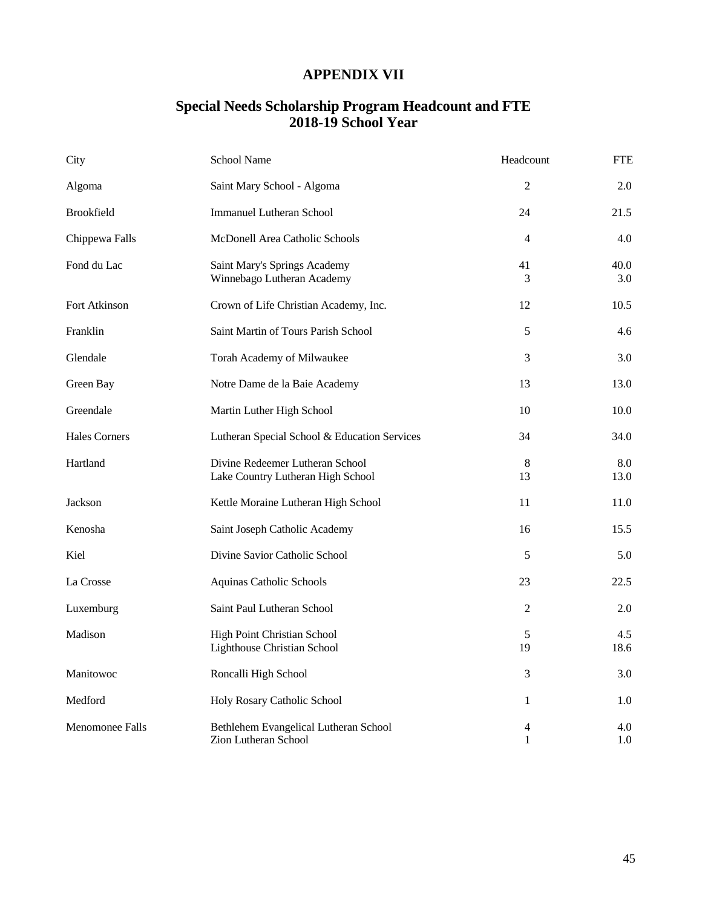# APPENDIX VII

## Special Needs Scholarship Program Headcount and FTE
## 2018-19 School Year

| City | School Name | Headcount | FTE |
|---|---|---|---|
| Algoma | Saint Mary School - Algoma | 2 | 2.0 |
| Brookfield | Immanuel Lutheran School | 24 | 21.5 |
| Chippewa Falls | McDonell Area Catholic Schools | 4 | 4.0 |
| Fond du Lac | Saint Mary's Springs Academy | 41 | 40.0 |
| | Winnebago Lutheran Academy | 3 | 3.0 |
| Fort Atkinson | Crown of Life Christian Academy, Inc. | 12 | 10.5 |
| Franklin | Saint Martin of Tours Parish School | 5 | 4.6 |
| Glendale | Torah Academy of Milwaukee | 3 | 3.0 |
| Green Bay | Notre Dame de la Baie Academy | 13 | 13.0 |
| Greendale | Martin Luther High School | 10 | 10.0 |
| Hales Corners | Lutheran Special School & Education Services | 34 | 34.0 |
| Hartland | Divine Redeemer Lutheran School | 8 | 8.0 |
| | Lake Country Lutheran High School | 13 | 13.0 |
| Jackson | Kettle Moraine Lutheran High School | 11 | 11.0 |
| Kenosha | Saint Joseph Catholic Academy | 16 | 15.5 |
| Kiel | Divine Savior Catholic School | 5 | 5.0 |
| La Crosse | Aquinas Catholic Schools | 23 | 22.5 |
| Luxemburg | Saint Paul Lutheran School | 2 | 2.0 |
| Madison | High Point Christian School | 5 | 4.5 |
| | Lighthouse Christian School | 19 | 18.6 |
| Manitowoc | Roncalli High School | 3 | 3.0 |
| Medford | Holy Rosary Catholic School | 1 | 1.0 |
| Menomonee Falls | Bethlehem Evangelical Lutheran School | 4 | 4.0 |
| | Zion Lutheran School | 1 | 1.0 |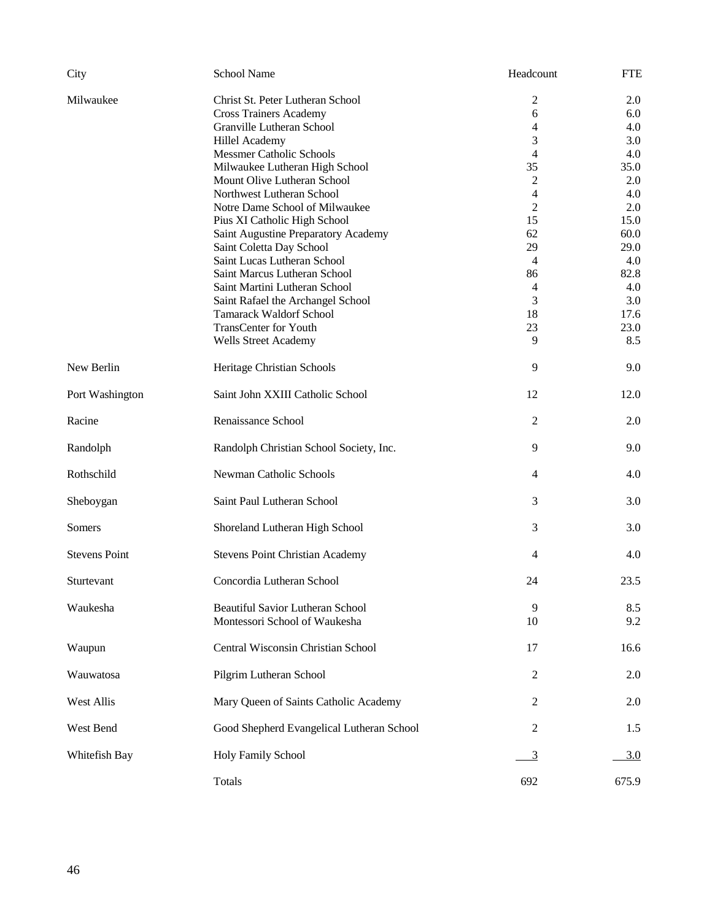| City | School Name | Headcount | FTE |
|---|---|---|---|
| Milwaukee | Christ St. Peter Lutheran School | 2 | 2.0 |
| | Cross Trainers Academy | 6 | 6.0 |
| | Granville Lutheran School | 4 | 4.0 |
| | Hillel Academy | 3 | 3.0 |
| | Messmer Catholic Schools | 4 | 4.0 |
| | Milwaukee Lutheran High School | 35 | 35.0 |
| | Mount Olive Lutheran School | 2 | 2.0 |
| | Northwest Lutheran School | 4 | 4.0 |
| | Notre Dame School of Milwaukee | 2 | 2.0 |
| | Pius XI Catholic High School | 15 | 15.0 |
| | Saint Augustine Preparatory Academy | 62 | 60.0 |
| | Saint Coletta Day School | 29 | 29.0 |
| | Saint Lucas Lutheran School | 4 | 4.0 |
| | Saint Marcus Lutheran School | 86 | 82.8 |
| | Saint Martini Lutheran School | 4 | 4.0 |
| | Saint Rafael the Archangel School | 3 | 3.0 |
| | Tamarack Waldorf School | 18 | 17.6 |
| | TransCenter for Youth | 23 | 23.0 |
| | Wells Street Academy | 9 | 8.5 |
| New Berlin | Heritage Christian Schools | 9 | 9.0 |
| Port Washington | Saint John XXIII Catholic School | 12 | 12.0 |
| Racine | Renaissance School | 2 | 2.0 |
| Randolph | Randolph Christian School Society, Inc. | 9 | 9.0 |
| Rothschild | Newman Catholic Schools | 4 | 4.0 |
| Sheboygan | Saint Paul Lutheran School | 3 | 3.0 |
| Somers | Shoreland Lutheran High School | 3 | 3.0 |
| Stevens Point | Stevens Point Christian Academy | 4 | 4.0 |
| Sturtevant | Concordia Lutheran School | 24 | 23.5 |
| Waukesha | Beautiful Savior Lutheran School | 9 | 8.5 |
| | Montessori School of Waukesha | 10 | 9.2 |
| Waupun | Central Wisconsin Christian School | 17 | 16.6 |
| Wauwatosa | Pilgrim Lutheran School | 2 | 2.0 |
| West Allis | Mary Queen of Saints Catholic Academy | 2 | 2.0 |
| West Bend | Good Shepherd Evangelical Lutheran School | 2 | 1.5 |
| Whitefish Bay | Holy Family School | 3 | 3.0 |
| | Totals | 692 | 675.9 |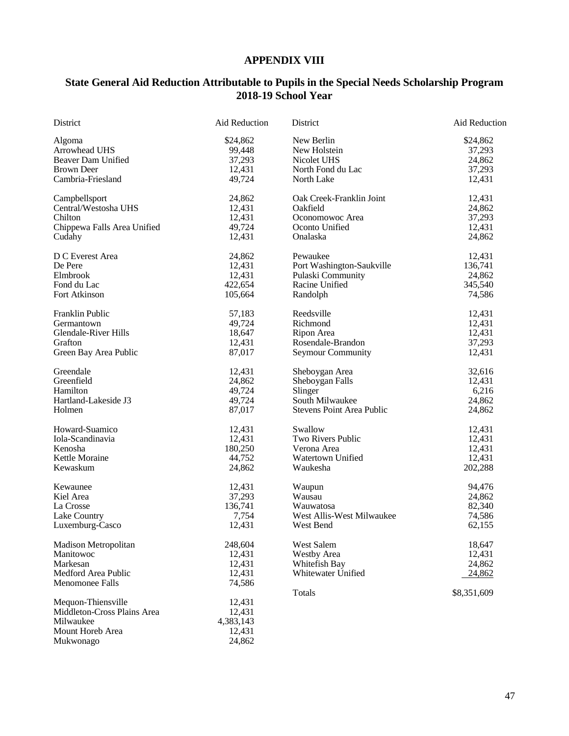# APPENDIX VIII

## State General Aid Reduction Attributable to Pupils in the Special Needs Scholarship Program 2018-19 School Year

| District | Aid Reduction | District | Aid Reduction |
|---|---|---|---|
| Algoma | $24,862 | New Berlin | $24,862 |
| Arrowhead UHS | 99,448 | New Holstein | 37,293 |
| Beaver Dam Unified | 37,293 | Nicolet UHS | 24,862 |
| Brown Deer | 12,431 | North Fond du Lac | 37,293 |
| Cambria-Friesland | 49,724 | North Lake | 12,431 |
| Campbellsport | 24,862 | Oak Creek-Franklin Joint | 12,431 |
| Central/Westosha UHS | 12,431 | Oakfield | 24,862 |
| Chilton | 12,431 | Oconomowoc Area | 37,293 |
| Chippewa Falls Area Unified | 49,724 | Oconto Unified | 12,431 |
| Cudahy | 12,431 | Onalaska | 24,862 |
| D C Everest Area | 24,862 | Pewaukee | 12,431 |
| De Pere | 12,431 | Port Washington-Saukville | 136,741 |
| Elmbrook | 12,431 | Pulaski Community | 24,862 |
| Fond du Lac | 422,654 | Racine Unified | 345,540 |
| Fort Atkinson | 105,664 | Randolph | 74,586 |
| Franklin Public | 57,183 | Reedsville | 12,431 |
| Germantown | 49,724 | Richmond | 12,431 |
| Glendale-River Hills | 18,647 | Ripon Area | 12,431 |
| Grafton | 12,431 | Rosendale-Brandon | 37,293 |
| Green Bay Area Public | 87,017 | Seymour Community | 12,431 |
| Greendale | 12,431 | Sheboygan Area | 32,616 |
| Greenfield | 24,862 | Sheboygan Falls | 12,431 |
| Hamilton | 49,724 | Slinger | 6,216 |
| Hartland-Lakeside J3 | 49,724 | South Milwaukee | 24,862 |
| Holmen | 87,017 | Stevens Point Area Public | 24,862 |
| Howard-Suamico | 12,431 | Swallow | 12,431 |
| Iola-Scandinavia | 12,431 | Two Rivers Public | 12,431 |
| Kenosha | 180,250 | Verona Area | 12,431 |
| Kettle Moraine | 44,752 | Watertown Unified | 12,431 |
| Kewaskum | 24,862 | Waukesha | 202,288 |
| Kewaunee | 12,431 | Waupun | 94,476 |
| Kiel Area | 37,293 | Wausau | 24,862 |
| La Crosse | 136,741 | Wauwatosa | 82,340 |
| Lake Country | 7,754 | West Allis-West Milwaukee | 74,586 |
| Luxemburg-Casco | 12,431 | West Bend | 62,155 |
| Madison Metropolitan | 248,604 | West Salem | 18,647 |
| Manitowoc | 12,431 | Westby Area | 12,431 |
| Markesan | 12,431 | Whitefish Bay | 24,862 |
| Medford Area Public | 12,431 | Whitewater Unified | 24,862 |
| Menomonee Falls | 74,586 | | |
| | | Totals | $8,351,609 |
| Mequon-Thiensville | 12,431 | | |
| Middleton-Cross Plains Area | 12,431 | | |
| Milwaukee | 4,383,143 | | |
| Mount Horeb Area | 12,431 | | |
| Mukwonago | 24,862 | | |